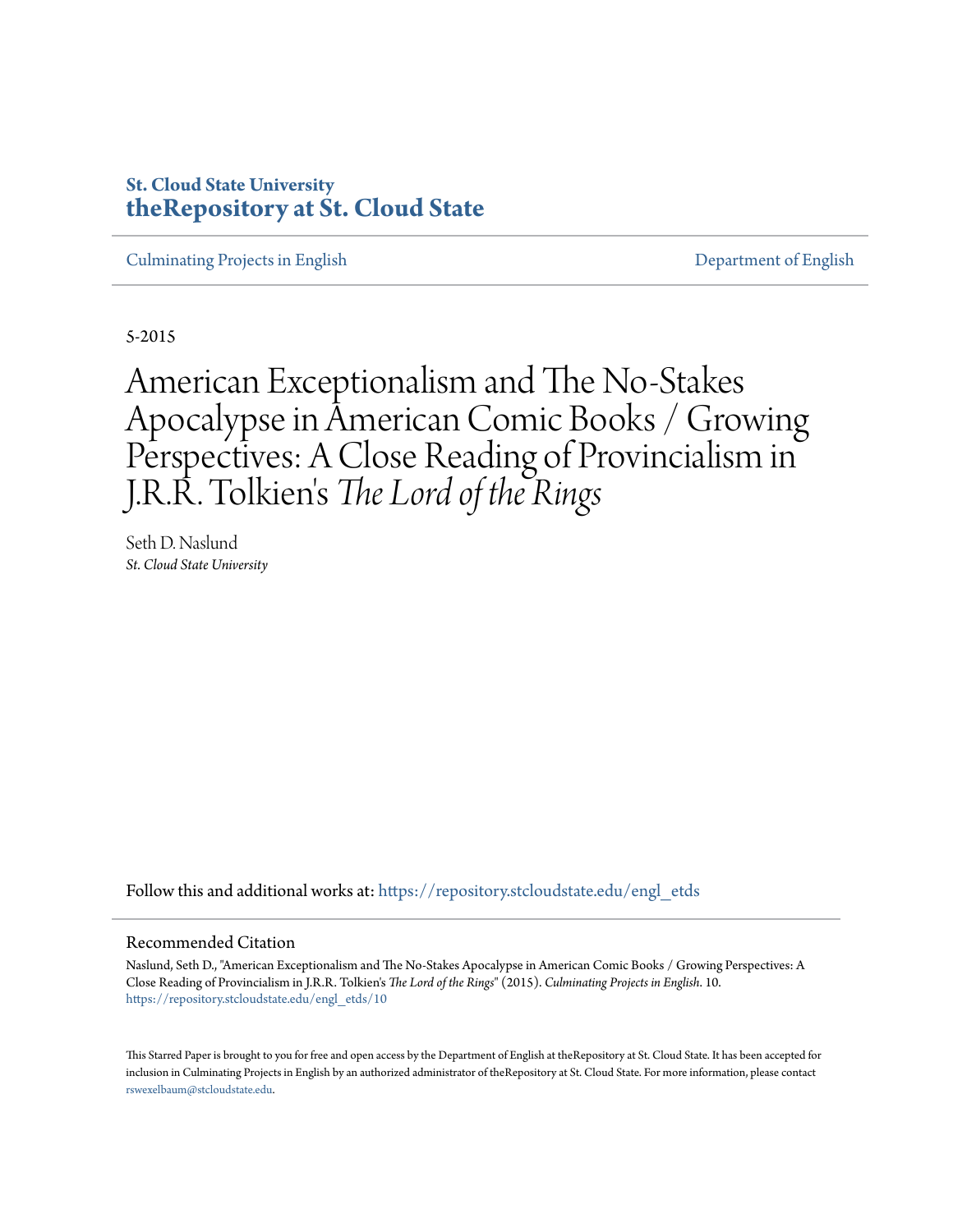St. Cloud State University
**theRepository at St. Cloud State**

Culminating Projects in English | Department of English

5-2015

# American Exceptionalism and The No-Stakes Apocalypse in American Comic Books / Growing Perspectives: A Close Reading of Provincialism in J.R.R. Tolkien's *The Lord of the Rings*

Seth D. Naslund
*St. Cloud State University*

Follow this and additional works at: https://repository.stcloudstate.edu/engl_etds

## Recommended Citation

Naslund, Seth D., "American Exceptionalism and The No-Stakes Apocalypse in American Comic Books / Growing Perspectives: A Close Reading of Provincialism in J.R.R. Tolkien's *The Lord of the Rings*" (2015). *Culminating Projects in English*. 10.
https://repository.stcloudstate.edu/engl_etds/10

This Starred Paper is brought to you for free and open access by the Department of English at theRepository at St. Cloud State. It has been accepted for inclusion in Culminating Projects in English by an authorized administrator of theRepository at St. Cloud State. For more information, please contact rswexelbaum@stcloudstate.edu.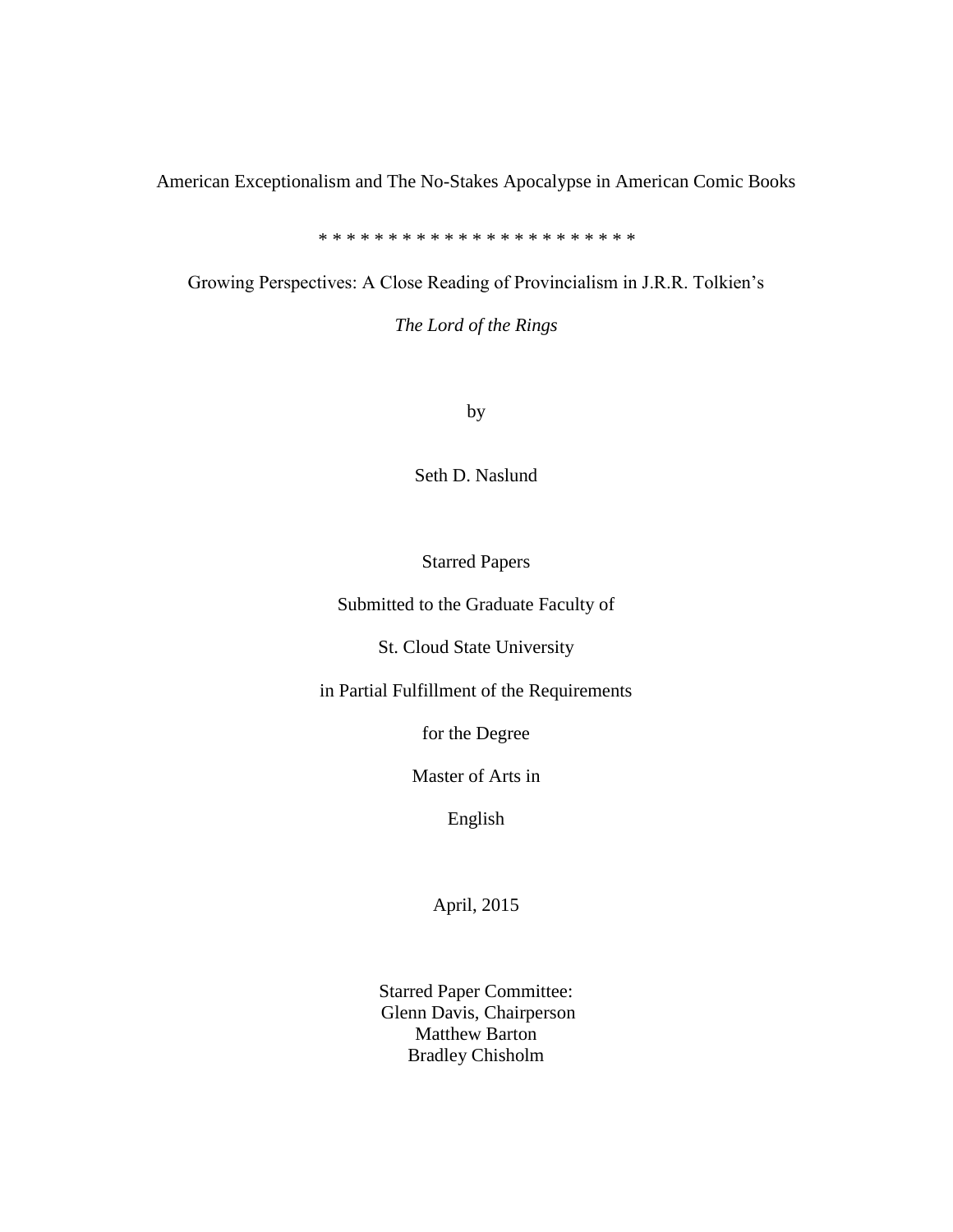American Exceptionalism and The No-Stakes Apocalypse in American Comic Books

* * * * * * * * * * * * * * * * * * * * * * * *

Growing Perspectives: A Close Reading of Provincialism in J.R.R. Tolkien's

*The Lord of the Rings*

by

Seth D. Naslund

Starred Papers

Submitted to the Graduate Faculty of

St. Cloud State University

in Partial Fulfillment of the Requirements

for the Degree

Master of Arts in

English

April, 2015

Starred Paper Committee:
Glenn Davis, Chairperson
Matthew Barton
Bradley Chisholm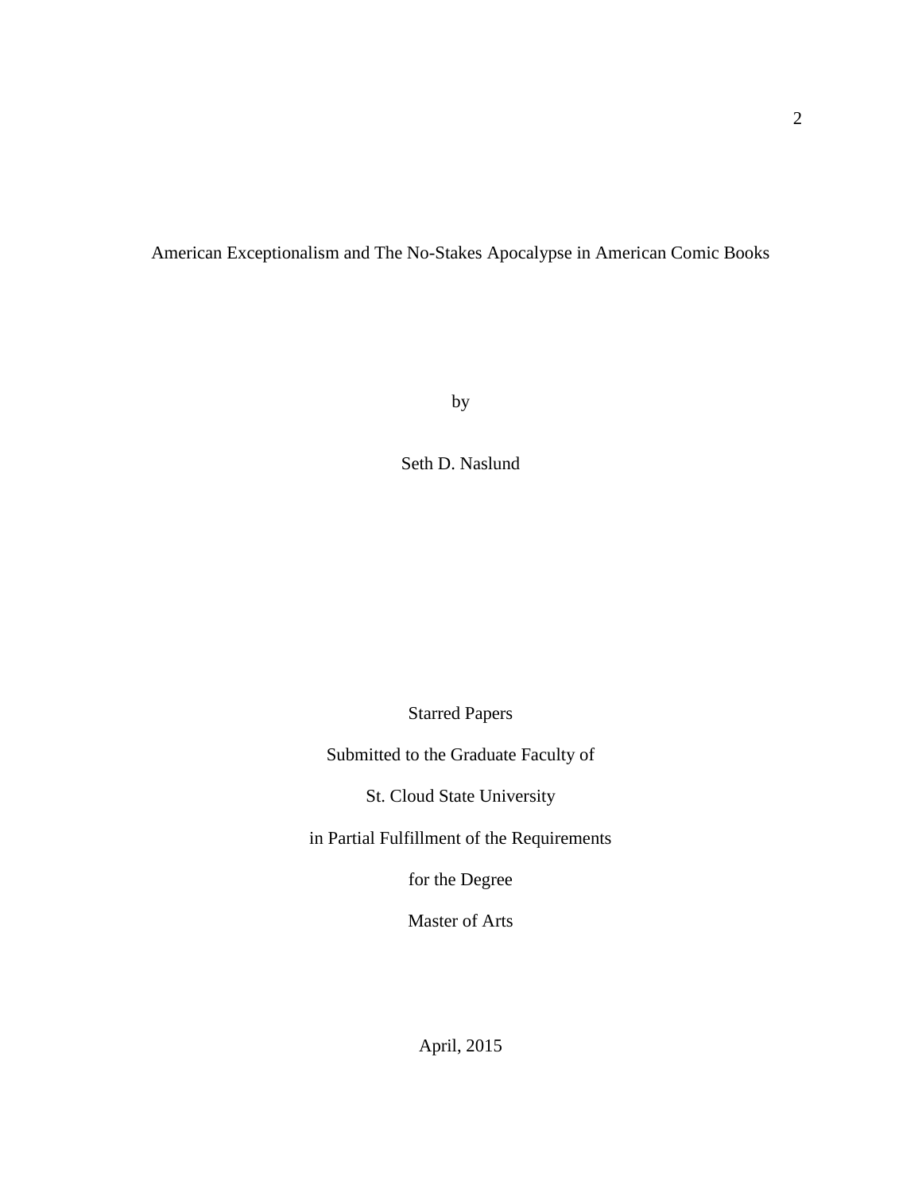American Exceptionalism and The No-Stakes Apocalypse in American Comic Books

by

Seth D. Naslund

Starred Papers

Submitted to the Graduate Faculty of

St. Cloud State University

in Partial Fulfillment of the Requirements

for the Degree

Master of Arts

April, 2015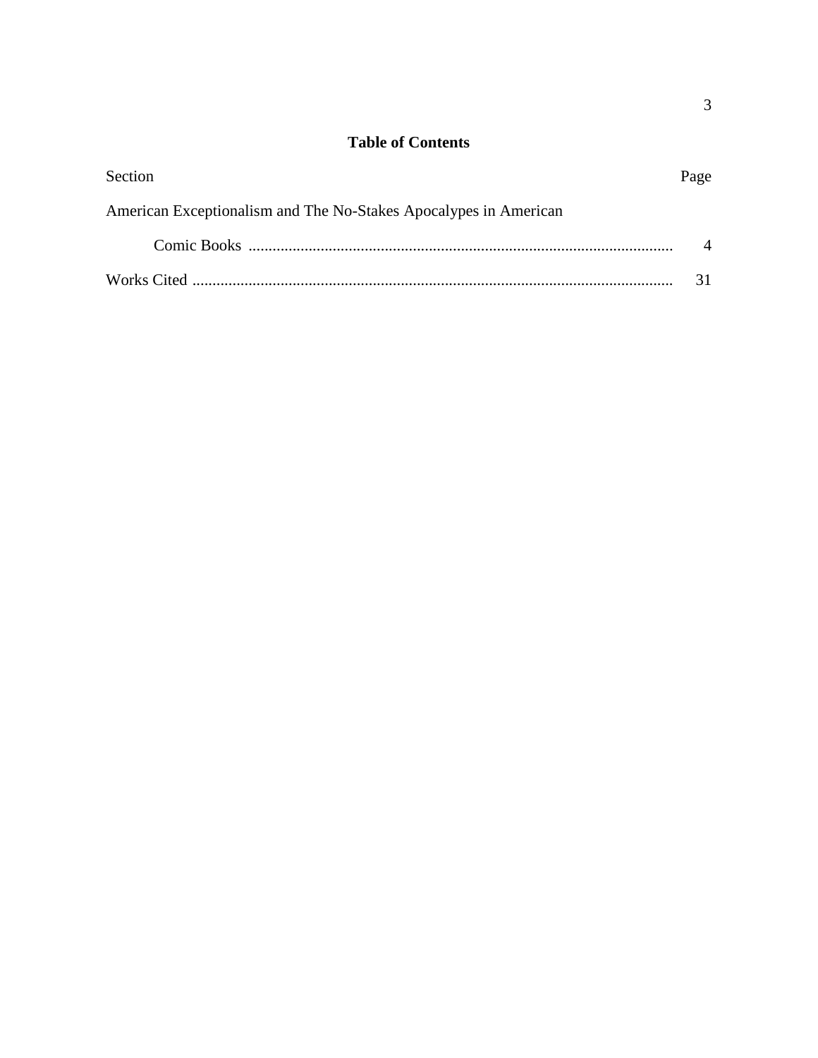**Table of Contents**

| Section | Page |
|---|---|
| American Exceptionalism and The No-Stakes Apocalypes in American Comic Books | 4 |
| Works Cited | 31 |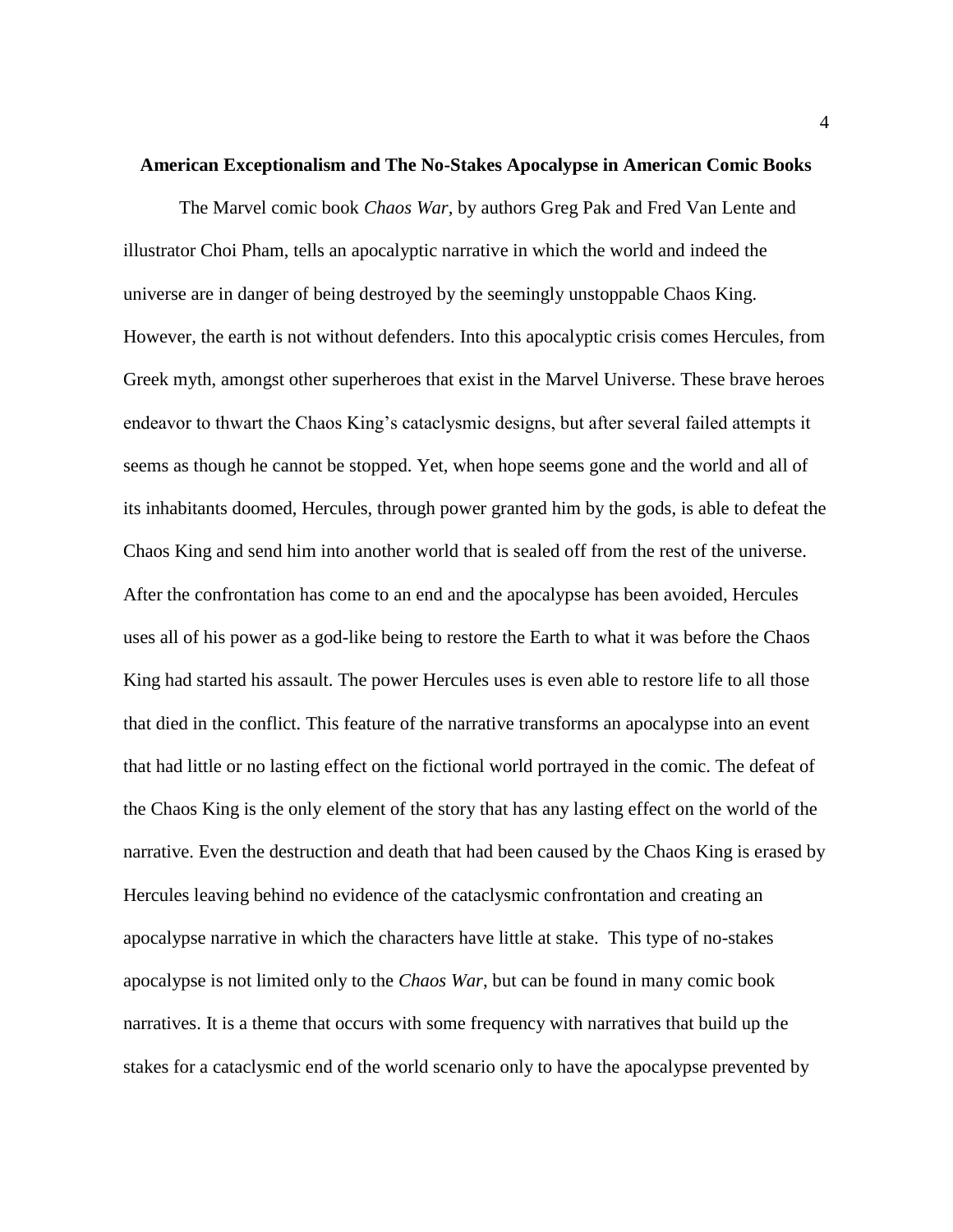## American Exceptionalism and The No-Stakes Apocalypse in American Comic Books

The Marvel comic book *Chaos War*, by authors Greg Pak and Fred Van Lente and illustrator Choi Pham, tells an apocalyptic narrative in which the world and indeed the universe are in danger of being destroyed by the seemingly unstoppable Chaos King. However, the earth is not without defenders. Into this apocalyptic crisis comes Hercules, from Greek myth, amongst other superheroes that exist in the Marvel Universe. These brave heroes endeavor to thwart the Chaos King's cataclysmic designs, but after several failed attempts it seems as though he cannot be stopped. Yet, when hope seems gone and the world and all of its inhabitants doomed, Hercules, through power granted him by the gods, is able to defeat the Chaos King and send him into another world that is sealed off from the rest of the universe. After the confrontation has come to an end and the apocalypse has been avoided, Hercules uses all of his power as a god-like being to restore the Earth to what it was before the Chaos King had started his assault. The power Hercules uses is even able to restore life to all those that died in the conflict. This feature of the narrative transforms an apocalypse into an event that had little or no lasting effect on the fictional world portrayed in the comic. The defeat of the Chaos King is the only element of the story that has any lasting effect on the world of the narrative. Even the destruction and death that had been caused by the Chaos King is erased by Hercules leaving behind no evidence of the cataclysmic confrontation and creating an apocalypse narrative in which the characters have little at stake. This type of no-stakes apocalypse is not limited only to the *Chaos War*, but can be found in many comic book narratives. It is a theme that occurs with some frequency with narratives that build up the stakes for a cataclysmic end of the world scenario only to have the apocalypse prevented by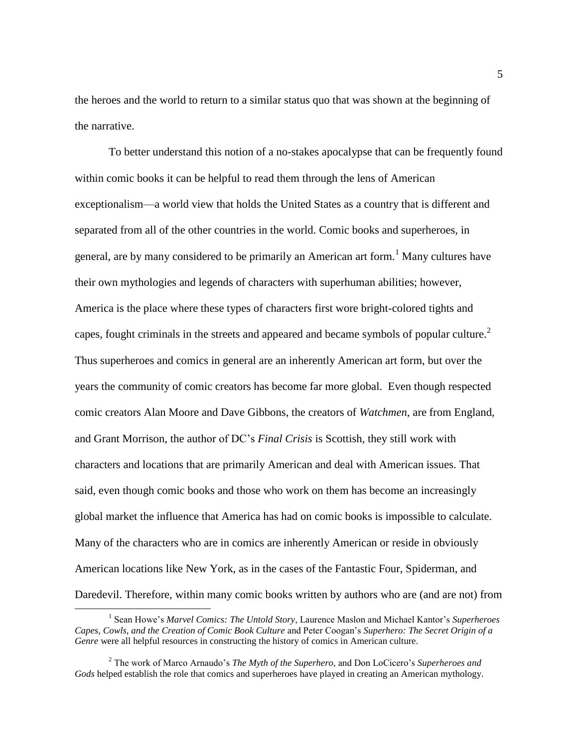the heroes and the world to return to a similar status quo that was shown at the beginning of the narrative.

To better understand this notion of a no-stakes apocalypse that can be frequently found within comic books it can be helpful to read them through the lens of American exceptionalism—a world view that holds the United States as a country that is different and separated from all of the other countries in the world. Comic books and superheroes, in general, are by many considered to be primarily an American art form.[1] Many cultures have their own mythologies and legends of characters with superhuman abilities; however, America is the place where these types of characters first wore bright-colored tights and capes, fought criminals in the streets and appeared and became symbols of popular culture.[2] Thus superheroes and comics in general are an inherently American art form, but over the years the community of comic creators has become far more global. Even though respected comic creators Alan Moore and Dave Gibbons, the creators of *Watchmen*, are from England, and Grant Morrison, the author of DC's *Final Crisis* is Scottish, they still work with characters and locations that are primarily American and deal with American issues. That said, even though comic books and those who work on them has become an increasingly global market the influence that America has had on comic books is impossible to calculate. Many of the characters who are in comics are inherently American or reside in obviously American locations like New York, as in the cases of the Fantastic Four, Spiderman, and Daredevil. Therefore, within many comic books written by authors who are (and are not) from

---

[1] Sean Howe's *Marvel Comics: The Untold Story*, Laurence Maslon and Michael Kantor's *Superheroes Capes, Cowls, and the Creation of Comic Book Culture* and Peter Coogan's *Superhero: The Secret Origin of a Genre* were all helpful resources in constructing the history of comics in American culture.

[2] The work of Marco Arnaudo's *The Myth of the Superhero,* and Don LoCicero's *Superheroes and Gods* helped establish the role that comics and superheroes have played in creating an American mythology.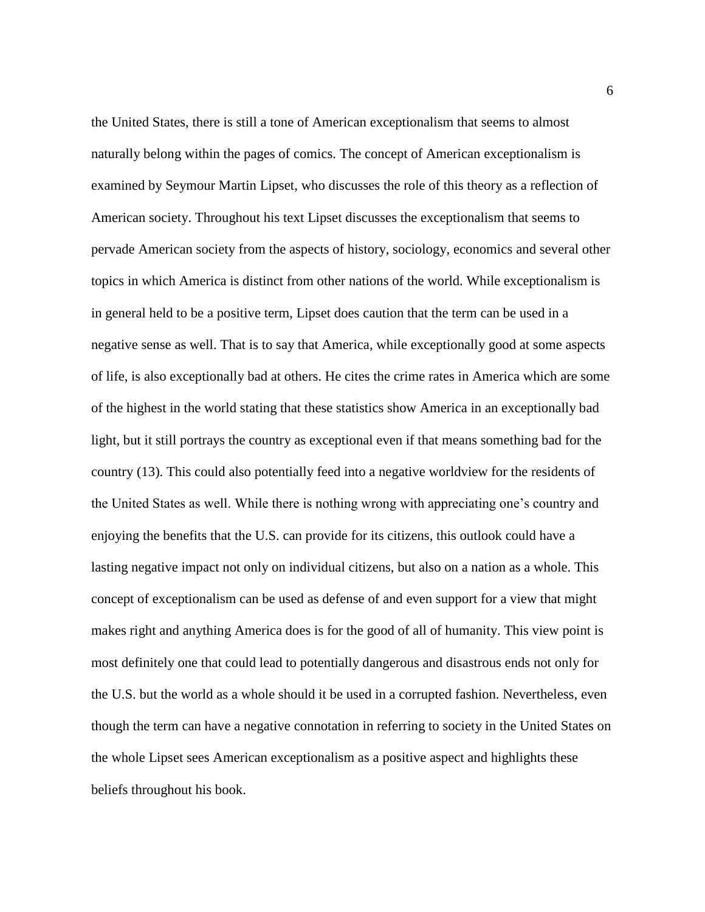the United States, there is still a tone of American exceptionalism that seems to almost naturally belong within the pages of comics. The concept of American exceptionalism is examined by Seymour Martin Lipset, who discusses the role of this theory as a reflection of American society. Throughout his text Lipset discusses the exceptionalism that seems to pervade American society from the aspects of history, sociology, economics and several other topics in which America is distinct from other nations of the world. While exceptionalism is in general held to be a positive term, Lipset does caution that the term can be used in a negative sense as well. That is to say that America, while exceptionally good at some aspects of life, is also exceptionally bad at others. He cites the crime rates in America which are some of the highest in the world stating that these statistics show America in an exceptionally bad light, but it still portrays the country as exceptional even if that means something bad for the country (13). This could also potentially feed into a negative worldview for the residents of the United States as well. While there is nothing wrong with appreciating one's country and enjoying the benefits that the U.S. can provide for its citizens, this outlook could have a lasting negative impact not only on individual citizens, but also on a nation as a whole. This concept of exceptionalism can be used as defense of and even support for a view that might makes right and anything America does is for the good of all of humanity. This view point is most definitely one that could lead to potentially dangerous and disastrous ends not only for the U.S. but the world as a whole should it be used in a corrupted fashion. Nevertheless, even though the term can have a negative connotation in referring to society in the United States on the whole Lipset sees American exceptionalism as a positive aspect and highlights these beliefs throughout his book.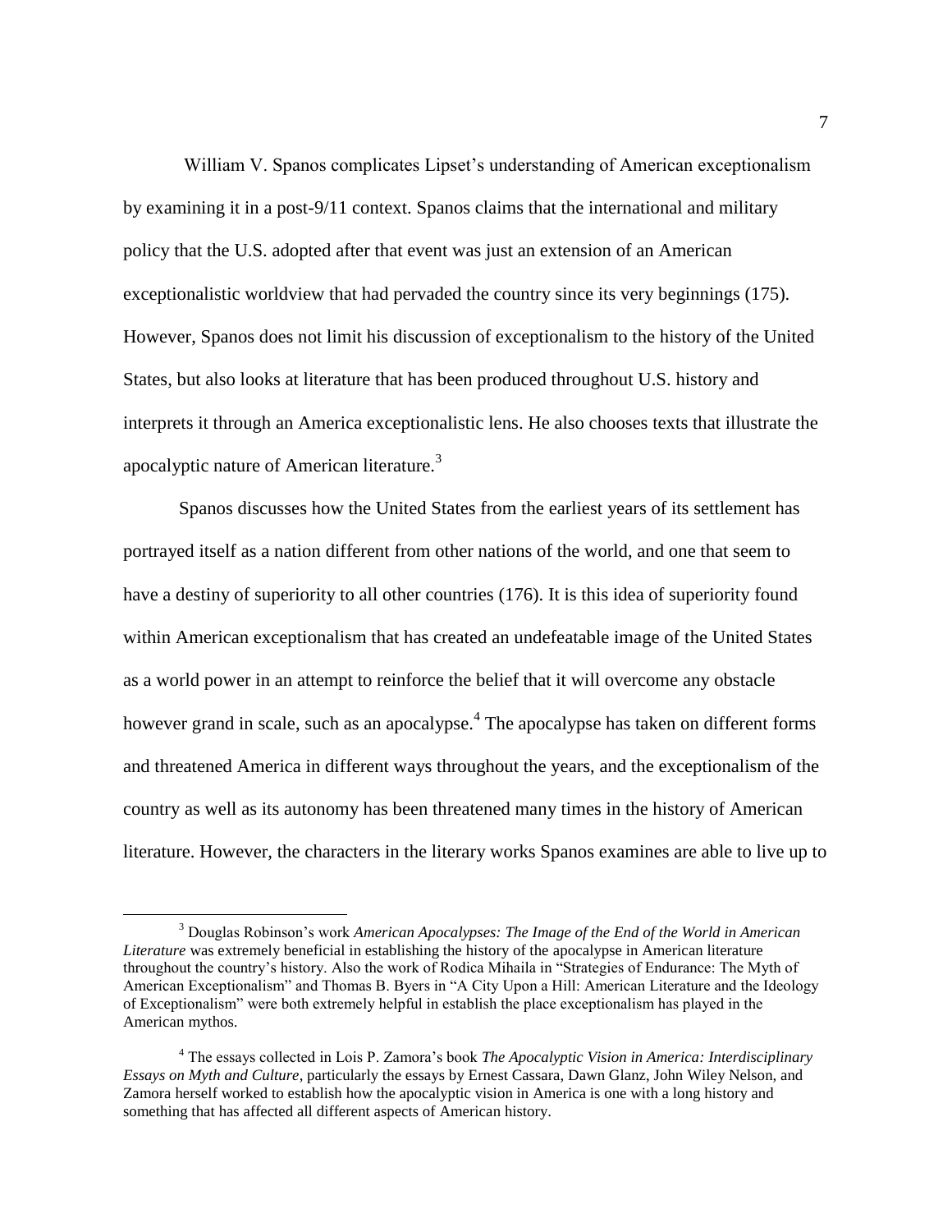William V. Spanos complicates Lipset's understanding of American exceptionalism by examining it in a post-9/11 context. Spanos claims that the international and military policy that the U.S. adopted after that event was just an extension of an American exceptionalistic worldview that had pervaded the country since its very beginnings (175). However, Spanos does not limit his discussion of exceptionalism to the history of the United States, but also looks at literature that has been produced throughout U.S. history and interprets it through an America exceptionalistic lens. He also chooses texts that illustrate the apocalyptic nature of American literature.[3]

Spanos discusses how the United States from the earliest years of its settlement has portrayed itself as a nation different from other nations of the world, and one that seem to have a destiny of superiority to all other countries (176). It is this idea of superiority found within American exceptionalism that has created an undefeatable image of the United States as a world power in an attempt to reinforce the belief that it will overcome any obstacle however grand in scale, such as an apocalypse.[4] The apocalypse has taken on different forms and threatened America in different ways throughout the years, and the exceptionalism of the country as well as its autonomy has been threatened many times in the history of American literature. However, the characters in the literary works Spanos examines are able to live up to

---

[3] Douglas Robinson's work *American Apocalypses: The Image of the End of the World in American Literature* was extremely beneficial in establishing the history of the apocalypse in American literature throughout the country's history. Also the work of Rodica Mihaila in "Strategies of Endurance: The Myth of American Exceptionalism" and Thomas B. Byers in "A City Upon a Hill: American Literature and the Ideology of Exceptionalism" were both extremely helpful in establish the place exceptionalism has played in the American mythos.

[4] The essays collected in Lois P. Zamora's book *The Apocalyptic Vision in America: Interdisciplinary Essays on Myth and Culture*, particularly the essays by Ernest Cassara, Dawn Glanz, John Wiley Nelson, and Zamora herself worked to establish how the apocalyptic vision in America is one with a long history and something that has affected all different aspects of American history.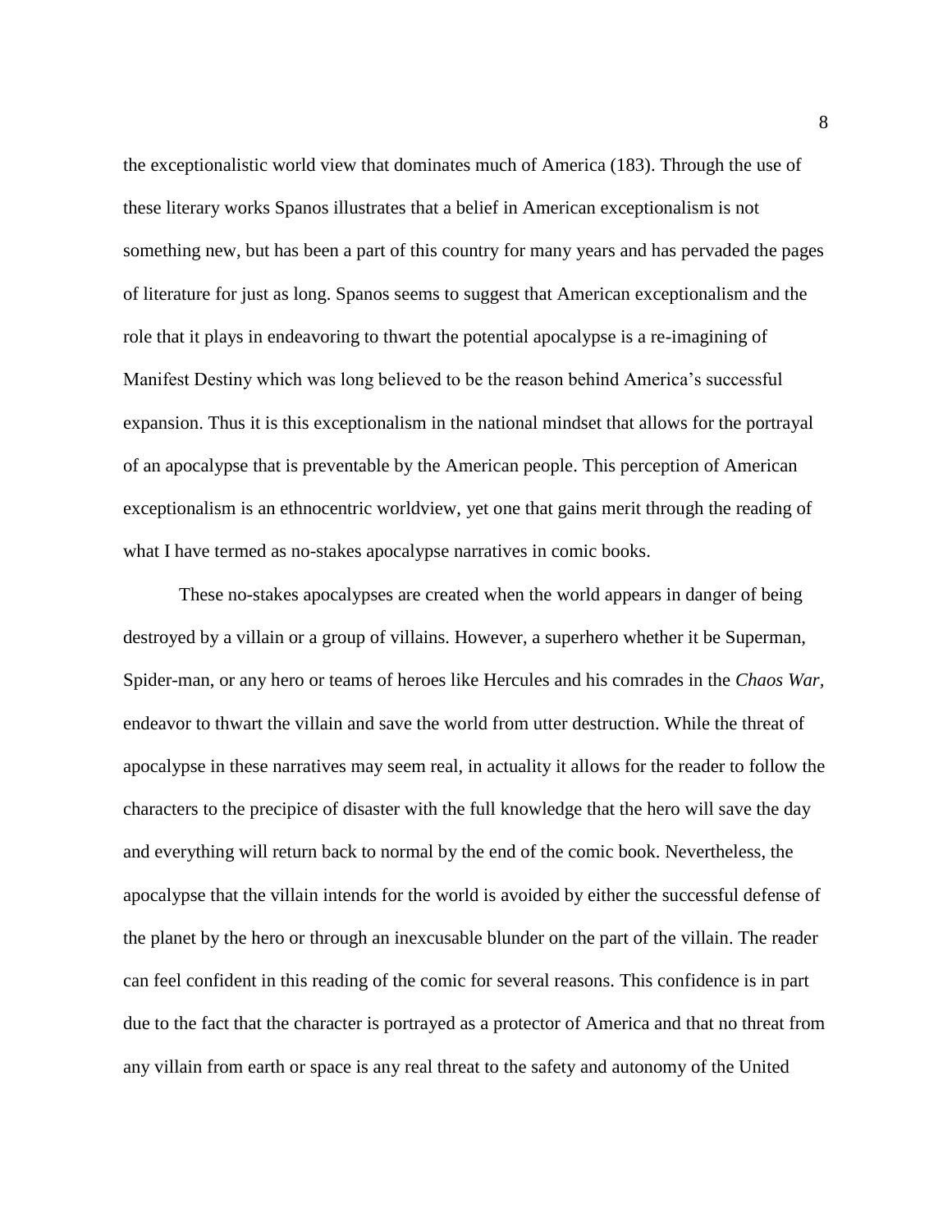the exceptionalistic world view that dominates much of America (183). Through the use of these literary works Spanos illustrates that a belief in American exceptionalism is not something new, but has been a part of this country for many years and has pervaded the pages of literature for just as long. Spanos seems to suggest that American exceptionalism and the role that it plays in endeavoring to thwart the potential apocalypse is a re-imagining of Manifest Destiny which was long believed to be the reason behind America's successful expansion. Thus it is this exceptionalism in the national mindset that allows for the portrayal of an apocalypse that is preventable by the American people. This perception of American exceptionalism is an ethnocentric worldview, yet one that gains merit through the reading of what I have termed as no-stakes apocalypse narratives in comic books.

These no-stakes apocalypses are created when the world appears in danger of being destroyed by a villain or a group of villains. However, a superhero whether it be Superman, Spider-man, or any hero or teams of heroes like Hercules and his comrades in the *Chaos War*, endeavor to thwart the villain and save the world from utter destruction. While the threat of apocalypse in these narratives may seem real, in actuality it allows for the reader to follow the characters to the precipice of disaster with the full knowledge that the hero will save the day and everything will return back to normal by the end of the comic book. Nevertheless, the apocalypse that the villain intends for the world is avoided by either the successful defense of the planet by the hero or through an inexcusable blunder on the part of the villain. The reader can feel confident in this reading of the comic for several reasons. This confidence is in part due to the fact that the character is portrayed as a protector of America and that no threat from any villain from earth or space is any real threat to the safety and autonomy of the United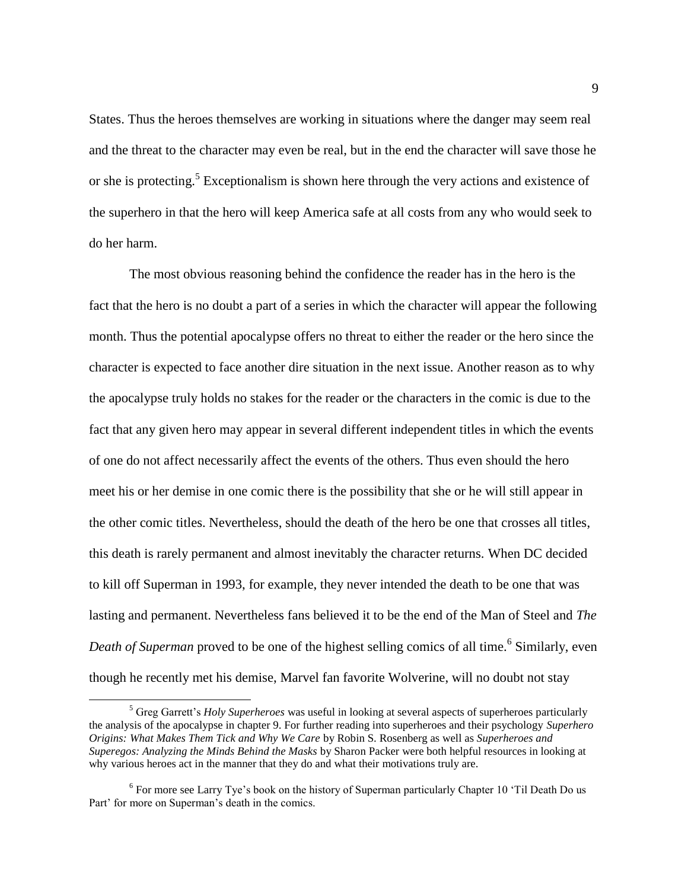States. Thus the heroes themselves are working in situations where the danger may seem real and the threat to the character may even be real, but in the end the character will save those he or she is protecting.[5] Exceptionalism is shown here through the very actions and existence of the superhero in that the hero will keep America safe at all costs from any who would seek to do her harm.

The most obvious reasoning behind the confidence the reader has in the hero is the fact that the hero is no doubt a part of a series in which the character will appear the following month. Thus the potential apocalypse offers no threat to either the reader or the hero since the character is expected to face another dire situation in the next issue. Another reason as to why the apocalypse truly holds no stakes for the reader or the characters in the comic is due to the fact that any given hero may appear in several different independent titles in which the events of one do not affect necessarily affect the events of the others. Thus even should the hero meet his or her demise in one comic there is the possibility that she or he will still appear in the other comic titles. Nevertheless, should the death of the hero be one that crosses all titles, this death is rarely permanent and almost inevitably the character returns. When DC decided to kill off Superman in 1993, for example, they never intended the death to be one that was lasting and permanent. Nevertheless fans believed it to be the end of the Man of Steel and *The Death of Superman* proved to be one of the highest selling comics of all time.[6] Similarly, even though he recently met his demise, Marvel fan favorite Wolverine, will no doubt not stay

---

[5] Greg Garrett's *Holy Superheroes* was useful in looking at several aspects of superheroes particularly the analysis of the apocalypse in chapter 9. For further reading into superheroes and their psychology *Superhero Origins: What Makes Them Tick and Why We Care* by Robin S. Rosenberg as well as *Superheroes and Superegos: Analyzing the Minds Behind the Masks* by Sharon Packer were both helpful resources in looking at why various heroes act in the manner that they do and what their motivations truly are.

[6] For more see Larry Tye's book on the history of Superman particularly Chapter 10 'Til Death Do us Part' for more on Superman's death in the comics.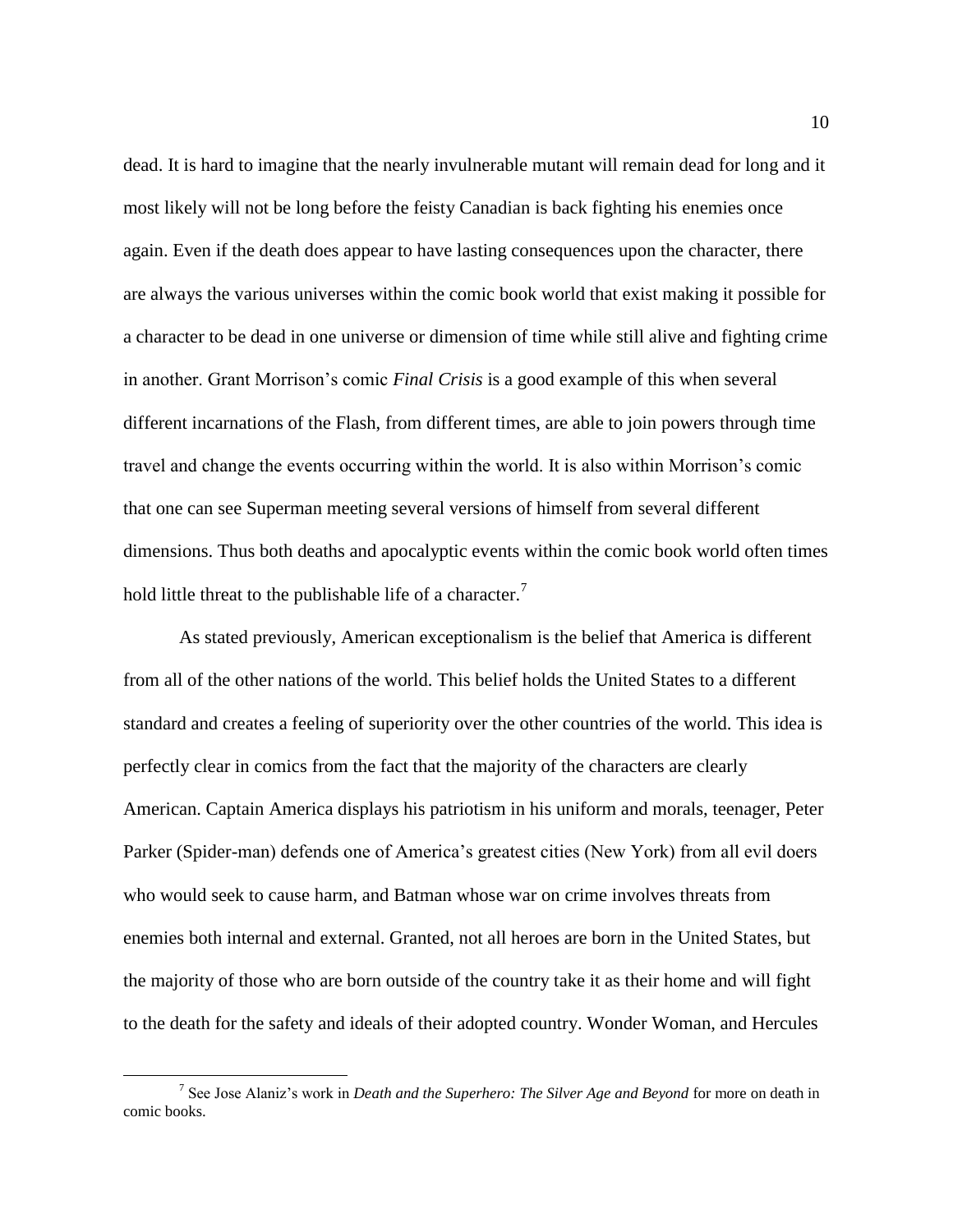dead. It is hard to imagine that the nearly invulnerable mutant will remain dead for long and it most likely will not be long before the feisty Canadian is back fighting his enemies once again. Even if the death does appear to have lasting consequences upon the character, there are always the various universes within the comic book world that exist making it possible for a character to be dead in one universe or dimension of time while still alive and fighting crime in another. Grant Morrison's comic *Final Crisis* is a good example of this when several different incarnations of the Flash, from different times, are able to join powers through time travel and change the events occurring within the world. It is also within Morrison's comic that one can see Superman meeting several versions of himself from several different dimensions. Thus both deaths and apocalyptic events within the comic book world often times hold little threat to the publishable life of a character.[7]

As stated previously, American exceptionalism is the belief that America is different from all of the other nations of the world. This belief holds the United States to a different standard and creates a feeling of superiority over the other countries of the world. This idea is perfectly clear in comics from the fact that the majority of the characters are clearly American. Captain America displays his patriotism in his uniform and morals, teenager, Peter Parker (Spider-man) defends one of America's greatest cities (New York) from all evil doers who would seek to cause harm, and Batman whose war on crime involves threats from enemies both internal and external. Granted, not all heroes are born in the United States, but the majority of those who are born outside of the country take it as their home and will fight to the death for the safety and ideals of their adopted country. Wonder Woman, and Hercules

---

[7] See Jose Alaniz's work in *Death and the Superhero: The Silver Age and Beyond* for more on death in comic books.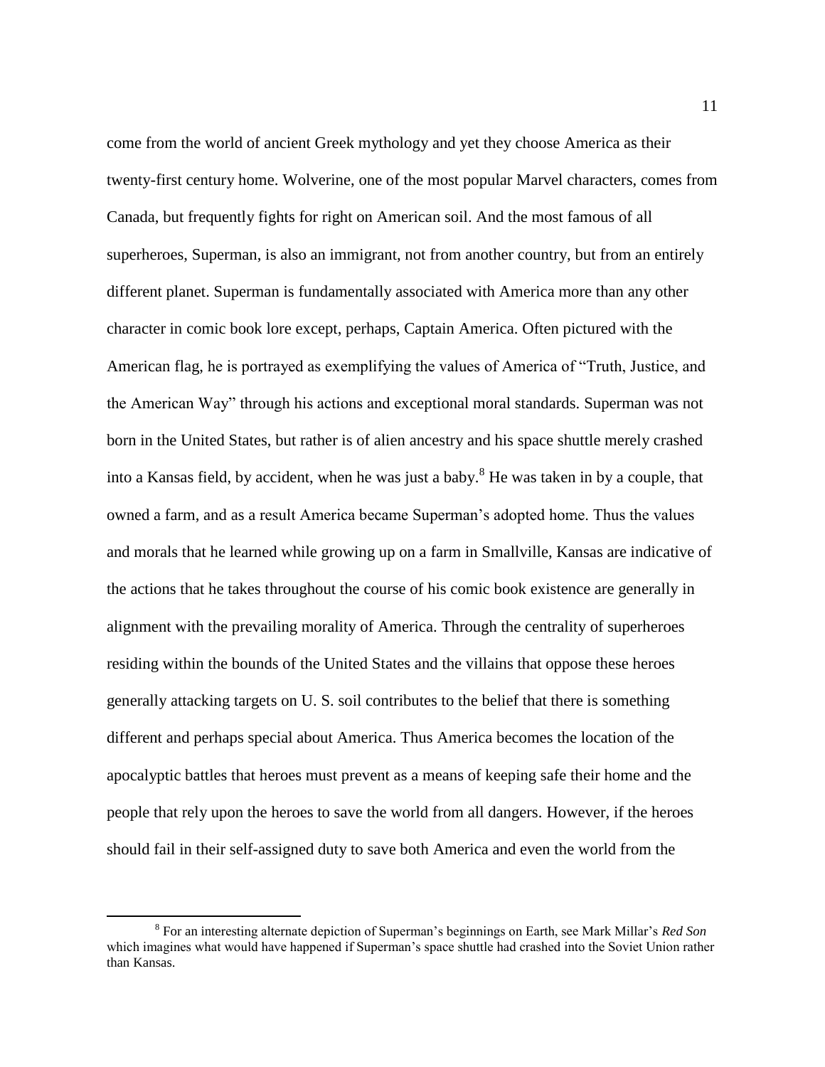come from the world of ancient Greek mythology and yet they choose America as their twenty-first century home. Wolverine, one of the most popular Marvel characters, comes from Canada, but frequently fights for right on American soil. And the most famous of all superheroes, Superman, is also an immigrant, not from another country, but from an entirely different planet. Superman is fundamentally associated with America more than any other character in comic book lore except, perhaps, Captain America. Often pictured with the American flag, he is portrayed as exemplifying the values of America of "Truth, Justice, and the American Way" through his actions and exceptional moral standards. Superman was not born in the United States, but rather is of alien ancestry and his space shuttle merely crashed into a Kansas field, by accident, when he was just a baby.[8] He was taken in by a couple, that owned a farm, and as a result America became Superman's adopted home. Thus the values and morals that he learned while growing up on a farm in Smallville, Kansas are indicative of the actions that he takes throughout the course of his comic book existence are generally in alignment with the prevailing morality of America. Through the centrality of superheroes residing within the bounds of the United States and the villains that oppose these heroes generally attacking targets on U. S. soil contributes to the belief that there is something different and perhaps special about America. Thus America becomes the location of the apocalyptic battles that heroes must prevent as a means of keeping safe their home and the people that rely upon the heroes to save the world from all dangers. However, if the heroes should fail in their self-assigned duty to save both America and even the world from the

[8] For an interesting alternate depiction of Superman's beginnings on Earth, see Mark Millar's *Red Son* which imagines what would have happened if Superman's space shuttle had crashed into the Soviet Union rather than Kansas.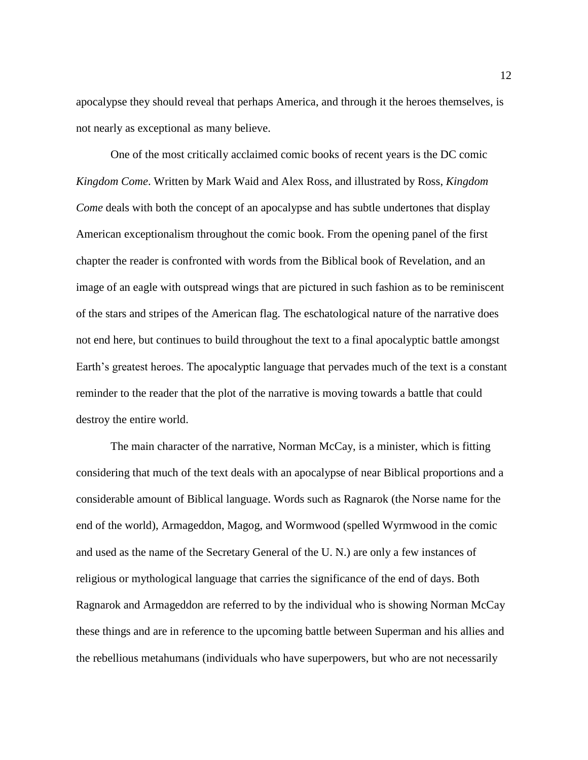apocalypse they should reveal that perhaps America, and through it the heroes themselves, is not nearly as exceptional as many believe.

One of the most critically acclaimed comic books of recent years is the DC comic *Kingdom Come*. Written by Mark Waid and Alex Ross, and illustrated by Ross, *Kingdom Come* deals with both the concept of an apocalypse and has subtle undertones that display American exceptionalism throughout the comic book. From the opening panel of the first chapter the reader is confronted with words from the Biblical book of Revelation, and an image of an eagle with outspread wings that are pictured in such fashion as to be reminiscent of the stars and stripes of the American flag. The eschatological nature of the narrative does not end here, but continues to build throughout the text to a final apocalyptic battle amongst Earth's greatest heroes. The apocalyptic language that pervades much of the text is a constant reminder to the reader that the plot of the narrative is moving towards a battle that could destroy the entire world.

The main character of the narrative, Norman McCay, is a minister, which is fitting considering that much of the text deals with an apocalypse of near Biblical proportions and a considerable amount of Biblical language. Words such as Ragnarok (the Norse name for the end of the world), Armageddon, Magog, and Wormwood (spelled Wyrmwood in the comic and used as the name of the Secretary General of the U. N.) are only a few instances of religious or mythological language that carries the significance of the end of days. Both Ragnarok and Armageddon are referred to by the individual who is showing Norman McCay these things and are in reference to the upcoming battle between Superman and his allies and the rebellious metahumans (individuals who have superpowers, but who are not necessarily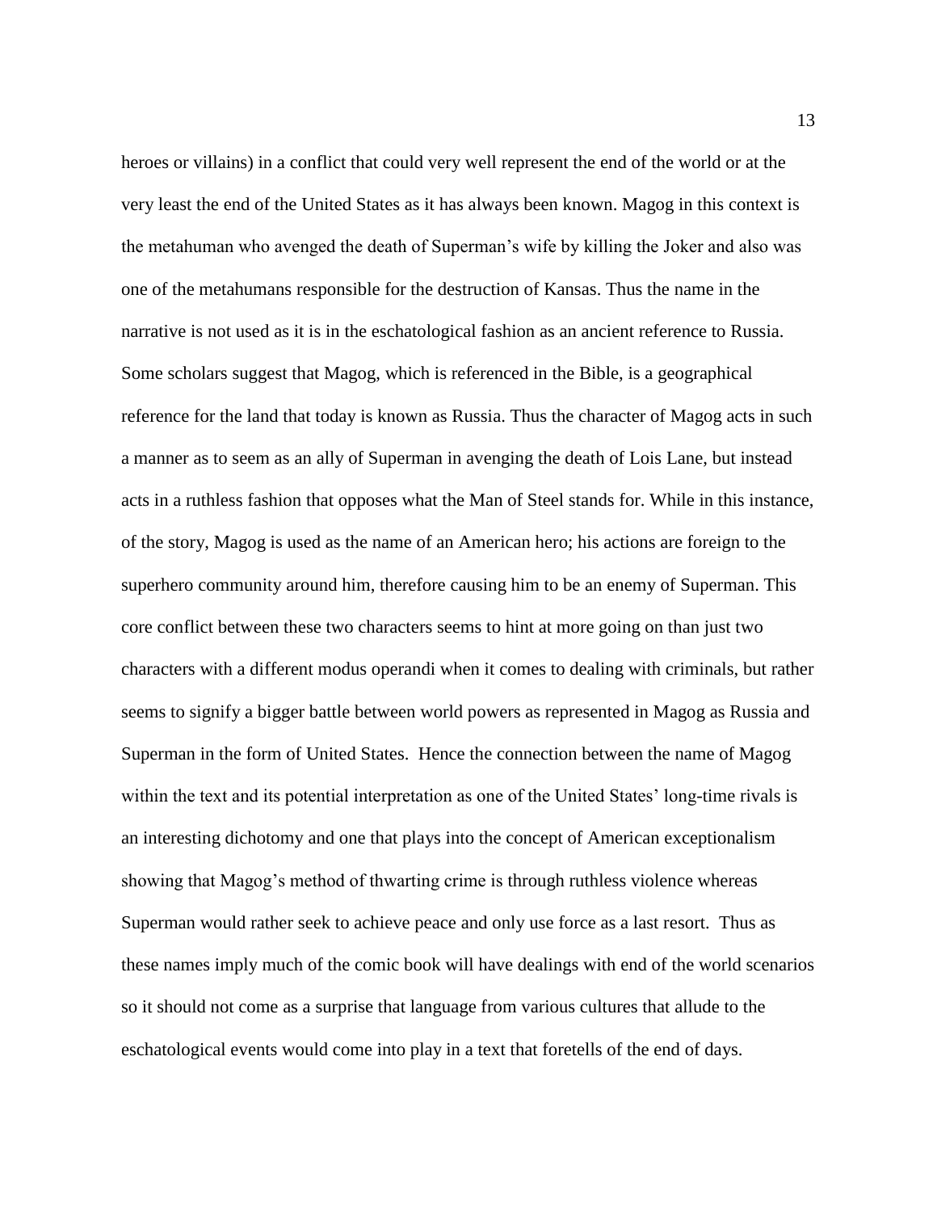heroes or villains) in a conflict that could very well represent the end of the world or at the very least the end of the United States as it has always been known. Magog in this context is the metahuman who avenged the death of Superman's wife by killing the Joker and also was one of the metahumans responsible for the destruction of Kansas. Thus the name in the narrative is not used as it is in the eschatological fashion as an ancient reference to Russia. Some scholars suggest that Magog, which is referenced in the Bible, is a geographical reference for the land that today is known as Russia. Thus the character of Magog acts in such a manner as to seem as an ally of Superman in avenging the death of Lois Lane, but instead acts in a ruthless fashion that opposes what the Man of Steel stands for. While in this instance, of the story, Magog is used as the name of an American hero; his actions are foreign to the superhero community around him, therefore causing him to be an enemy of Superman. This core conflict between these two characters seems to hint at more going on than just two characters with a different modus operandi when it comes to dealing with criminals, but rather seems to signify a bigger battle between world powers as represented in Magog as Russia and Superman in the form of United States. Hence the connection between the name of Magog within the text and its potential interpretation as one of the United States' long-time rivals is an interesting dichotomy and one that plays into the concept of American exceptionalism showing that Magog's method of thwarting crime is through ruthless violence whereas Superman would rather seek to achieve peace and only use force as a last resort. Thus as these names imply much of the comic book will have dealings with end of the world scenarios so it should not come as a surprise that language from various cultures that allude to the eschatological events would come into play in a text that foretells of the end of days.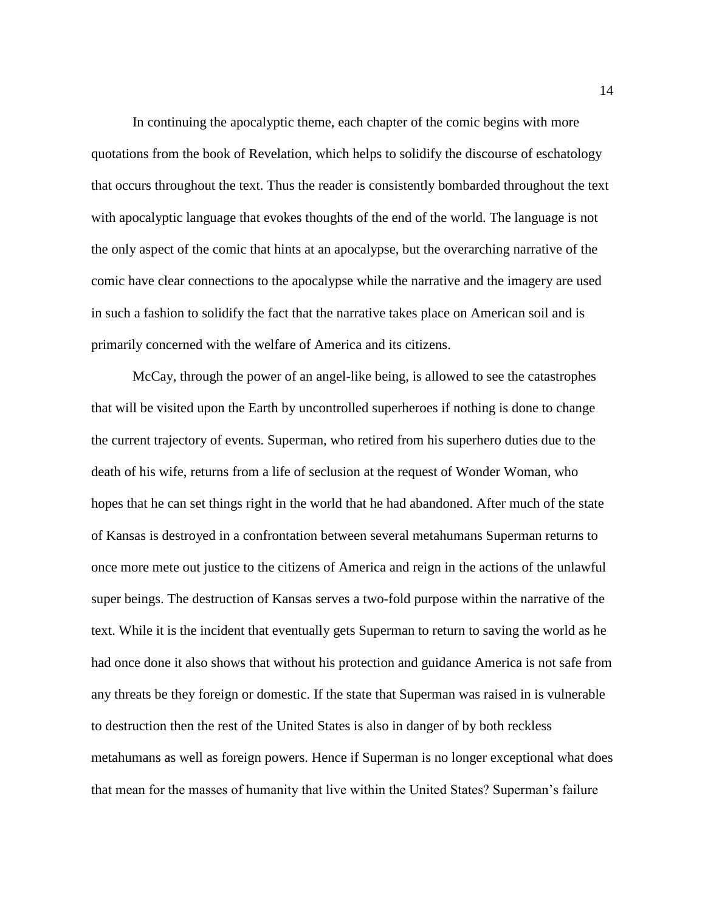In continuing the apocalyptic theme, each chapter of the comic begins with more quotations from the book of Revelation, which helps to solidify the discourse of eschatology that occurs throughout the text. Thus the reader is consistently bombarded throughout the text with apocalyptic language that evokes thoughts of the end of the world. The language is not the only aspect of the comic that hints at an apocalypse, but the overarching narrative of the comic have clear connections to the apocalypse while the narrative and the imagery are used in such a fashion to solidify the fact that the narrative takes place on American soil and is primarily concerned with the welfare of America and its citizens.

McCay, through the power of an angel-like being, is allowed to see the catastrophes that will be visited upon the Earth by uncontrolled superheroes if nothing is done to change the current trajectory of events. Superman, who retired from his superhero duties due to the death of his wife, returns from a life of seclusion at the request of Wonder Woman, who hopes that he can set things right in the world that he had abandoned. After much of the state of Kansas is destroyed in a confrontation between several metahumans Superman returns to once more mete out justice to the citizens of America and reign in the actions of the unlawful super beings. The destruction of Kansas serves a two-fold purpose within the narrative of the text. While it is the incident that eventually gets Superman to return to saving the world as he had once done it also shows that without his protection and guidance America is not safe from any threats be they foreign or domestic. If the state that Superman was raised in is vulnerable to destruction then the rest of the United States is also in danger of by both reckless metahumans as well as foreign powers. Hence if Superman is no longer exceptional what does that mean for the masses of humanity that live within the United States? Superman's failure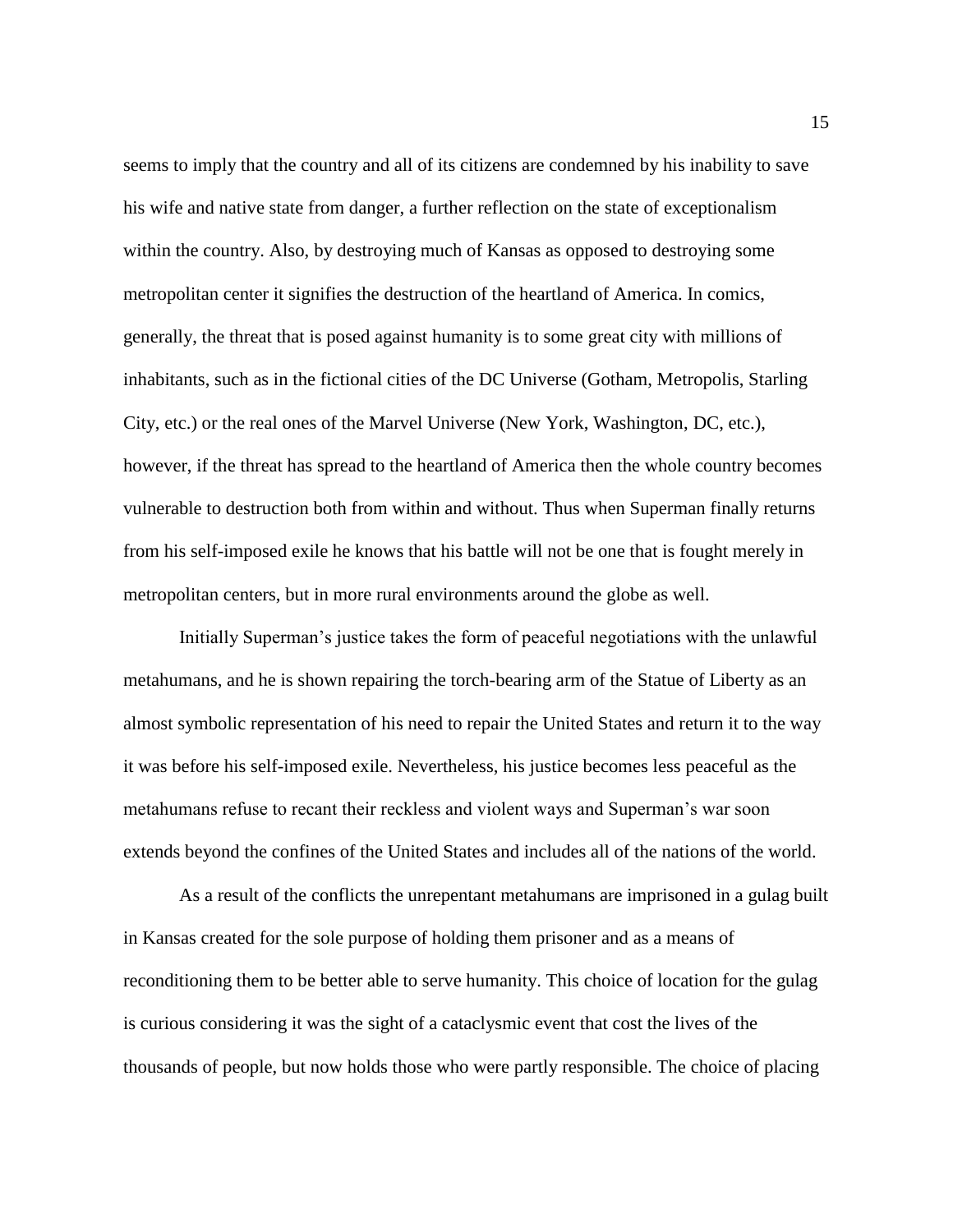seems to imply that the country and all of its citizens are condemned by his inability to save his wife and native state from danger, a further reflection on the state of exceptionalism within the country. Also, by destroying much of Kansas as opposed to destroying some metropolitan center it signifies the destruction of the heartland of America. In comics, generally, the threat that is posed against humanity is to some great city with millions of inhabitants, such as in the fictional cities of the DC Universe (Gotham, Metropolis, Starling City, etc.) or the real ones of the Marvel Universe (New York, Washington, DC, etc.), however, if the threat has spread to the heartland of America then the whole country becomes vulnerable to destruction both from within and without. Thus when Superman finally returns from his self-imposed exile he knows that his battle will not be one that is fought merely in metropolitan centers, but in more rural environments around the globe as well.

Initially Superman's justice takes the form of peaceful negotiations with the unlawful metahumans, and he is shown repairing the torch-bearing arm of the Statue of Liberty as an almost symbolic representation of his need to repair the United States and return it to the way it was before his self-imposed exile. Nevertheless, his justice becomes less peaceful as the metahumans refuse to recant their reckless and violent ways and Superman's war soon extends beyond the confines of the United States and includes all of the nations of the world.

As a result of the conflicts the unrepentant metahumans are imprisoned in a gulag built in Kansas created for the sole purpose of holding them prisoner and as a means of reconditioning them to be better able to serve humanity. This choice of location for the gulag is curious considering it was the sight of a cataclysmic event that cost the lives of the thousands of people, but now holds those who were partly responsible. The choice of placing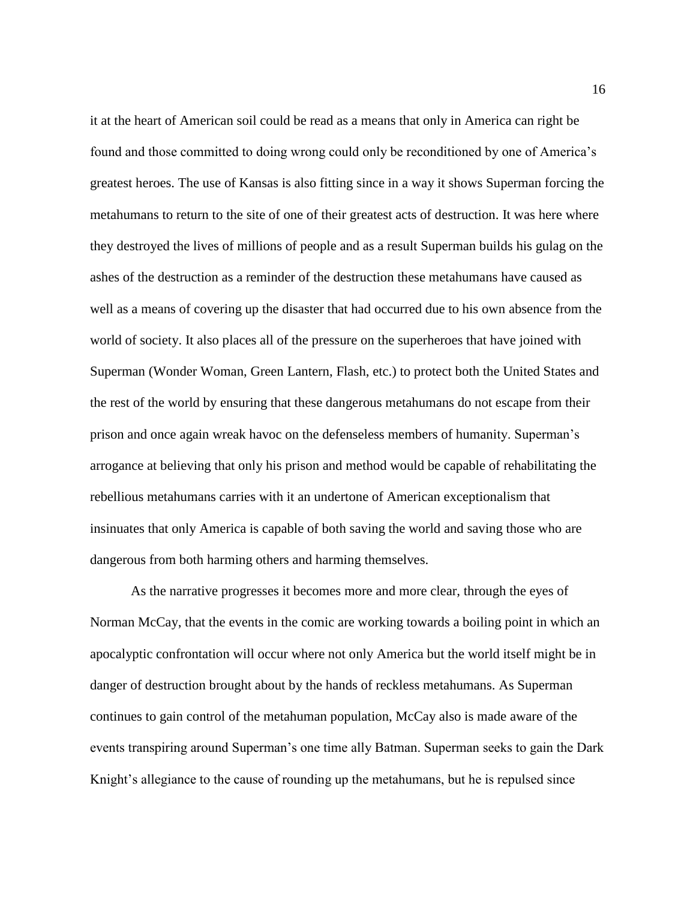it at the heart of American soil could be read as a means that only in America can right be found and those committed to doing wrong could only be reconditioned by one of America's greatest heroes. The use of Kansas is also fitting since in a way it shows Superman forcing the metahumans to return to the site of one of their greatest acts of destruction. It was here where they destroyed the lives of millions of people and as a result Superman builds his gulag on the ashes of the destruction as a reminder of the destruction these metahumans have caused as well as a means of covering up the disaster that had occurred due to his own absence from the world of society. It also places all of the pressure on the superheroes that have joined with Superman (Wonder Woman, Green Lantern, Flash, etc.) to protect both the United States and the rest of the world by ensuring that these dangerous metahumans do not escape from their prison and once again wreak havoc on the defenseless members of humanity. Superman's arrogance at believing that only his prison and method would be capable of rehabilitating the rebellious metahumans carries with it an undertone of American exceptionalism that insinuates that only America is capable of both saving the world and saving those who are dangerous from both harming others and harming themselves.

As the narrative progresses it becomes more and more clear, through the eyes of Norman McCay, that the events in the comic are working towards a boiling point in which an apocalyptic confrontation will occur where not only America but the world itself might be in danger of destruction brought about by the hands of reckless metahumans. As Superman continues to gain control of the metahuman population, McCay also is made aware of the events transpiring around Superman's one time ally Batman. Superman seeks to gain the Dark Knight's allegiance to the cause of rounding up the metahumans, but he is repulsed since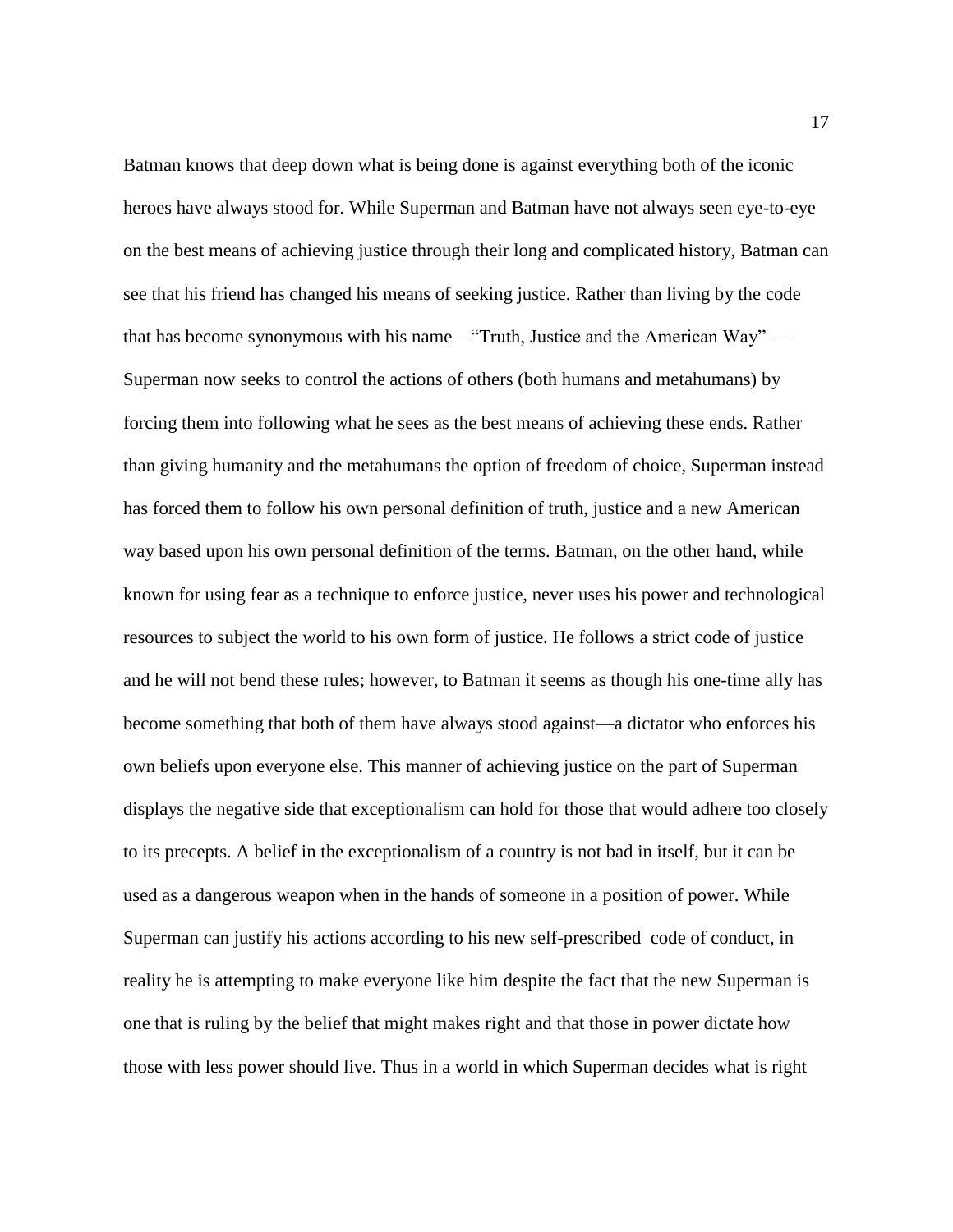Batman knows that deep down what is being done is against everything both of the iconic heroes have always stood for. While Superman and Batman have not always seen eye-to-eye on the best means of achieving justice through their long and complicated history, Batman can see that his friend has changed his means of seeking justice. Rather than living by the code that has become synonymous with his name—"Truth, Justice and the American Way" —Superman now seeks to control the actions of others (both humans and metahumans) by forcing them into following what he sees as the best means of achieving these ends. Rather than giving humanity and the metahumans the option of freedom of choice, Superman instead has forced them to follow his own personal definition of truth, justice and a new American way based upon his own personal definition of the terms. Batman, on the other hand, while known for using fear as a technique to enforce justice, never uses his power and technological resources to subject the world to his own form of justice. He follows a strict code of justice and he will not bend these rules; however, to Batman it seems as though his one-time ally has become something that both of them have always stood against—a dictator who enforces his own beliefs upon everyone else. This manner of achieving justice on the part of Superman displays the negative side that exceptionalism can hold for those that would adhere too closely to its precepts. A belief in the exceptionalism of a country is not bad in itself, but it can be used as a dangerous weapon when in the hands of someone in a position of power. While Superman can justify his actions according to his new self-prescribed code of conduct, in reality he is attempting to make everyone like him despite the fact that the new Superman is one that is ruling by the belief that might makes right and that those in power dictate how those with less power should live. Thus in a world in which Superman decides what is right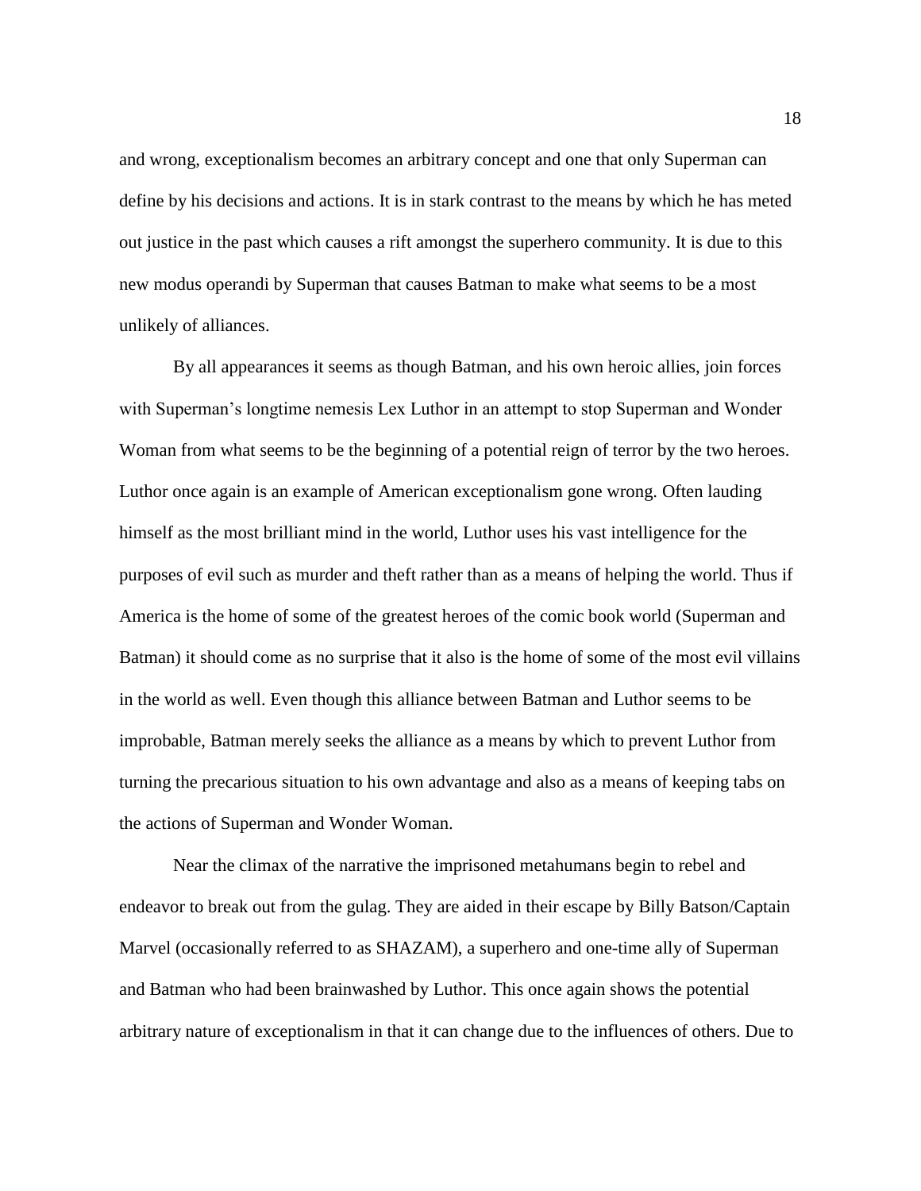and wrong, exceptionalism becomes an arbitrary concept and one that only Superman can define by his decisions and actions. It is in stark contrast to the means by which he has meted out justice in the past which causes a rift amongst the superhero community. It is due to this new modus operandi by Superman that causes Batman to make what seems to be a most unlikely of alliances.

By all appearances it seems as though Batman, and his own heroic allies, join forces with Superman's longtime nemesis Lex Luthor in an attempt to stop Superman and Wonder Woman from what seems to be the beginning of a potential reign of terror by the two heroes. Luthor once again is an example of American exceptionalism gone wrong. Often lauding himself as the most brilliant mind in the world, Luthor uses his vast intelligence for the purposes of evil such as murder and theft rather than as a means of helping the world. Thus if America is the home of some of the greatest heroes of the comic book world (Superman and Batman) it should come as no surprise that it also is the home of some of the most evil villains in the world as well. Even though this alliance between Batman and Luthor seems to be improbable, Batman merely seeks the alliance as a means by which to prevent Luthor from turning the precarious situation to his own advantage and also as a means of keeping tabs on the actions of Superman and Wonder Woman.

Near the climax of the narrative the imprisoned metahumans begin to rebel and endeavor to break out from the gulag. They are aided in their escape by Billy Batson/Captain Marvel (occasionally referred to as SHAZAM), a superhero and one-time ally of Superman and Batman who had been brainwashed by Luthor. This once again shows the potential arbitrary nature of exceptionalism in that it can change due to the influences of others. Due to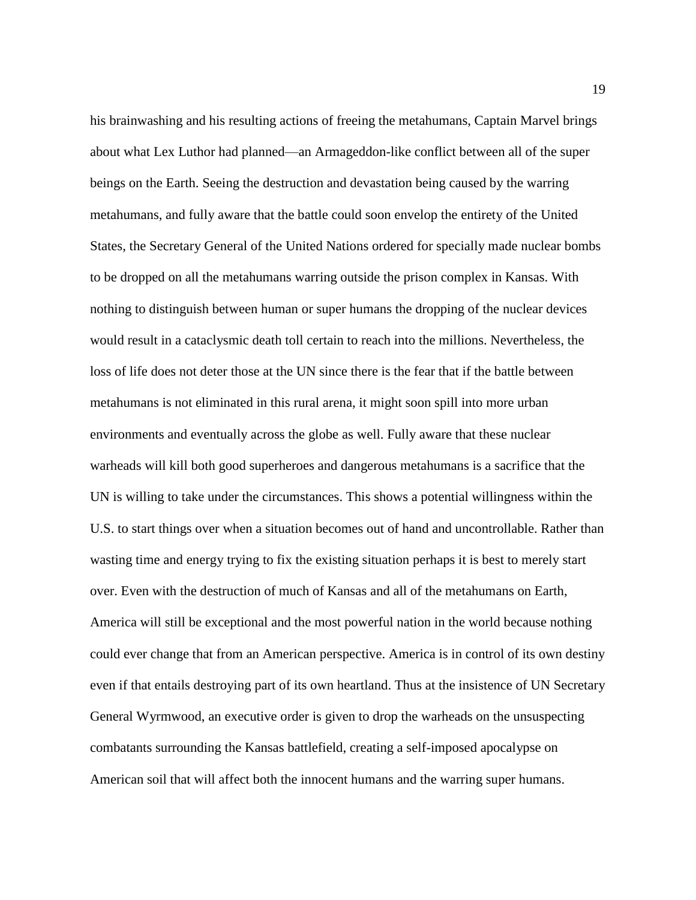his brainwashing and his resulting actions of freeing the metahumans, Captain Marvel brings about what Lex Luthor had planned—an Armageddon-like conflict between all of the super beings on the Earth. Seeing the destruction and devastation being caused by the warring metahumans, and fully aware that the battle could soon envelop the entirety of the United States, the Secretary General of the United Nations ordered for specially made nuclear bombs to be dropped on all the metahumans warring outside the prison complex in Kansas. With nothing to distinguish between human or super humans the dropping of the nuclear devices would result in a cataclysmic death toll certain to reach into the millions. Nevertheless, the loss of life does not deter those at the UN since there is the fear that if the battle between metahumans is not eliminated in this rural arena, it might soon spill into more urban environments and eventually across the globe as well. Fully aware that these nuclear warheads will kill both good superheroes and dangerous metahumans is a sacrifice that the UN is willing to take under the circumstances. This shows a potential willingness within the U.S. to start things over when a situation becomes out of hand and uncontrollable. Rather than wasting time and energy trying to fix the existing situation perhaps it is best to merely start over. Even with the destruction of much of Kansas and all of the metahumans on Earth, America will still be exceptional and the most powerful nation in the world because nothing could ever change that from an American perspective. America is in control of its own destiny even if that entails destroying part of its own heartland. Thus at the insistence of UN Secretary General Wyrmwood, an executive order is given to drop the warheads on the unsuspecting combatants surrounding the Kansas battlefield, creating a self-imposed apocalypse on American soil that will affect both the innocent humans and the warring super humans.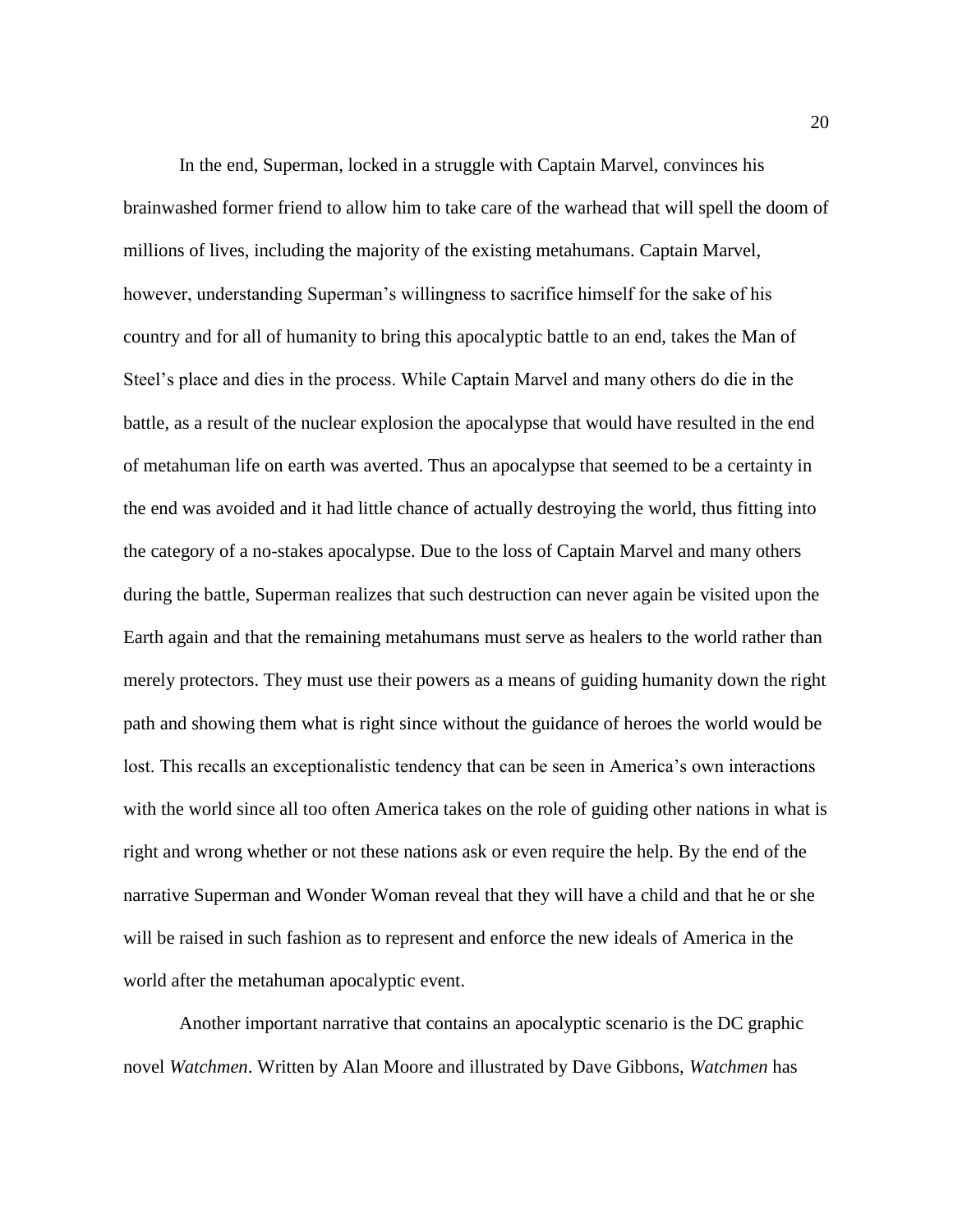In the end, Superman, locked in a struggle with Captain Marvel, convinces his brainwashed former friend to allow him to take care of the warhead that will spell the doom of millions of lives, including the majority of the existing metahumans. Captain Marvel, however, understanding Superman's willingness to sacrifice himself for the sake of his country and for all of humanity to bring this apocalyptic battle to an end, takes the Man of Steel's place and dies in the process. While Captain Marvel and many others do die in the battle, as a result of the nuclear explosion the apocalypse that would have resulted in the end of metahuman life on earth was averted. Thus an apocalypse that seemed to be a certainty in the end was avoided and it had little chance of actually destroying the world, thus fitting into the category of a no-stakes apocalypse. Due to the loss of Captain Marvel and many others during the battle, Superman realizes that such destruction can never again be visited upon the Earth again and that the remaining metahumans must serve as healers to the world rather than merely protectors. They must use their powers as a means of guiding humanity down the right path and showing them what is right since without the guidance of heroes the world would be lost. This recalls an exceptionalistic tendency that can be seen in America's own interactions with the world since all too often America takes on the role of guiding other nations in what is right and wrong whether or not these nations ask or even require the help. By the end of the narrative Superman and Wonder Woman reveal that they will have a child and that he or she will be raised in such fashion as to represent and enforce the new ideals of America in the world after the metahuman apocalyptic event.

Another important narrative that contains an apocalyptic scenario is the DC graphic novel *Watchmen*. Written by Alan Moore and illustrated by Dave Gibbons, *Watchmen* has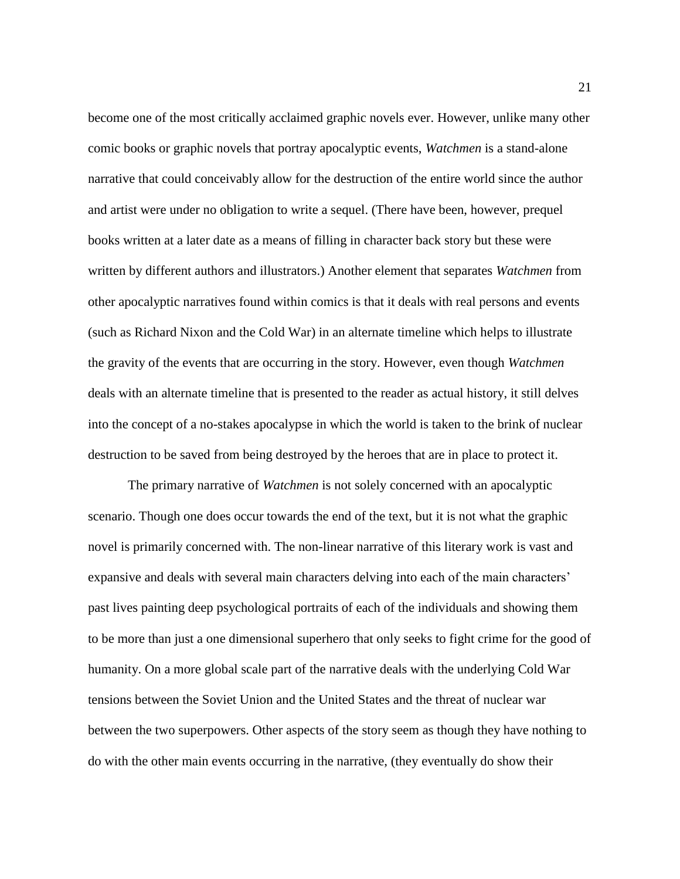become one of the most critically acclaimed graphic novels ever. However, unlike many other comic books or graphic novels that portray apocalyptic events, *Watchmen* is a stand-alone narrative that could conceivably allow for the destruction of the entire world since the author and artist were under no obligation to write a sequel. (There have been, however, prequel books written at a later date as a means of filling in character back story but these were written by different authors and illustrators.) Another element that separates *Watchmen* from other apocalyptic narratives found within comics is that it deals with real persons and events (such as Richard Nixon and the Cold War) in an alternate timeline which helps to illustrate the gravity of the events that are occurring in the story. However, even though *Watchmen* deals with an alternate timeline that is presented to the reader as actual history, it still delves into the concept of a no-stakes apocalypse in which the world is taken to the brink of nuclear destruction to be saved from being destroyed by the heroes that are in place to protect it.

The primary narrative of *Watchmen* is not solely concerned with an apocalyptic scenario. Though one does occur towards the end of the text, but it is not what the graphic novel is primarily concerned with. The non-linear narrative of this literary work is vast and expansive and deals with several main characters delving into each of the main characters' past lives painting deep psychological portraits of each of the individuals and showing them to be more than just a one dimensional superhero that only seeks to fight crime for the good of humanity. On a more global scale part of the narrative deals with the underlying Cold War tensions between the Soviet Union and the United States and the threat of nuclear war between the two superpowers. Other aspects of the story seem as though they have nothing to do with the other main events occurring in the narrative, (they eventually do show their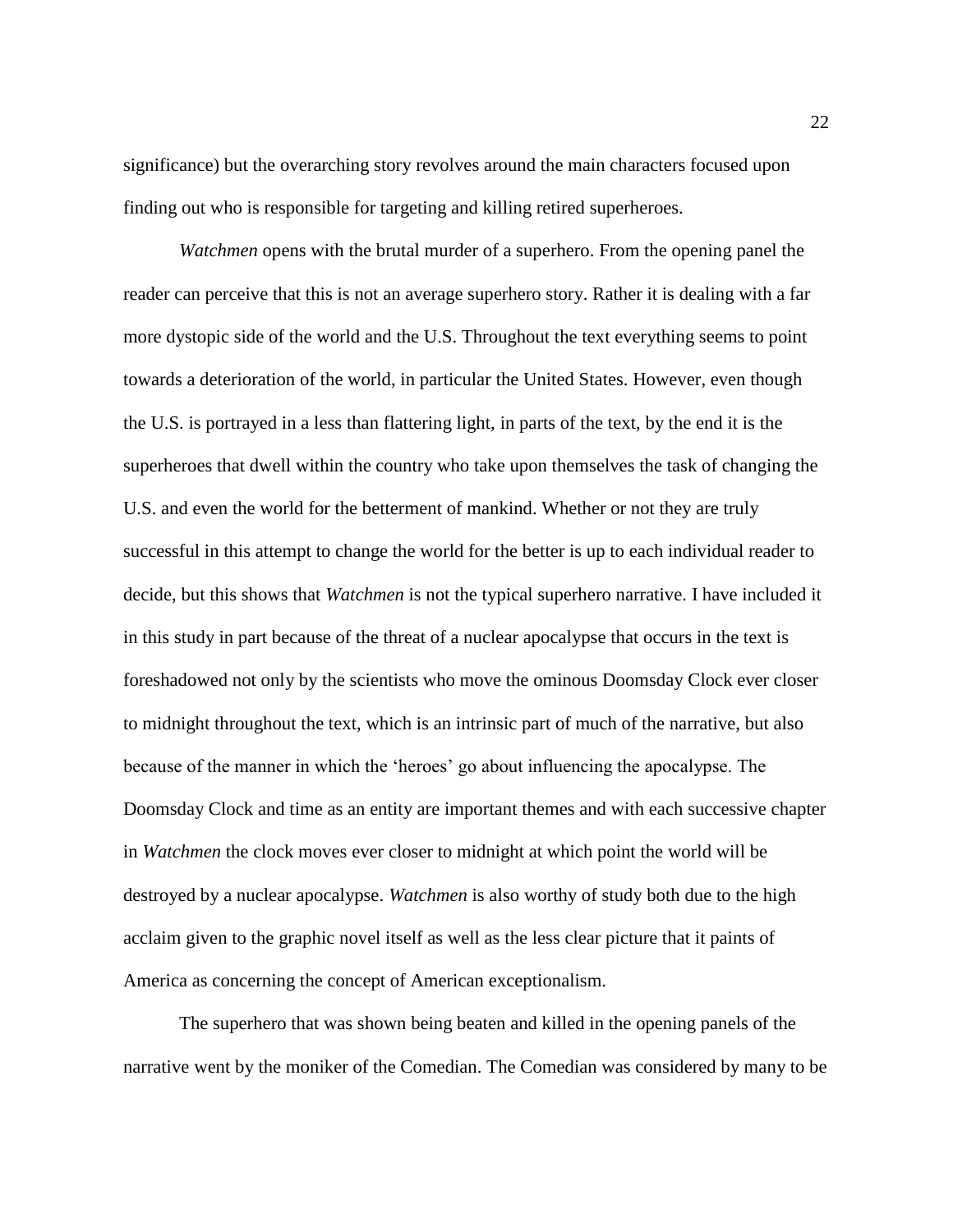significance) but the overarching story revolves around the main characters focused upon finding out who is responsible for targeting and killing retired superheroes.

*Watchmen* opens with the brutal murder of a superhero. From the opening panel the reader can perceive that this is not an average superhero story. Rather it is dealing with a far more dystopic side of the world and the U.S. Throughout the text everything seems to point towards a deterioration of the world, in particular the United States. However, even though the U.S. is portrayed in a less than flattering light, in parts of the text, by the end it is the superheroes that dwell within the country who take upon themselves the task of changing the U.S. and even the world for the betterment of mankind. Whether or not they are truly successful in this attempt to change the world for the better is up to each individual reader to decide, but this shows that *Watchmen* is not the typical superhero narrative. I have included it in this study in part because of the threat of a nuclear apocalypse that occurs in the text is foreshadowed not only by the scientists who move the ominous Doomsday Clock ever closer to midnight throughout the text, which is an intrinsic part of much of the narrative, but also because of the manner in which the 'heroes' go about influencing the apocalypse. The Doomsday Clock and time as an entity are important themes and with each successive chapter in *Watchmen* the clock moves ever closer to midnight at which point the world will be destroyed by a nuclear apocalypse. *Watchmen* is also worthy of study both due to the high acclaim given to the graphic novel itself as well as the less clear picture that it paints of America as concerning the concept of American exceptionalism.

The superhero that was shown being beaten and killed in the opening panels of the narrative went by the moniker of the Comedian. The Comedian was considered by many to be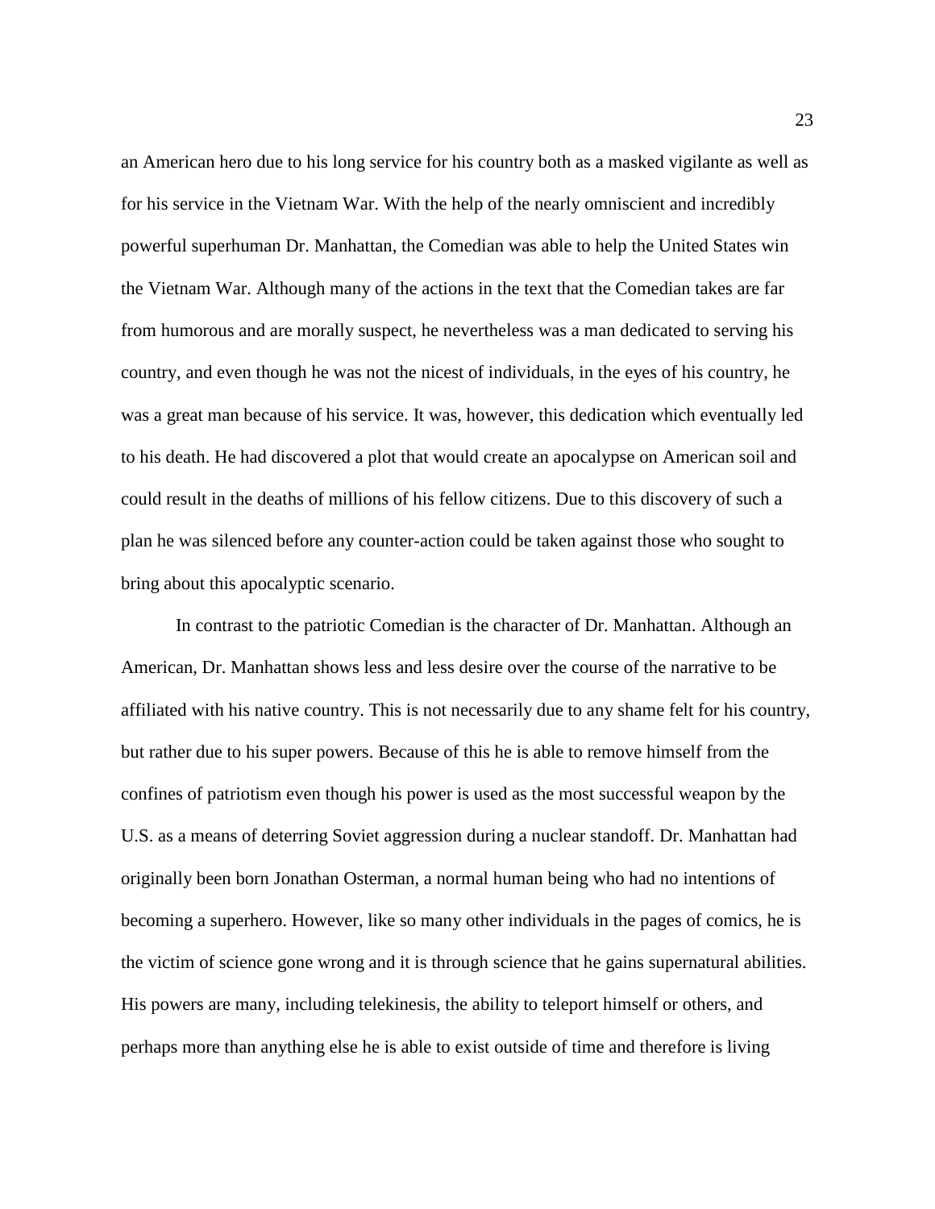an American hero due to his long service for his country both as a masked vigilante as well as for his service in the Vietnam War. With the help of the nearly omniscient and incredibly powerful superhuman Dr. Manhattan, the Comedian was able to help the United States win the Vietnam War. Although many of the actions in the text that the Comedian takes are far from humorous and are morally suspect, he nevertheless was a man dedicated to serving his country, and even though he was not the nicest of individuals, in the eyes of his country, he was a great man because of his service. It was, however, this dedication which eventually led to his death. He had discovered a plot that would create an apocalypse on American soil and could result in the deaths of millions of his fellow citizens. Due to this discovery of such a plan he was silenced before any counter-action could be taken against those who sought to bring about this apocalyptic scenario.

In contrast to the patriotic Comedian is the character of Dr. Manhattan. Although an American, Dr. Manhattan shows less and less desire over the course of the narrative to be affiliated with his native country. This is not necessarily due to any shame felt for his country, but rather due to his super powers. Because of this he is able to remove himself from the confines of patriotism even though his power is used as the most successful weapon by the U.S. as a means of deterring Soviet aggression during a nuclear standoff. Dr. Manhattan had originally been born Jonathan Osterman, a normal human being who had no intentions of becoming a superhero. However, like so many other individuals in the pages of comics, he is the victim of science gone wrong and it is through science that he gains supernatural abilities. His powers are many, including telekinesis, the ability to teleport himself or others, and perhaps more than anything else he is able to exist outside of time and therefore is living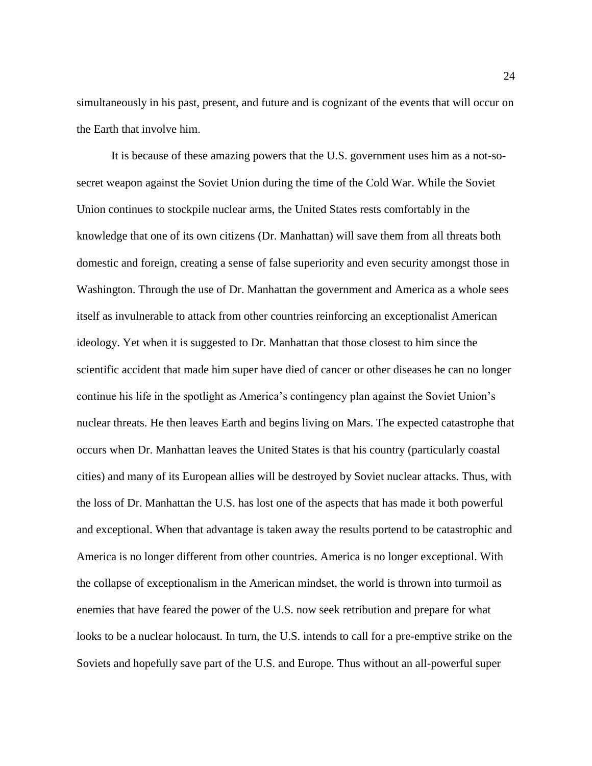simultaneously in his past, present, and future and is cognizant of the events that will occur on the Earth that involve him.

It is because of these amazing powers that the U.S. government uses him as a not-so-secret weapon against the Soviet Union during the time of the Cold War. While the Soviet Union continues to stockpile nuclear arms, the United States rests comfortably in the knowledge that one of its own citizens (Dr. Manhattan) will save them from all threats both domestic and foreign, creating a sense of false superiority and even security amongst those in Washington. Through the use of Dr. Manhattan the government and America as a whole sees itself as invulnerable to attack from other countries reinforcing an exceptionalist American ideology. Yet when it is suggested to Dr. Manhattan that those closest to him since the scientific accident that made him super have died of cancer or other diseases he can no longer continue his life in the spotlight as America's contingency plan against the Soviet Union's nuclear threats. He then leaves Earth and begins living on Mars. The expected catastrophe that occurs when Dr. Manhattan leaves the United States is that his country (particularly coastal cities) and many of its European allies will be destroyed by Soviet nuclear attacks. Thus, with the loss of Dr. Manhattan the U.S. has lost one of the aspects that has made it both powerful and exceptional. When that advantage is taken away the results portend to be catastrophic and America is no longer different from other countries. America is no longer exceptional. With the collapse of exceptionalism in the American mindset, the world is thrown into turmoil as enemies that have feared the power of the U.S. now seek retribution and prepare for what looks to be a nuclear holocaust. In turn, the U.S. intends to call for a pre-emptive strike on the Soviets and hopefully save part of the U.S. and Europe. Thus without an all-powerful super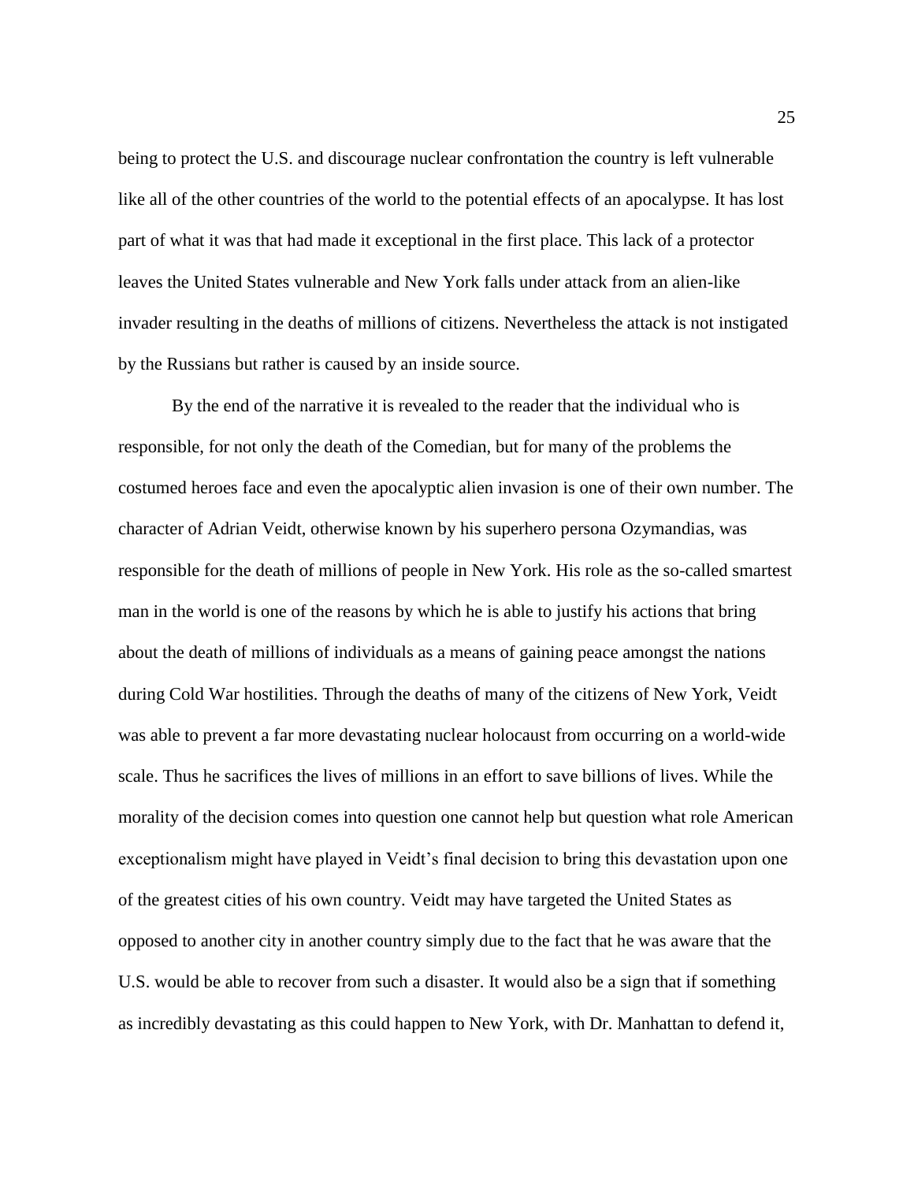being to protect the U.S. and discourage nuclear confrontation the country is left vulnerable like all of the other countries of the world to the potential effects of an apocalypse. It has lost part of what it was that had made it exceptional in the first place. This lack of a protector leaves the United States vulnerable and New York falls under attack from an alien-like invader resulting in the deaths of millions of citizens. Nevertheless the attack is not instigated by the Russians but rather is caused by an inside source.

By the end of the narrative it is revealed to the reader that the individual who is responsible, for not only the death of the Comedian, but for many of the problems the costumed heroes face and even the apocalyptic alien invasion is one of their own number. The character of Adrian Veidt, otherwise known by his superhero persona Ozymandias, was responsible for the death of millions of people in New York. His role as the so-called smartest man in the world is one of the reasons by which he is able to justify his actions that bring about the death of millions of individuals as a means of gaining peace amongst the nations during Cold War hostilities. Through the deaths of many of the citizens of New York, Veidt was able to prevent a far more devastating nuclear holocaust from occurring on a world-wide scale. Thus he sacrifices the lives of millions in an effort to save billions of lives. While the morality of the decision comes into question one cannot help but question what role American exceptionalism might have played in Veidt's final decision to bring this devastation upon one of the greatest cities of his own country. Veidt may have targeted the United States as opposed to another city in another country simply due to the fact that he was aware that the U.S. would be able to recover from such a disaster. It would also be a sign that if something as incredibly devastating as this could happen to New York, with Dr. Manhattan to defend it,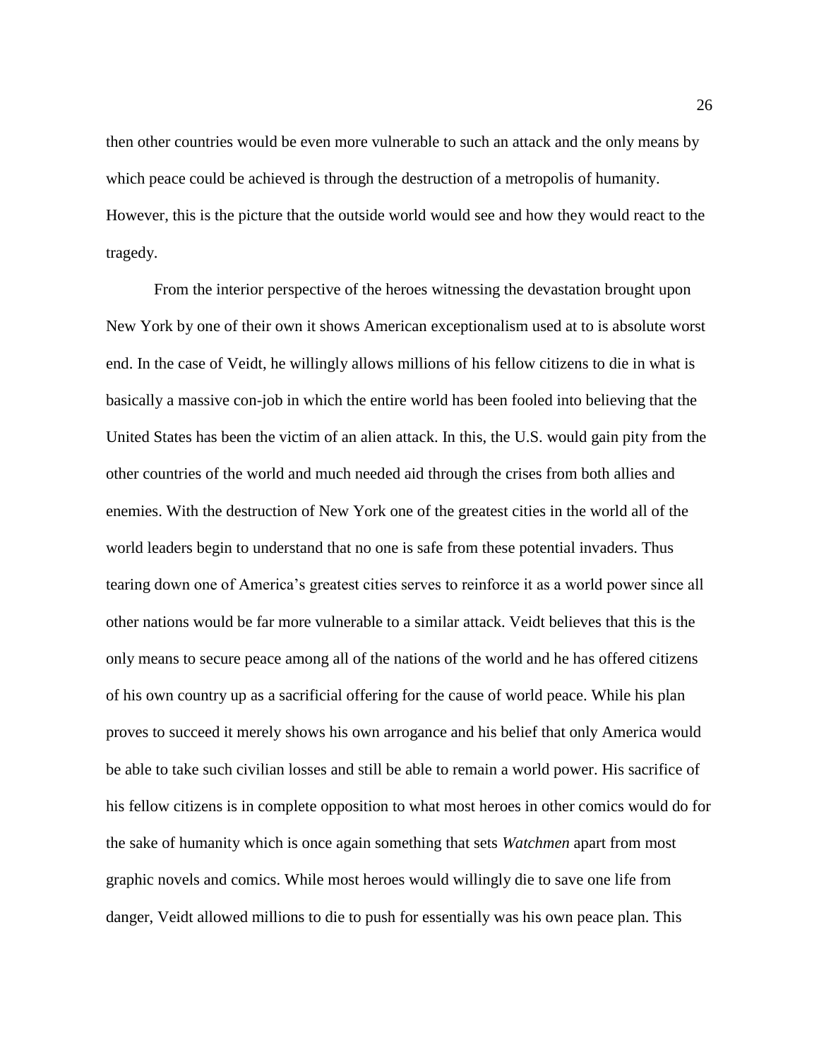then other countries would be even more vulnerable to such an attack and the only means by which peace could be achieved is through the destruction of a metropolis of humanity. However, this is the picture that the outside world would see and how they would react to the tragedy.

From the interior perspective of the heroes witnessing the devastation brought upon New York by one of their own it shows American exceptionalism used at to is absolute worst end. In the case of Veidt, he willingly allows millions of his fellow citizens to die in what is basically a massive con-job in which the entire world has been fooled into believing that the United States has been the victim of an alien attack. In this, the U.S. would gain pity from the other countries of the world and much needed aid through the crises from both allies and enemies. With the destruction of New York one of the greatest cities in the world all of the world leaders begin to understand that no one is safe from these potential invaders. Thus tearing down one of America's greatest cities serves to reinforce it as a world power since all other nations would be far more vulnerable to a similar attack. Veidt believes that this is the only means to secure peace among all of the nations of the world and he has offered citizens of his own country up as a sacrificial offering for the cause of world peace. While his plan proves to succeed it merely shows his own arrogance and his belief that only America would be able to take such civilian losses and still be able to remain a world power. His sacrifice of his fellow citizens is in complete opposition to what most heroes in other comics would do for the sake of humanity which is once again something that sets *Watchmen* apart from most graphic novels and comics. While most heroes would willingly die to save one life from danger, Veidt allowed millions to die to push for essentially was his own peace plan. This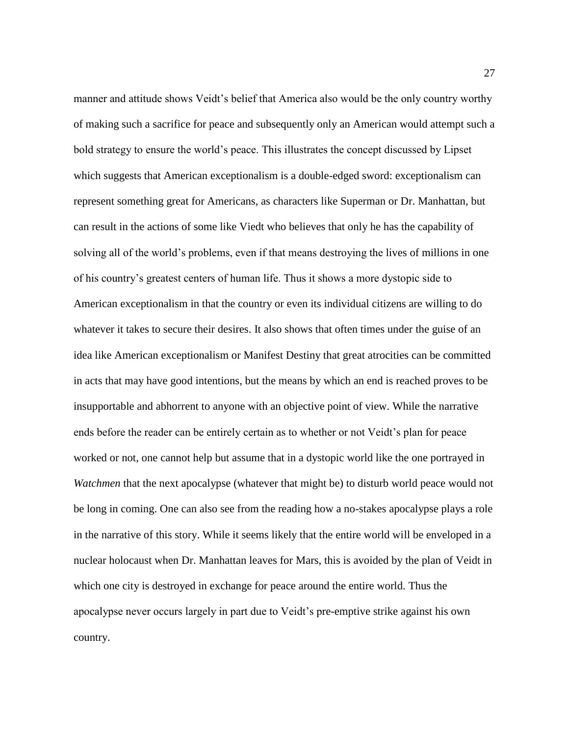manner and attitude shows Veidt's belief that America also would be the only country worthy of making such a sacrifice for peace and subsequently only an American would attempt such a bold strategy to ensure the world's peace. This illustrates the concept discussed by Lipset which suggests that American exceptionalism is a double-edged sword: exceptionalism can represent something great for Americans, as characters like Superman or Dr. Manhattan, but can result in the actions of some like Viedt who believes that only he has the capability of solving all of the world's problems, even if that means destroying the lives of millions in one of his country's greatest centers of human life. Thus it shows a more dystopic side to American exceptionalism in that the country or even its individual citizens are willing to do whatever it takes to secure their desires. It also shows that often times under the guise of an idea like American exceptionalism or Manifest Destiny that great atrocities can be committed in acts that may have good intentions, but the means by which an end is reached proves to be insupportable and abhorrent to anyone with an objective point of view. While the narrative ends before the reader can be entirely certain as to whether or not Veidt's plan for peace worked or not, one cannot help but assume that in a dystopic world like the one portrayed in *Watchmen* that the next apocalypse (whatever that might be) to disturb world peace would not be long in coming. One can also see from the reading how a no-stakes apocalypse plays a role in the narrative of this story. While it seems likely that the entire world will be enveloped in a nuclear holocaust when Dr. Manhattan leaves for Mars, this is avoided by the plan of Veidt in which one city is destroyed in exchange for peace around the entire world. Thus the apocalypse never occurs largely in part due to Veidt's pre-emptive strike against his own country.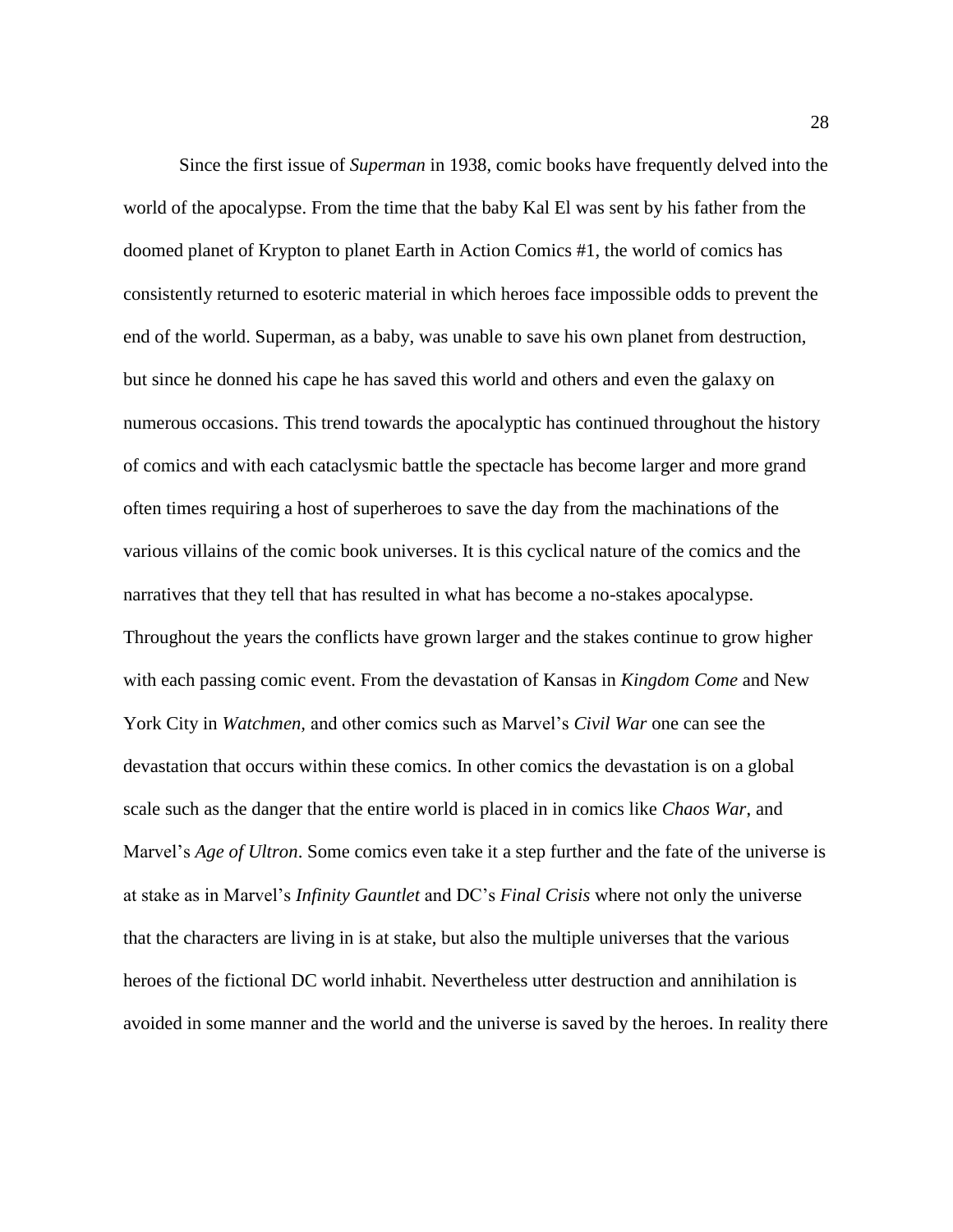Since the first issue of *Superman* in 1938, comic books have frequently delved into the world of the apocalypse. From the time that the baby Kal El was sent by his father from the doomed planet of Krypton to planet Earth in Action Comics #1, the world of comics has consistently returned to esoteric material in which heroes face impossible odds to prevent the end of the world. Superman, as a baby, was unable to save his own planet from destruction, but since he donned his cape he has saved this world and others and even the galaxy on numerous occasions. This trend towards the apocalyptic has continued throughout the history of comics and with each cataclysmic battle the spectacle has become larger and more grand often times requiring a host of superheroes to save the day from the machinations of the various villains of the comic book universes. It is this cyclical nature of the comics and the narratives that they tell that has resulted in what has become a no-stakes apocalypse. Throughout the years the conflicts have grown larger and the stakes continue to grow higher with each passing comic event. From the devastation of Kansas in *Kingdom Come* and New York City in *Watchmen,* and other comics such as Marvel's *Civil War* one can see the devastation that occurs within these comics. In other comics the devastation is on a global scale such as the danger that the entire world is placed in in comics like *Chaos War*, and Marvel's *Age of Ultron*. Some comics even take it a step further and the fate of the universe is at stake as in Marvel's *Infinity Gauntlet* and DC's *Final Crisis* where not only the universe that the characters are living in is at stake, but also the multiple universes that the various heroes of the fictional DC world inhabit. Nevertheless utter destruction and annihilation is avoided in some manner and the world and the universe is saved by the heroes. In reality there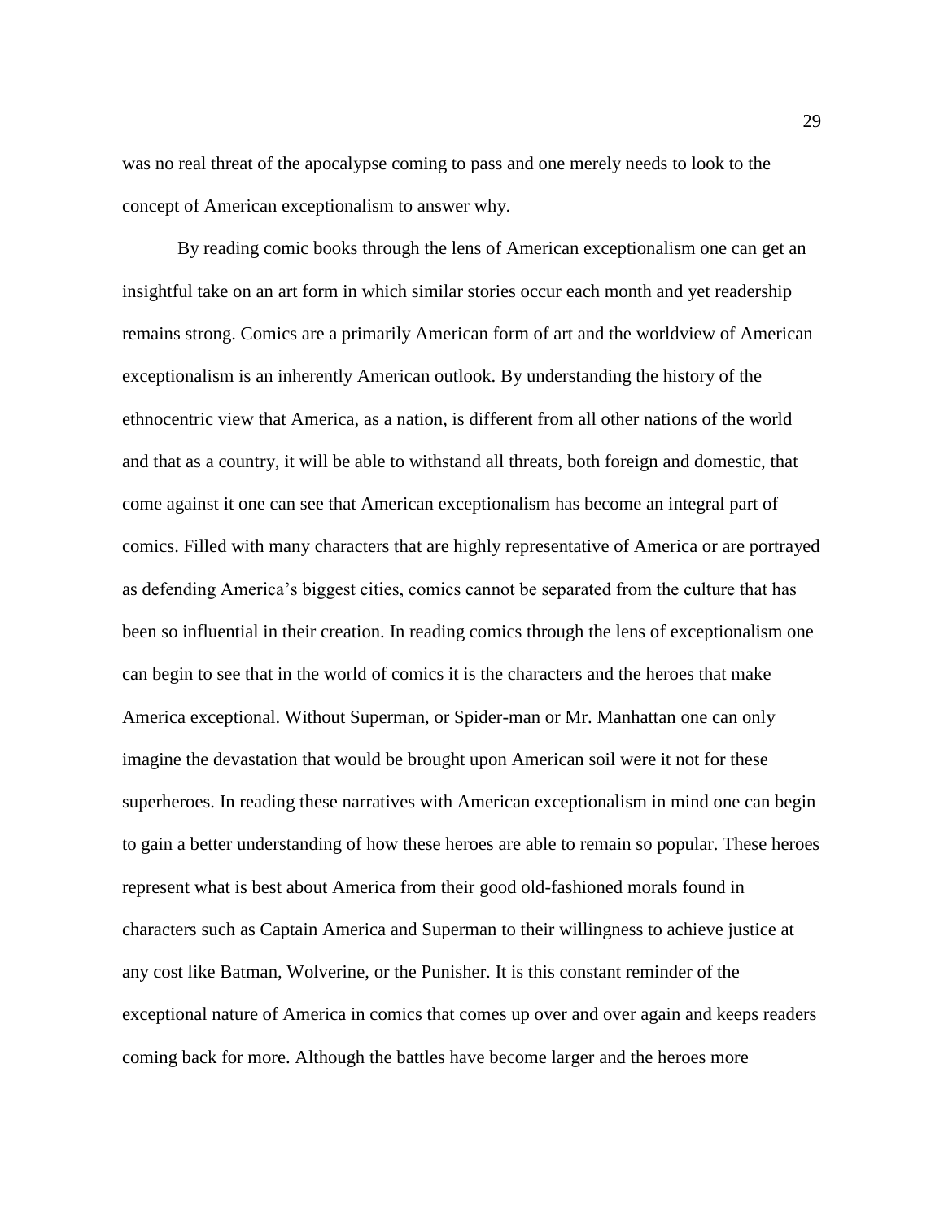was no real threat of the apocalypse coming to pass and one merely needs to look to the concept of American exceptionalism to answer why.

By reading comic books through the lens of American exceptionalism one can get an insightful take on an art form in which similar stories occur each month and yet readership remains strong. Comics are a primarily American form of art and the worldview of American exceptionalism is an inherently American outlook. By understanding the history of the ethnocentric view that America, as a nation, is different from all other nations of the world and that as a country, it will be able to withstand all threats, both foreign and domestic, that come against it one can see that American exceptionalism has become an integral part of comics. Filled with many characters that are highly representative of America or are portrayed as defending America's biggest cities, comics cannot be separated from the culture that has been so influential in their creation. In reading comics through the lens of exceptionalism one can begin to see that in the world of comics it is the characters and the heroes that make America exceptional. Without Superman, or Spider-man or Mr. Manhattan one can only imagine the devastation that would be brought upon American soil were it not for these superheroes. In reading these narratives with American exceptionalism in mind one can begin to gain a better understanding of how these heroes are able to remain so popular. These heroes represent what is best about America from their good old-fashioned morals found in characters such as Captain America and Superman to their willingness to achieve justice at any cost like Batman, Wolverine, or the Punisher. It is this constant reminder of the exceptional nature of America in comics that comes up over and over again and keeps readers coming back for more. Although the battles have become larger and the heroes more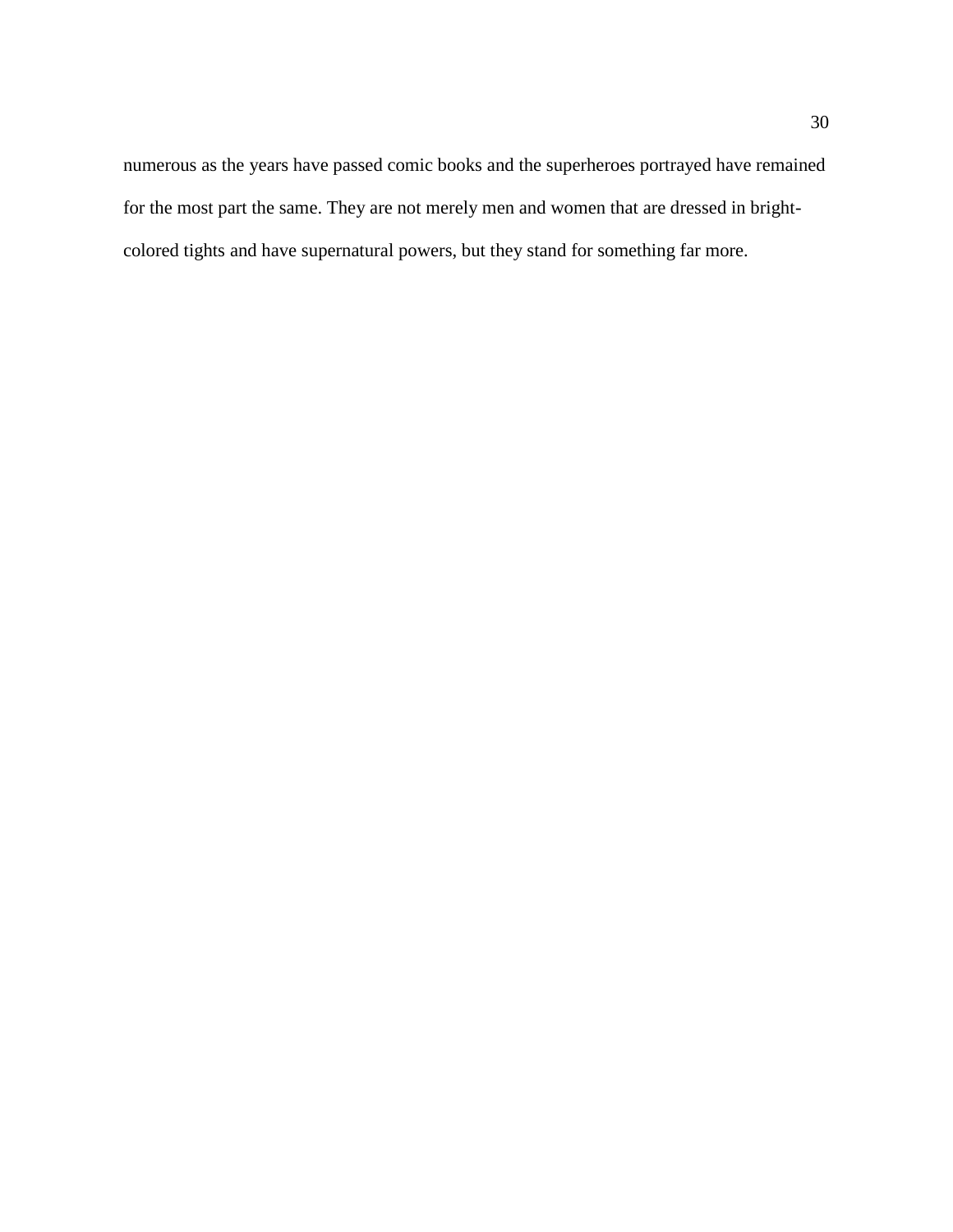numerous as the years have passed comic books and the superheroes portrayed have remained for the most part the same. They are not merely men and women that are dressed in bright-colored tights and have supernatural powers, but they stand for something far more.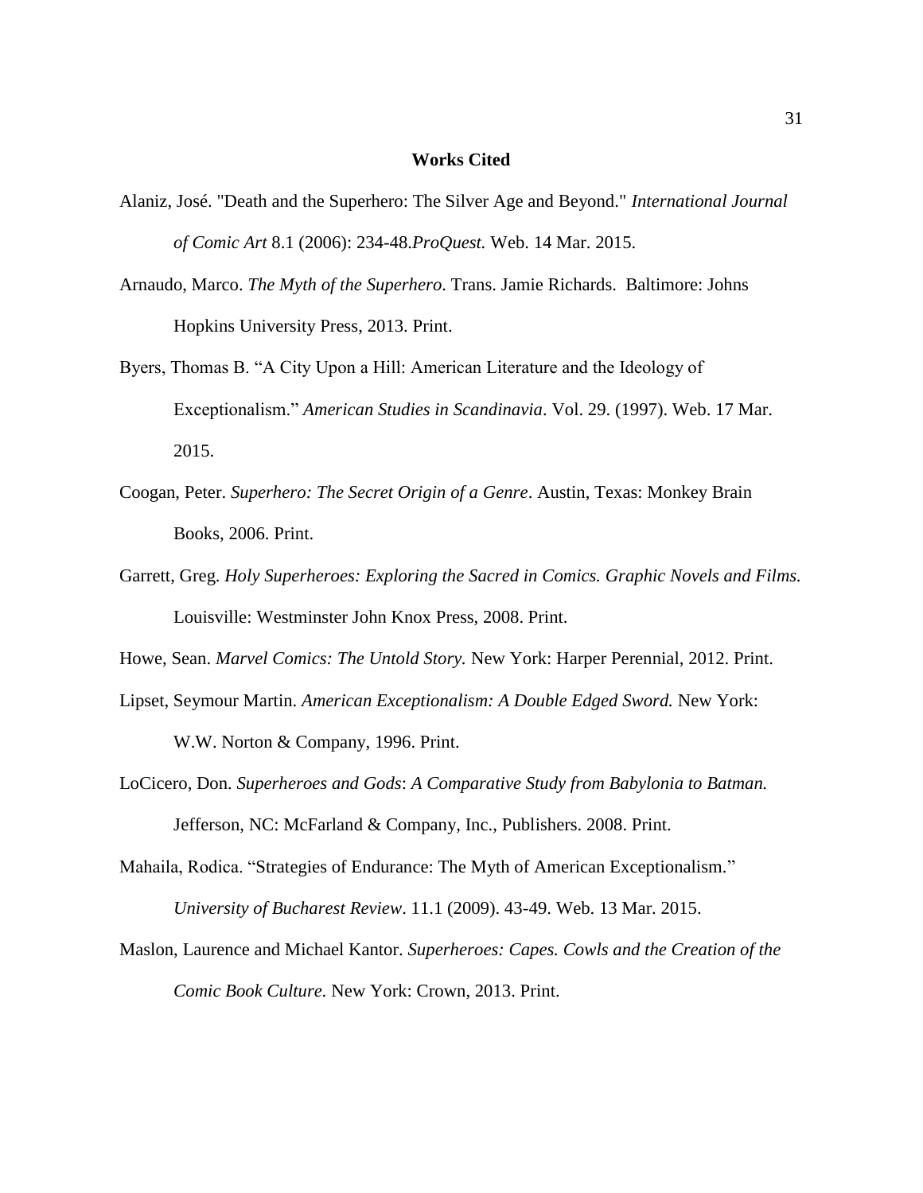# **Works Cited**

Alaniz, José. "Death and the Superhero: The Silver Age and Beyond." *International Journal of Comic Art* 8.1 (2006): 234-48.*ProQuest.* Web. 14 Mar. 2015.

Arnaudo, Marco. *The Myth of the Superhero*. Trans. Jamie Richards. Baltimore: Johns Hopkins University Press, 2013. Print.

Byers, Thomas B. "A City Upon a Hill: American Literature and the Ideology of Exceptionalism." *American Studies in Scandinavia*. Vol. 29. (1997). Web. 17 Mar. 2015.

Coogan, Peter. *Superhero: The Secret Origin of a Genre*. Austin, Texas: Monkey Brain Books, 2006. Print.

Garrett, Greg. *Holy Superheroes: Exploring the Sacred in Comics. Graphic Novels and Films.* Louisville: Westminster John Knox Press, 2008. Print.

Howe, Sean. *Marvel Comics: The Untold Story.* New York: Harper Perennial, 2012. Print.

Lipset, Seymour Martin. *American Exceptionalism: A Double Edged Sword.* New York: W.W. Norton & Company, 1996. Print.

LoCicero, Don. *Superheroes and Gods*: *A Comparative Study from Babylonia to Batman.* Jefferson, NC: McFarland & Company, Inc., Publishers. 2008. Print.

Mahaila, Rodica. "Strategies of Endurance: The Myth of American Exceptionalism." *University of Bucharest Review*. 11.1 (2009). 43-49. Web. 13 Mar. 2015.

Maslon, Laurence and Michael Kantor. *Superheroes: Capes. Cowls and the Creation of the Comic Book Culture.* New York: Crown, 2013. Print.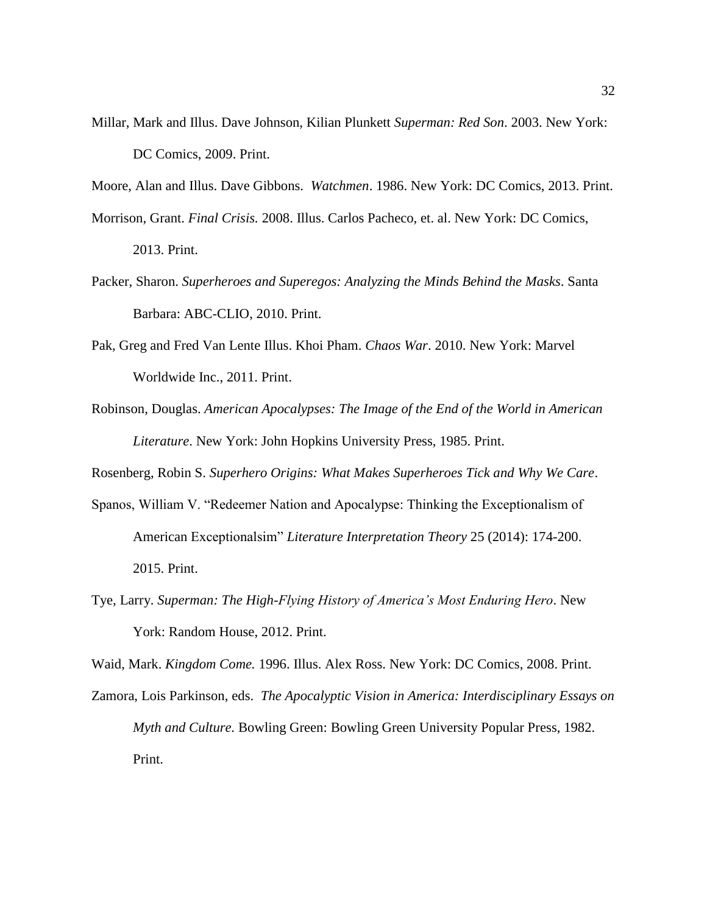Millar, Mark and Illus. Dave Johnson, Kilian Plunkett *Superman: Red Son*. 2003. New York: DC Comics, 2009. Print.

Moore, Alan and Illus. Dave Gibbons. *Watchmen*. 1986. New York: DC Comics, 2013. Print.

Morrison, Grant. *Final Crisis.* 2008. Illus. Carlos Pacheco, et. al. New York: DC Comics, 2013. Print.

Packer, Sharon. *Superheroes and Superegos: Analyzing the Minds Behind the Masks*. Santa Barbara: ABC-CLIO, 2010. Print.

Pak, Greg and Fred Van Lente Illus. Khoi Pham. *Chaos War*. 2010. New York: Marvel Worldwide Inc., 2011. Print.

Robinson, Douglas. *American Apocalypses: The Image of the End of the World in American Literature*. New York: John Hopkins University Press, 1985. Print.

Rosenberg, Robin S. *Superhero Origins: What Makes Superheroes Tick and Why We Care*.

Spanos, William V. "Redeemer Nation and Apocalypse: Thinking the Exceptionalism of American Exceptionalsim" *Literature Interpretation Theory* 25 (2014): 174-200. 2015. Print.

Tye, Larry. *Superman: The High-Flying History of America's Most Enduring Hero*. New York: Random House, 2012. Print.

Waid, Mark. *Kingdom Come.* 1996. Illus. Alex Ross. New York: DC Comics, 2008. Print.

Zamora, Lois Parkinson, eds. *The Apocalyptic Vision in America: Interdisciplinary Essays on Myth and Culture.* Bowling Green: Bowling Green University Popular Press, 1982. Print.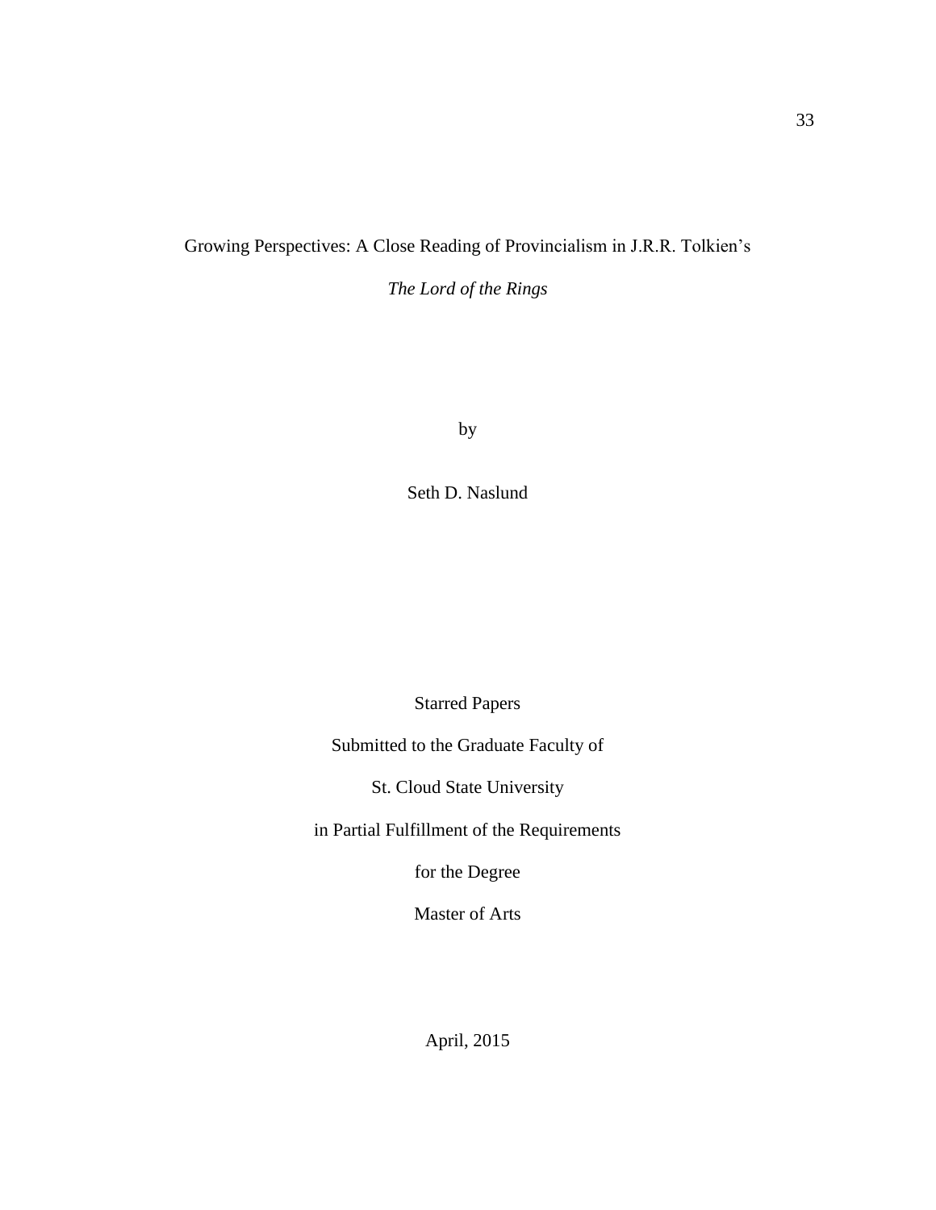Growing Perspectives: A Close Reading of Provincialism in J.R.R. Tolkien's

*The Lord of the Rings*

by

Seth D. Naslund

Starred Papers

Submitted to the Graduate Faculty of

St. Cloud State University

in Partial Fulfillment of the Requirements

for the Degree

Master of Arts

April, 2015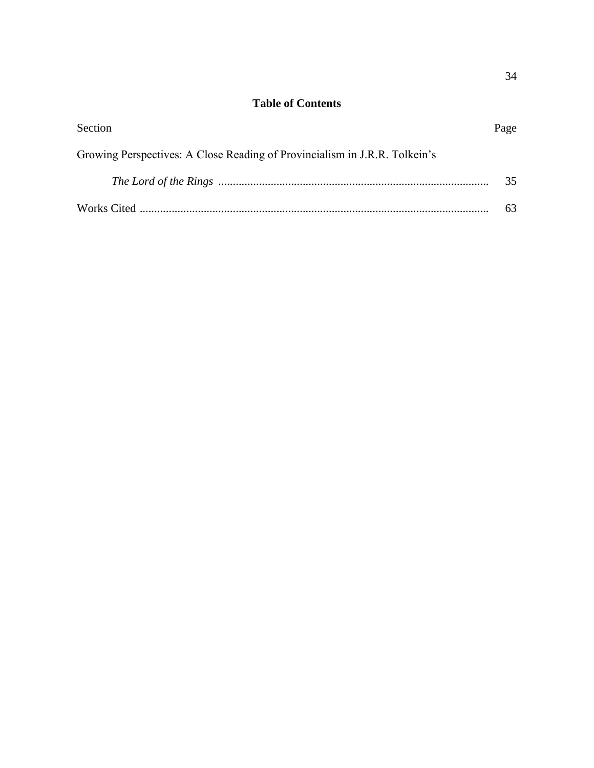**Table of Contents**

| Section | Page |
| --- | --- |
| Growing Perspectives: A Close Reading of Provincialism in J.R.R. Tolkein's *The Lord of the Rings* | 35 |
| Works Cited | 63 |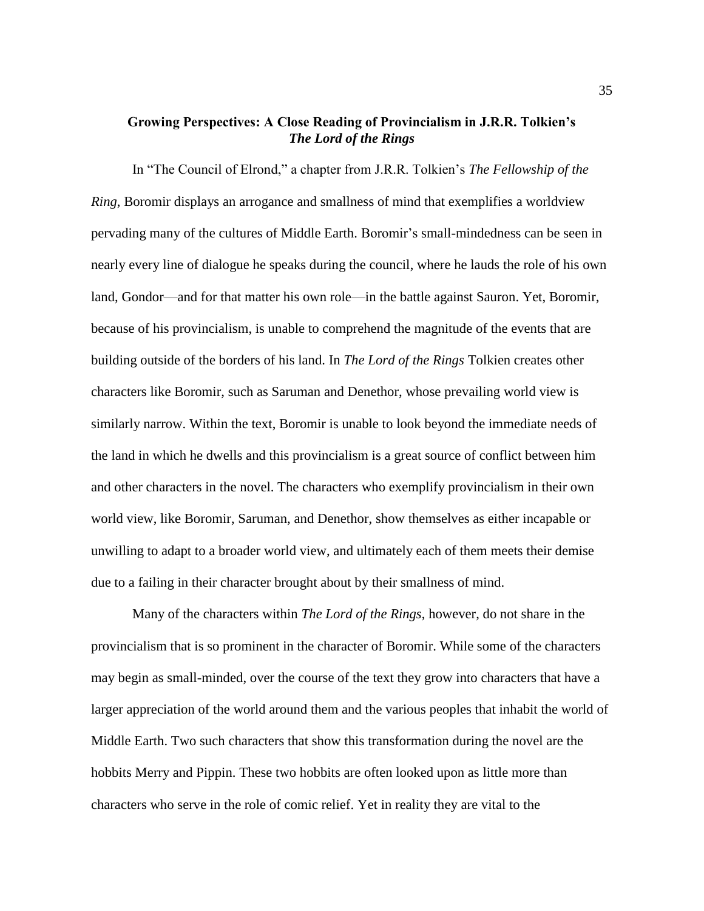## **Growing Perspectives: A Close Reading of Provincialism in J.R.R. Tolkien's *The Lord of the Rings***

In "The Council of Elrond," a chapter from J.R.R. Tolkien's *The Fellowship of the Ring*, Boromir displays an arrogance and smallness of mind that exemplifies a worldview pervading many of the cultures of Middle Earth. Boromir's small-mindedness can be seen in nearly every line of dialogue he speaks during the council, where he lauds the role of his own land, Gondor—and for that matter his own role—in the battle against Sauron. Yet, Boromir, because of his provincialism, is unable to comprehend the magnitude of the events that are building outside of the borders of his land. In *The Lord of the Rings* Tolkien creates other characters like Boromir, such as Saruman and Denethor, whose prevailing world view is similarly narrow. Within the text, Boromir is unable to look beyond the immediate needs of the land in which he dwells and this provincialism is a great source of conflict between him and other characters in the novel. The characters who exemplify provincialism in their own world view, like Boromir, Saruman, and Denethor, show themselves as either incapable or unwilling to adapt to a broader world view, and ultimately each of them meets their demise due to a failing in their character brought about by their smallness of mind.

Many of the characters within *The Lord of the Rings*, however, do not share in the provincialism that is so prominent in the character of Boromir. While some of the characters may begin as small-minded, over the course of the text they grow into characters that have a larger appreciation of the world around them and the various peoples that inhabit the world of Middle Earth. Two such characters that show this transformation during the novel are the hobbits Merry and Pippin. These two hobbits are often looked upon as little more than characters who serve in the role of comic relief. Yet in reality they are vital to the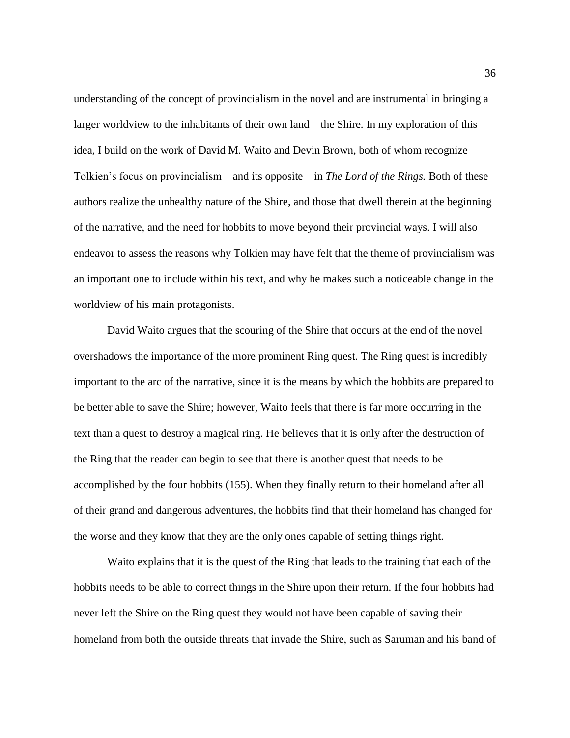understanding of the concept of provincialism in the novel and are instrumental in bringing a larger worldview to the inhabitants of their own land—the Shire. In my exploration of this idea, I build on the work of David M. Waito and Devin Brown, both of whom recognize Tolkien's focus on provincialism—and its opposite—in *The Lord of the Rings.* Both of these authors realize the unhealthy nature of the Shire, and those that dwell therein at the beginning of the narrative, and the need for hobbits to move beyond their provincial ways. I will also endeavor to assess the reasons why Tolkien may have felt that the theme of provincialism was an important one to include within his text, and why he makes such a noticeable change in the worldview of his main protagonists.

David Waito argues that the scouring of the Shire that occurs at the end of the novel overshadows the importance of the more prominent Ring quest. The Ring quest is incredibly important to the arc of the narrative, since it is the means by which the hobbits are prepared to be better able to save the Shire; however, Waito feels that there is far more occurring in the text than a quest to destroy a magical ring. He believes that it is only after the destruction of the Ring that the reader can begin to see that there is another quest that needs to be accomplished by the four hobbits (155). When they finally return to their homeland after all of their grand and dangerous adventures, the hobbits find that their homeland has changed for the worse and they know that they are the only ones capable of setting things right.

Waito explains that it is the quest of the Ring that leads to the training that each of the hobbits needs to be able to correct things in the Shire upon their return. If the four hobbits had never left the Shire on the Ring quest they would not have been capable of saving their homeland from both the outside threats that invade the Shire, such as Saruman and his band of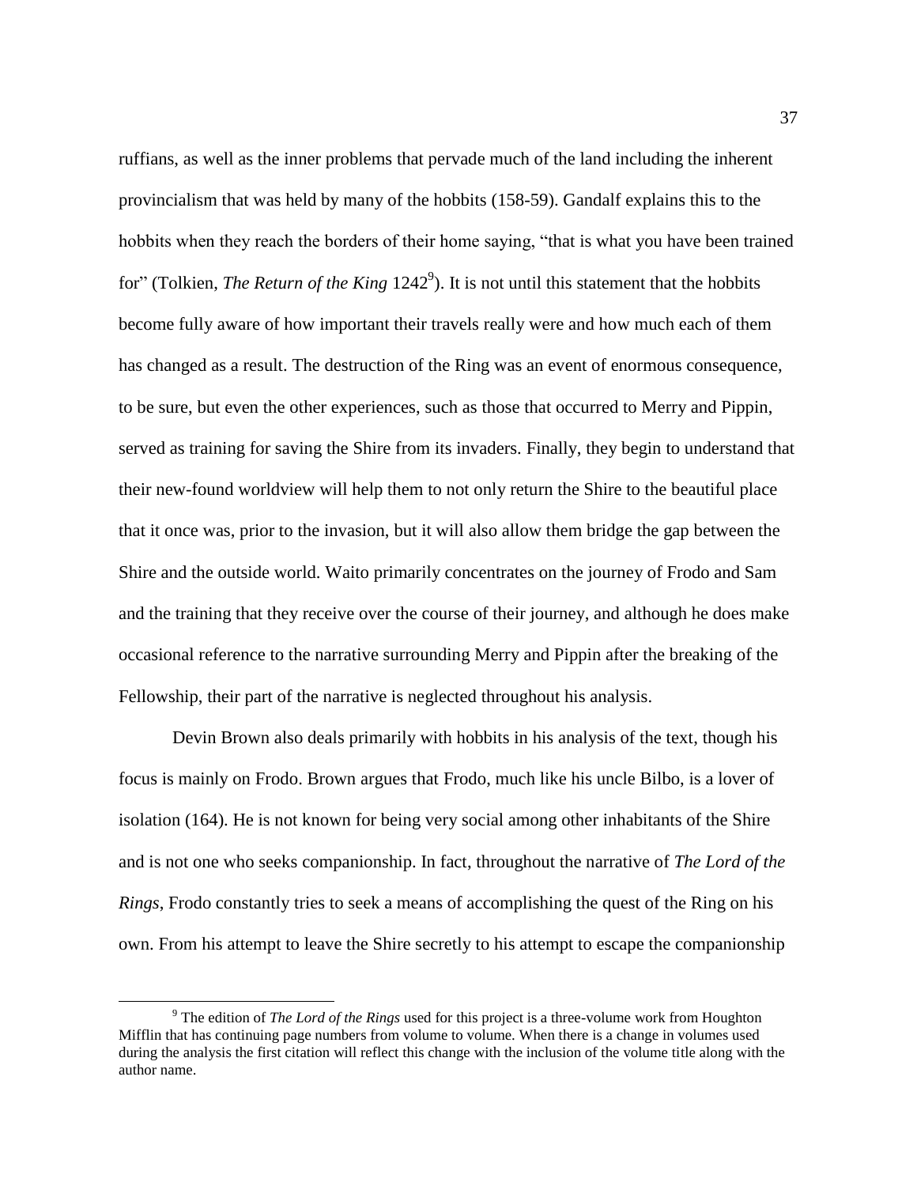ruffians, as well as the inner problems that pervade much of the land including the inherent provincialism that was held by many of the hobbits (158-59). Gandalf explains this to the hobbits when they reach the borders of their home saying, "that is what you have been trained for" (Tolkien, *The Return of the King* 1242[9]). It is not until this statement that the hobbits become fully aware of how important their travels really were and how much each of them has changed as a result. The destruction of the Ring was an event of enormous consequence, to be sure, but even the other experiences, such as those that occurred to Merry and Pippin, served as training for saving the Shire from its invaders. Finally, they begin to understand that their new-found worldview will help them to not only return the Shire to the beautiful place that it once was, prior to the invasion, but it will also allow them bridge the gap between the Shire and the outside world. Waito primarily concentrates on the journey of Frodo and Sam and the training that they receive over the course of their journey, and although he does make occasional reference to the narrative surrounding Merry and Pippin after the breaking of the Fellowship, their part of the narrative is neglected throughout his analysis.

Devin Brown also deals primarily with hobbits in his analysis of the text, though his focus is mainly on Frodo. Brown argues that Frodo, much like his uncle Bilbo, is a lover of isolation (164). He is not known for being very social among other inhabitants of the Shire and is not one who seeks companionship. In fact, throughout the narrative of *The Lord of the Rings*, Frodo constantly tries to seek a means of accomplishing the quest of the Ring on his own. From his attempt to leave the Shire secretly to his attempt to escape the companionship

[9] The edition of *The Lord of the Rings* used for this project is a three-volume work from Houghton Mifflin that has continuing page numbers from volume to volume. When there is a change in volumes used during the analysis the first citation will reflect this change with the inclusion of the volume title along with the author name.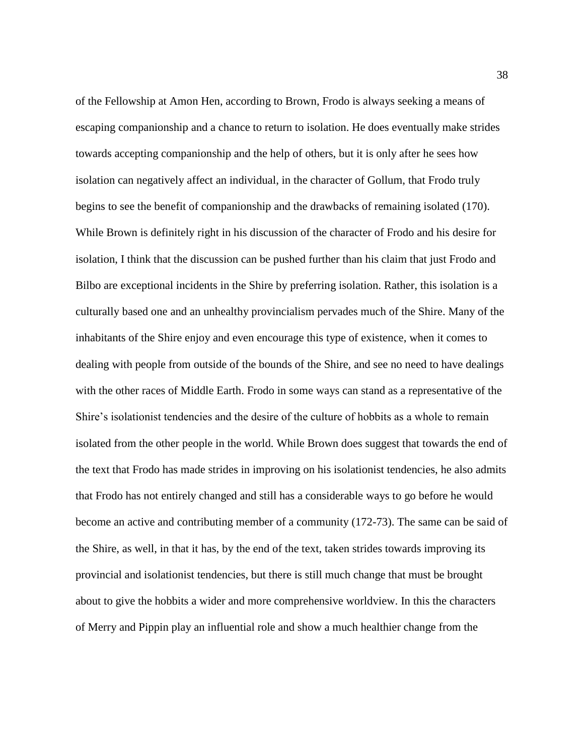of the Fellowship at Amon Hen, according to Brown, Frodo is always seeking a means of escaping companionship and a chance to return to isolation. He does eventually make strides towards accepting companionship and the help of others, but it is only after he sees how isolation can negatively affect an individual, in the character of Gollum, that Frodo truly begins to see the benefit of companionship and the drawbacks of remaining isolated (170). While Brown is definitely right in his discussion of the character of Frodo and his desire for isolation, I think that the discussion can be pushed further than his claim that just Frodo and Bilbo are exceptional incidents in the Shire by preferring isolation. Rather, this isolation is a culturally based one and an unhealthy provincialism pervades much of the Shire. Many of the inhabitants of the Shire enjoy and even encourage this type of existence, when it comes to dealing with people from outside of the bounds of the Shire, and see no need to have dealings with the other races of Middle Earth. Frodo in some ways can stand as a representative of the Shire's isolationist tendencies and the desire of the culture of hobbits as a whole to remain isolated from the other people in the world. While Brown does suggest that towards the end of the text that Frodo has made strides in improving on his isolationist tendencies, he also admits that Frodo has not entirely changed and still has a considerable ways to go before he would become an active and contributing member of a community (172-73). The same can be said of the Shire, as well, in that it has, by the end of the text, taken strides towards improving its provincial and isolationist tendencies, but there is still much change that must be brought about to give the hobbits a wider and more comprehensive worldview. In this the characters of Merry and Pippin play an influential role and show a much healthier change from the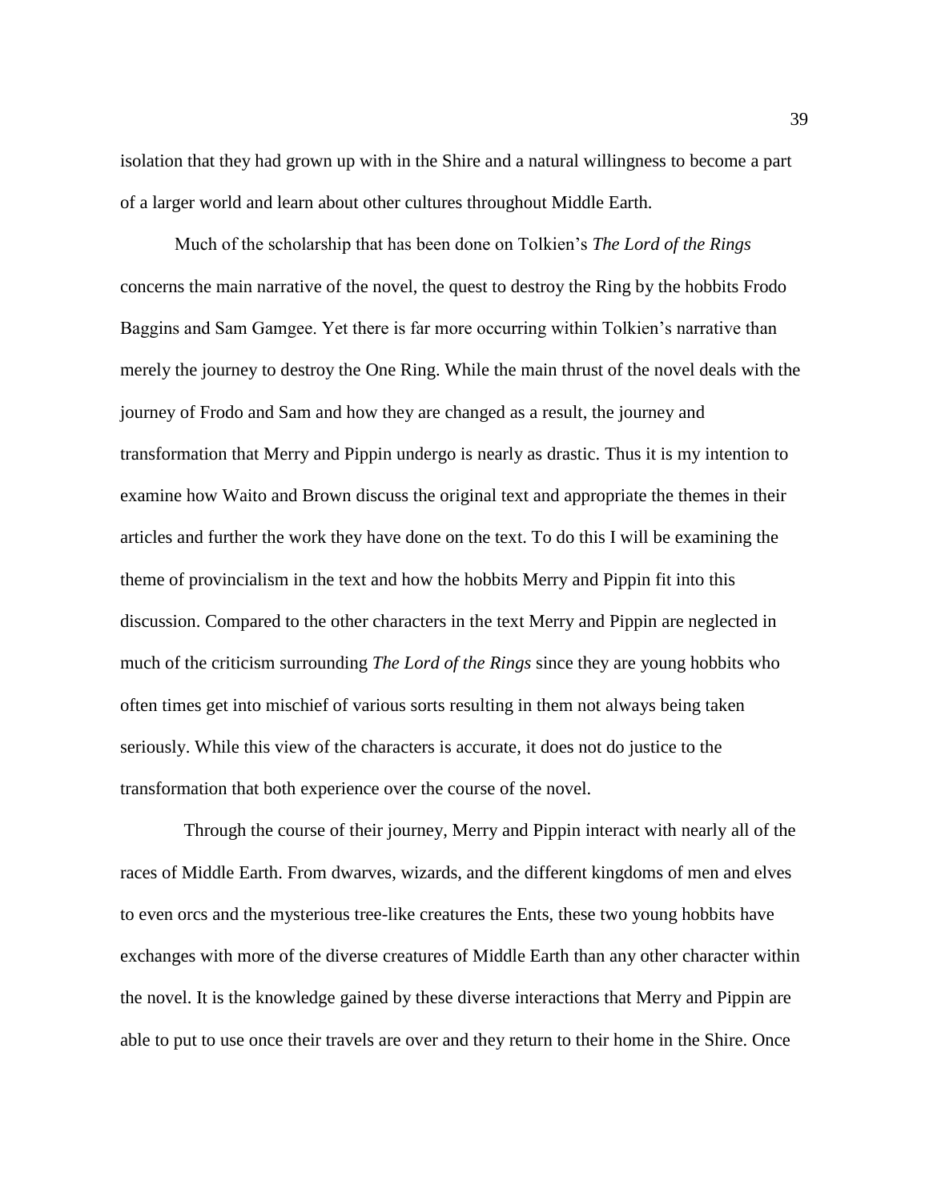isolation that they had grown up with in the Shire and a natural willingness to become a part of a larger world and learn about other cultures throughout Middle Earth.

Much of the scholarship that has been done on Tolkien's *The Lord of the Rings* concerns the main narrative of the novel, the quest to destroy the Ring by the hobbits Frodo Baggins and Sam Gamgee. Yet there is far more occurring within Tolkien's narrative than merely the journey to destroy the One Ring. While the main thrust of the novel deals with the journey of Frodo and Sam and how they are changed as a result, the journey and transformation that Merry and Pippin undergo is nearly as drastic. Thus it is my intention to examine how Waito and Brown discuss the original text and appropriate the themes in their articles and further the work they have done on the text. To do this I will be examining the theme of provincialism in the text and how the hobbits Merry and Pippin fit into this discussion. Compared to the other characters in the text Merry and Pippin are neglected in much of the criticism surrounding *The Lord of the Rings* since they are young hobbits who often times get into mischief of various sorts resulting in them not always being taken seriously. While this view of the characters is accurate, it does not do justice to the transformation that both experience over the course of the novel.

Through the course of their journey, Merry and Pippin interact with nearly all of the races of Middle Earth. From dwarves, wizards, and the different kingdoms of men and elves to even orcs and the mysterious tree-like creatures the Ents, these two young hobbits have exchanges with more of the diverse creatures of Middle Earth than any other character within the novel. It is the knowledge gained by these diverse interactions that Merry and Pippin are able to put to use once their travels are over and they return to their home in the Shire. Once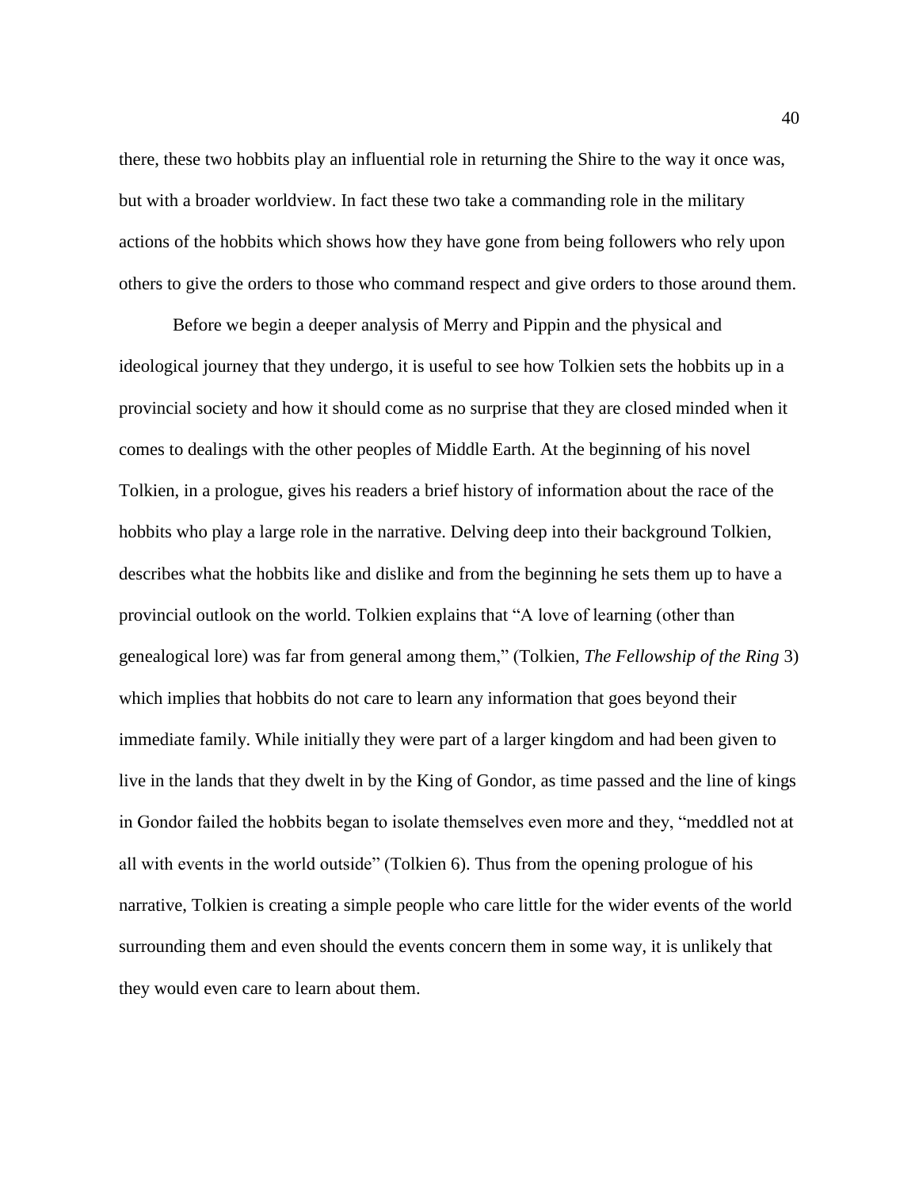there, these two hobbits play an influential role in returning the Shire to the way it once was, but with a broader worldview. In fact these two take a commanding role in the military actions of the hobbits which shows how they have gone from being followers who rely upon others to give the orders to those who command respect and give orders to those around them.

Before we begin a deeper analysis of Merry and Pippin and the physical and ideological journey that they undergo, it is useful to see how Tolkien sets the hobbits up in a provincial society and how it should come as no surprise that they are closed minded when it comes to dealings with the other peoples of Middle Earth. At the beginning of his novel Tolkien, in a prologue, gives his readers a brief history of information about the race of the hobbits who play a large role in the narrative. Delving deep into their background Tolkien, describes what the hobbits like and dislike and from the beginning he sets them up to have a provincial outlook on the world. Tolkien explains that "A love of learning (other than genealogical lore) was far from general among them," (Tolkien, *The Fellowship of the Ring* 3) which implies that hobbits do not care to learn any information that goes beyond their immediate family. While initially they were part of a larger kingdom and had been given to live in the lands that they dwelt in by the King of Gondor, as time passed and the line of kings in Gondor failed the hobbits began to isolate themselves even more and they, "meddled not at all with events in the world outside" (Tolkien 6). Thus from the opening prologue of his narrative, Tolkien is creating a simple people who care little for the wider events of the world surrounding them and even should the events concern them in some way, it is unlikely that they would even care to learn about them.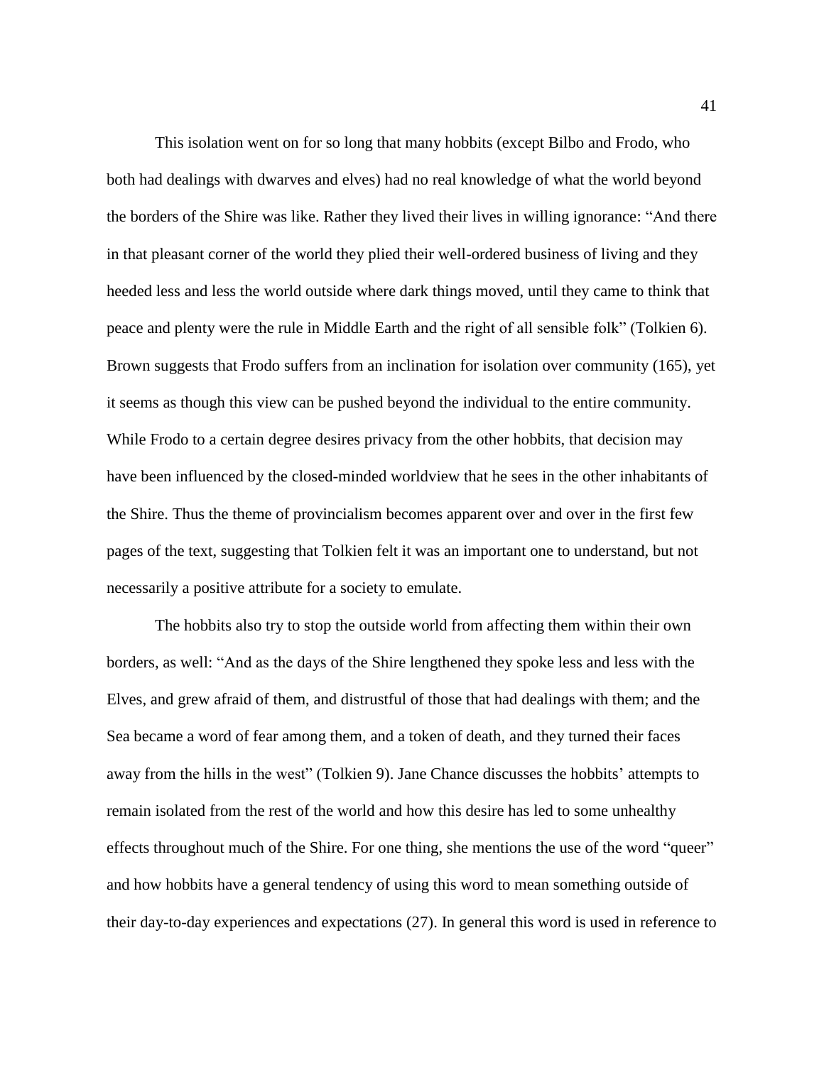This isolation went on for so long that many hobbits (except Bilbo and Frodo, who both had dealings with dwarves and elves) had no real knowledge of what the world beyond the borders of the Shire was like. Rather they lived their lives in willing ignorance: "And there in that pleasant corner of the world they plied their well-ordered business of living and they heeded less and less the world outside where dark things moved, until they came to think that peace and plenty were the rule in Middle Earth and the right of all sensible folk" (Tolkien 6). Brown suggests that Frodo suffers from an inclination for isolation over community (165), yet it seems as though this view can be pushed beyond the individual to the entire community. While Frodo to a certain degree desires privacy from the other hobbits, that decision may have been influenced by the closed-minded worldview that he sees in the other inhabitants of the Shire. Thus the theme of provincialism becomes apparent over and over in the first few pages of the text, suggesting that Tolkien felt it was an important one to understand, but not necessarily a positive attribute for a society to emulate.

The hobbits also try to stop the outside world from affecting them within their own borders, as well: "And as the days of the Shire lengthened they spoke less and less with the Elves, and grew afraid of them, and distrustful of those that had dealings with them; and the Sea became a word of fear among them, and a token of death, and they turned their faces away from the hills in the west" (Tolkien 9). Jane Chance discusses the hobbits' attempts to remain isolated from the rest of the world and how this desire has led to some unhealthy effects throughout much of the Shire. For one thing, she mentions the use of the word "queer" and how hobbits have a general tendency of using this word to mean something outside of their day-to-day experiences and expectations (27). In general this word is used in reference to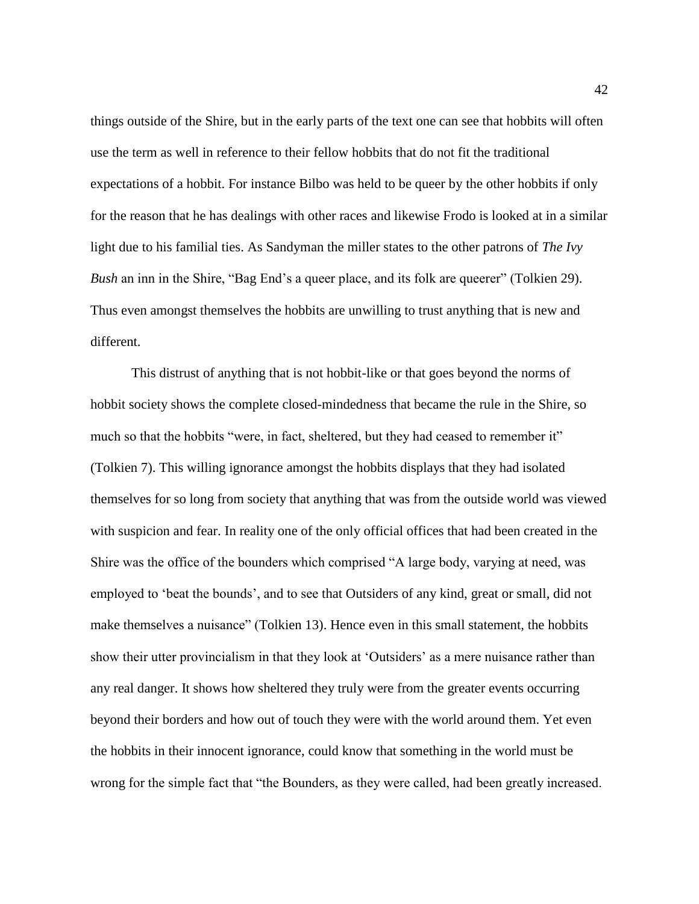things outside of the Shire, but in the early parts of the text one can see that hobbits will often use the term as well in reference to their fellow hobbits that do not fit the traditional expectations of a hobbit. For instance Bilbo was held to be queer by the other hobbits if only for the reason that he has dealings with other races and likewise Frodo is looked at in a similar light due to his familial ties. As Sandyman the miller states to the other patrons of *The Ivy Bush* an inn in the Shire, "Bag End's a queer place, and its folk are queerer" (Tolkien 29). Thus even amongst themselves the hobbits are unwilling to trust anything that is new and different.

This distrust of anything that is not hobbit-like or that goes beyond the norms of hobbit society shows the complete closed-mindedness that became the rule in the Shire, so much so that the hobbits "were, in fact, sheltered, but they had ceased to remember it" (Tolkien 7). This willing ignorance amongst the hobbits displays that they had isolated themselves for so long from society that anything that was from the outside world was viewed with suspicion and fear. In reality one of the only official offices that had been created in the Shire was the office of the bounders which comprised "A large body, varying at need, was employed to 'beat the bounds', and to see that Outsiders of any kind, great or small, did not make themselves a nuisance" (Tolkien 13). Hence even in this small statement, the hobbits show their utter provincialism in that they look at 'Outsiders' as a mere nuisance rather than any real danger. It shows how sheltered they truly were from the greater events occurring beyond their borders and how out of touch they were with the world around them. Yet even the hobbits in their innocent ignorance, could know that something in the world must be wrong for the simple fact that "the Bounders, as they were called, had been greatly increased.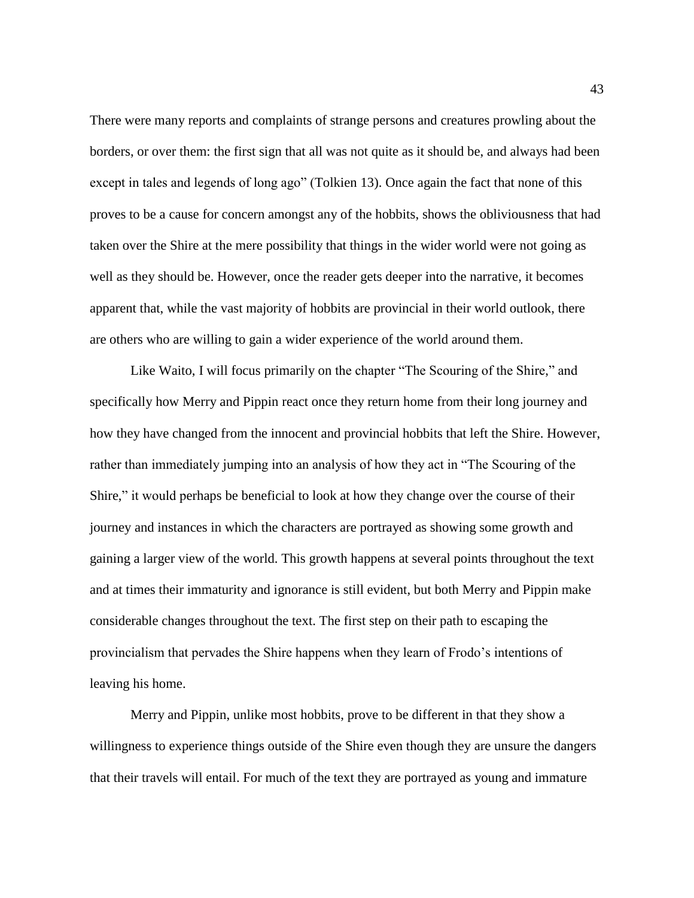There were many reports and complaints of strange persons and creatures prowling about the borders, or over them: the first sign that all was not quite as it should be, and always had been except in tales and legends of long ago" (Tolkien 13). Once again the fact that none of this proves to be a cause for concern amongst any of the hobbits, shows the obliviousness that had taken over the Shire at the mere possibility that things in the wider world were not going as well as they should be. However, once the reader gets deeper into the narrative, it becomes apparent that, while the vast majority of hobbits are provincial in their world outlook, there are others who are willing to gain a wider experience of the world around them.

Like Waito, I will focus primarily on the chapter "The Scouring of the Shire," and specifically how Merry and Pippin react once they return home from their long journey and how they have changed from the innocent and provincial hobbits that left the Shire. However, rather than immediately jumping into an analysis of how they act in "The Scouring of the Shire," it would perhaps be beneficial to look at how they change over the course of their journey and instances in which the characters are portrayed as showing some growth and gaining a larger view of the world. This growth happens at several points throughout the text and at times their immaturity and ignorance is still evident, but both Merry and Pippin make considerable changes throughout the text. The first step on their path to escaping the provincialism that pervades the Shire happens when they learn of Frodo's intentions of leaving his home.

Merry and Pippin, unlike most hobbits, prove to be different in that they show a willingness to experience things outside of the Shire even though they are unsure the dangers that their travels will entail. For much of the text they are portrayed as young and immature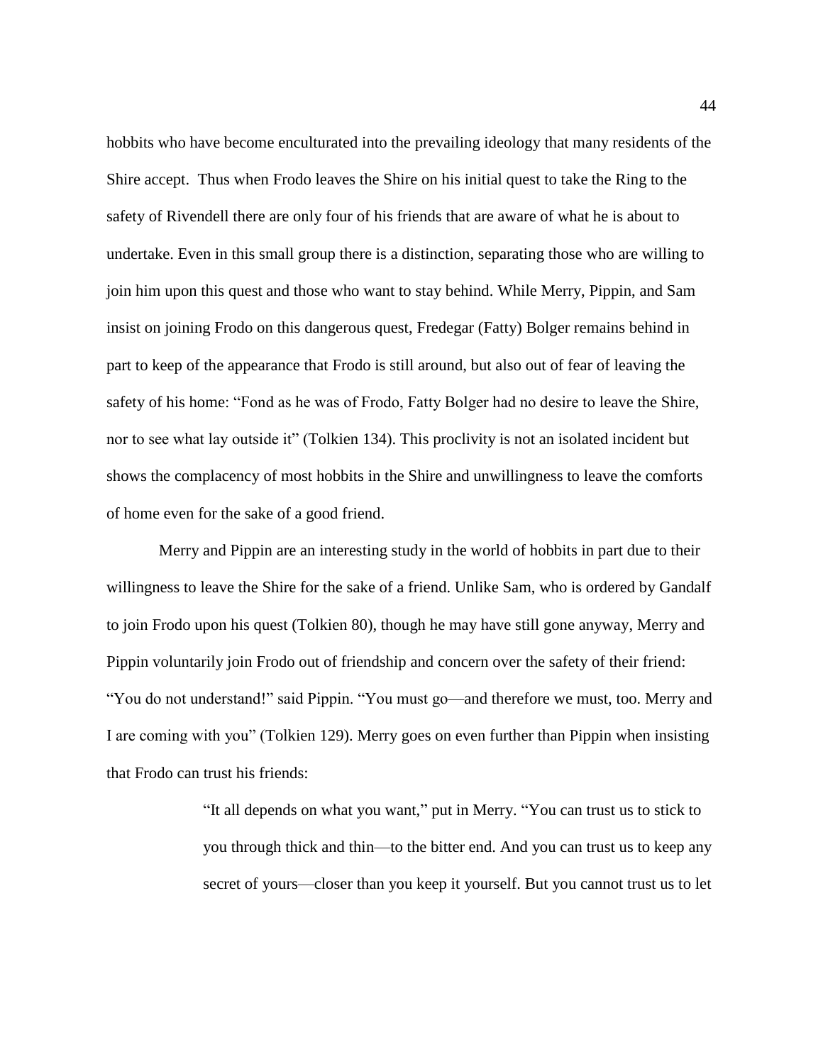hobbits who have become enculturated into the prevailing ideology that many residents of the Shire accept. Thus when Frodo leaves the Shire on his initial quest to take the Ring to the safety of Rivendell there are only four of his friends that are aware of what he is about to undertake. Even in this small group there is a distinction, separating those who are willing to join him upon this quest and those who want to stay behind. While Merry, Pippin, and Sam insist on joining Frodo on this dangerous quest, Fredegar (Fatty) Bolger remains behind in part to keep of the appearance that Frodo is still around, but also out of fear of leaving the safety of his home: "Fond as he was of Frodo, Fatty Bolger had no desire to leave the Shire, nor to see what lay outside it" (Tolkien 134). This proclivity is not an isolated incident but shows the complacency of most hobbits in the Shire and unwillingness to leave the comforts of home even for the sake of a good friend.

Merry and Pippin are an interesting study in the world of hobbits in part due to their willingness to leave the Shire for the sake of a friend. Unlike Sam, who is ordered by Gandalf to join Frodo upon his quest (Tolkien 80), though he may have still gone anyway, Merry and Pippin voluntarily join Frodo out of friendship and concern over the safety of their friend: "You do not understand!" said Pippin. "You must go—and therefore we must, too. Merry and I are coming with you" (Tolkien 129). Merry goes on even further than Pippin when insisting that Frodo can trust his friends:

> "It all depends on what you want," put in Merry. "You can trust us to stick to you through thick and thin—to the bitter end. And you can trust us to keep any secret of yours—closer than you keep it yourself. But you cannot trust us to let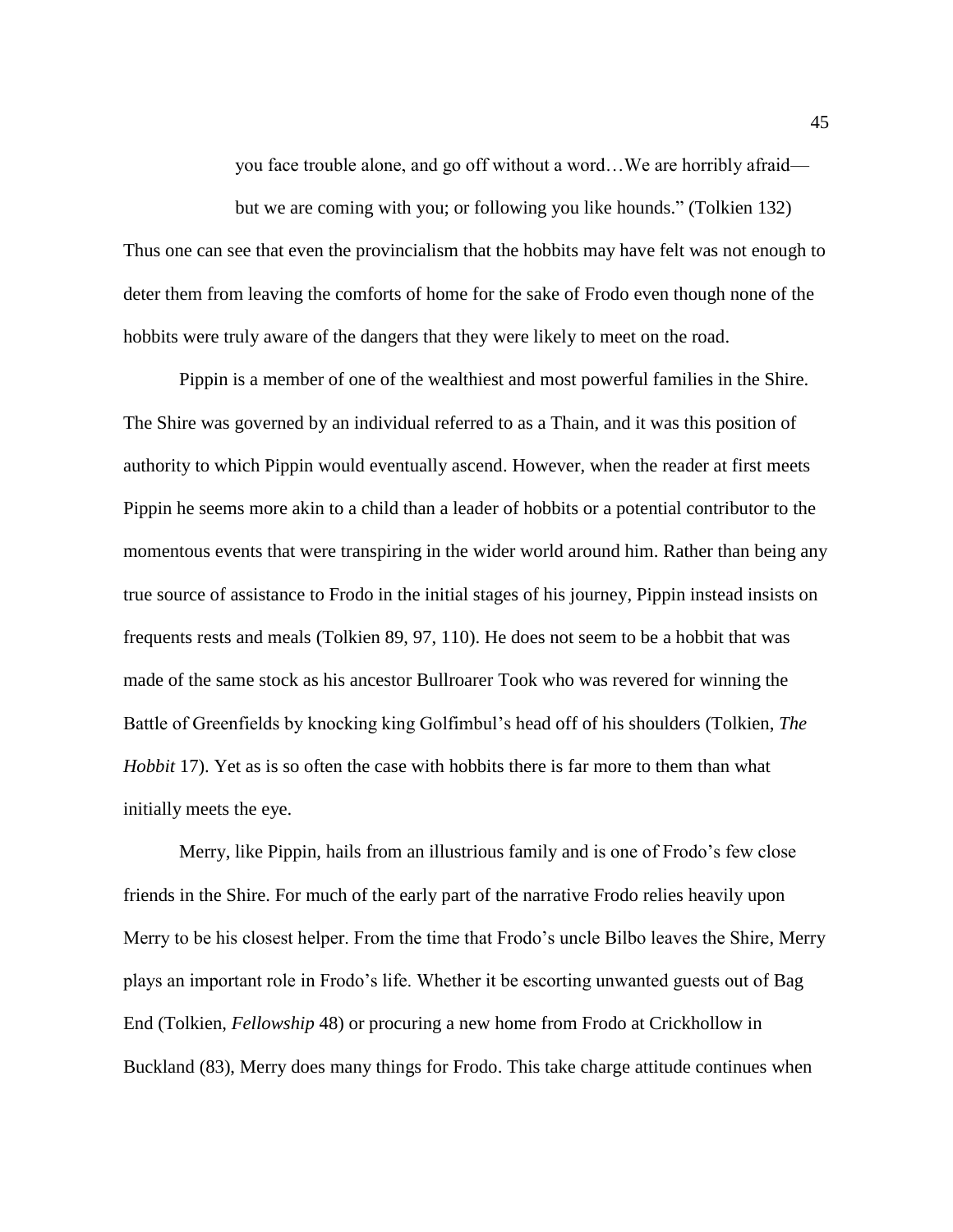> you face trouble alone, and go off without a word…We are horribly afraid—but we are coming with you; or following you like hounds." (Tolkien 132)

Thus one can see that even the provincialism that the hobbits may have felt was not enough to deter them from leaving the comforts of home for the sake of Frodo even though none of the hobbits were truly aware of the dangers that they were likely to meet on the road.

Pippin is a member of one of the wealthiest and most powerful families in the Shire. The Shire was governed by an individual referred to as a Thain, and it was this position of authority to which Pippin would eventually ascend. However, when the reader at first meets Pippin he seems more akin to a child than a leader of hobbits or a potential contributor to the momentous events that were transpiring in the wider world around him. Rather than being any true source of assistance to Frodo in the initial stages of his journey, Pippin instead insists on frequents rests and meals (Tolkien 89, 97, 110). He does not seem to be a hobbit that was made of the same stock as his ancestor Bullroarer Took who was revered for winning the Battle of Greenfields by knocking king Golfimbul's head off of his shoulders (Tolkien, *The Hobbit* 17). Yet as is so often the case with hobbits there is far more to them than what initially meets the eye.

Merry, like Pippin, hails from an illustrious family and is one of Frodo's few close friends in the Shire. For much of the early part of the narrative Frodo relies heavily upon Merry to be his closest helper. From the time that Frodo's uncle Bilbo leaves the Shire, Merry plays an important role in Frodo's life. Whether it be escorting unwanted guests out of Bag End (Tolkien, *Fellowship* 48) or procuring a new home from Frodo at Crickhollow in Buckland (83), Merry does many things for Frodo. This take charge attitude continues when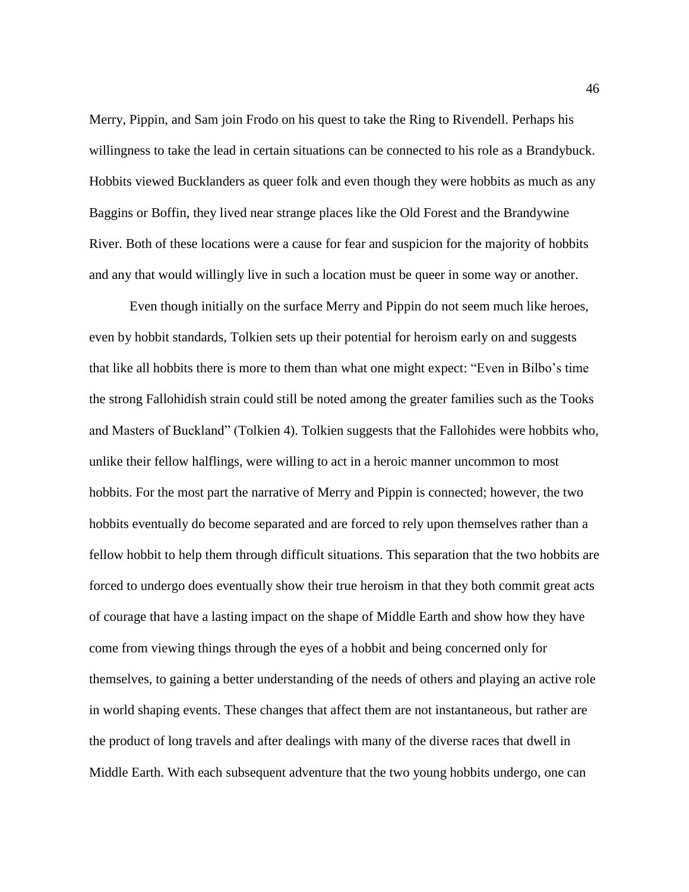Merry, Pippin, and Sam join Frodo on his quest to take the Ring to Rivendell. Perhaps his willingness to take the lead in certain situations can be connected to his role as a Brandybuck. Hobbits viewed Bucklanders as queer folk and even though they were hobbits as much as any Baggins or Boffin, they lived near strange places like the Old Forest and the Brandywine River. Both of these locations were a cause for fear and suspicion for the majority of hobbits and any that would willingly live in such a location must be queer in some way or another.

Even though initially on the surface Merry and Pippin do not seem much like heroes, even by hobbit standards, Tolkien sets up their potential for heroism early on and suggests that like all hobbits there is more to them than what one might expect: "Even in Bilbo's time the strong Fallohidish strain could still be noted among the greater families such as the Tooks and Masters of Buckland" (Tolkien 4). Tolkien suggests that the Fallohides were hobbits who, unlike their fellow halflings, were willing to act in a heroic manner uncommon to most hobbits. For the most part the narrative of Merry and Pippin is connected; however, the two hobbits eventually do become separated and are forced to rely upon themselves rather than a fellow hobbit to help them through difficult situations. This separation that the two hobbits are forced to undergo does eventually show their true heroism in that they both commit great acts of courage that have a lasting impact on the shape of Middle Earth and show how they have come from viewing things through the eyes of a hobbit and being concerned only for themselves, to gaining a better understanding of the needs of others and playing an active role in world shaping events. These changes that affect them are not instantaneous, but rather are the product of long travels and after dealings with many of the diverse races that dwell in Middle Earth. With each subsequent adventure that the two young hobbits undergo, one can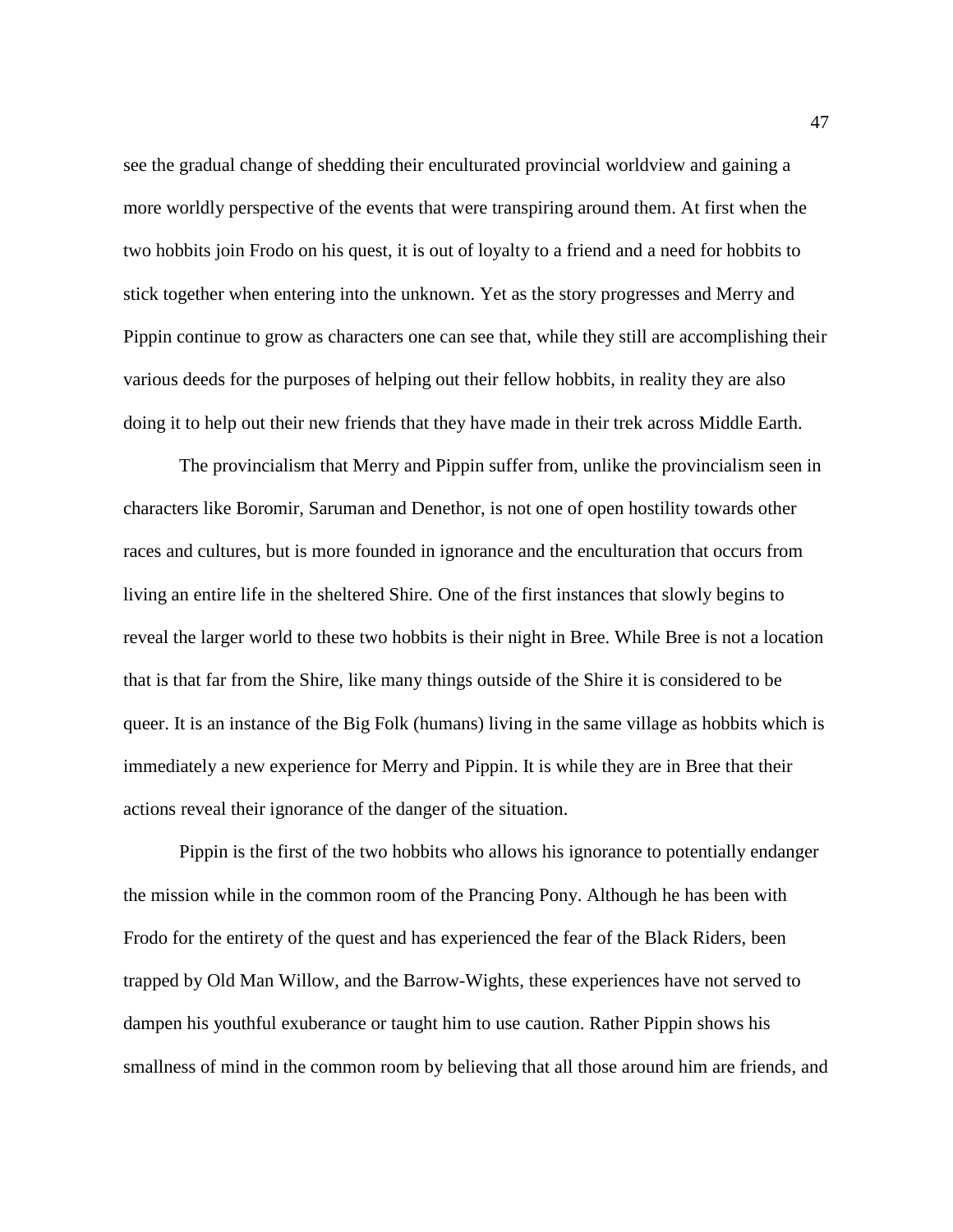see the gradual change of shedding their enculturated provincial worldview and gaining a more worldly perspective of the events that were transpiring around them. At first when the two hobbits join Frodo on his quest, it is out of loyalty to a friend and a need for hobbits to stick together when entering into the unknown. Yet as the story progresses and Merry and Pippin continue to grow as characters one can see that, while they still are accomplishing their various deeds for the purposes of helping out their fellow hobbits, in reality they are also doing it to help out their new friends that they have made in their trek across Middle Earth.

The provincialism that Merry and Pippin suffer from, unlike the provincialism seen in characters like Boromir, Saruman and Denethor, is not one of open hostility towards other races and cultures, but is more founded in ignorance and the enculturation that occurs from living an entire life in the sheltered Shire. One of the first instances that slowly begins to reveal the larger world to these two hobbits is their night in Bree. While Bree is not a location that is that far from the Shire, like many things outside of the Shire it is considered to be queer. It is an instance of the Big Folk (humans) living in the same village as hobbits which is immediately a new experience for Merry and Pippin. It is while they are in Bree that their actions reveal their ignorance of the danger of the situation.

Pippin is the first of the two hobbits who allows his ignorance to potentially endanger the mission while in the common room of the Prancing Pony. Although he has been with Frodo for the entirety of the quest and has experienced the fear of the Black Riders, been trapped by Old Man Willow, and the Barrow-Wights, these experiences have not served to dampen his youthful exuberance or taught him to use caution. Rather Pippin shows his smallness of mind in the common room by believing that all those around him are friends, and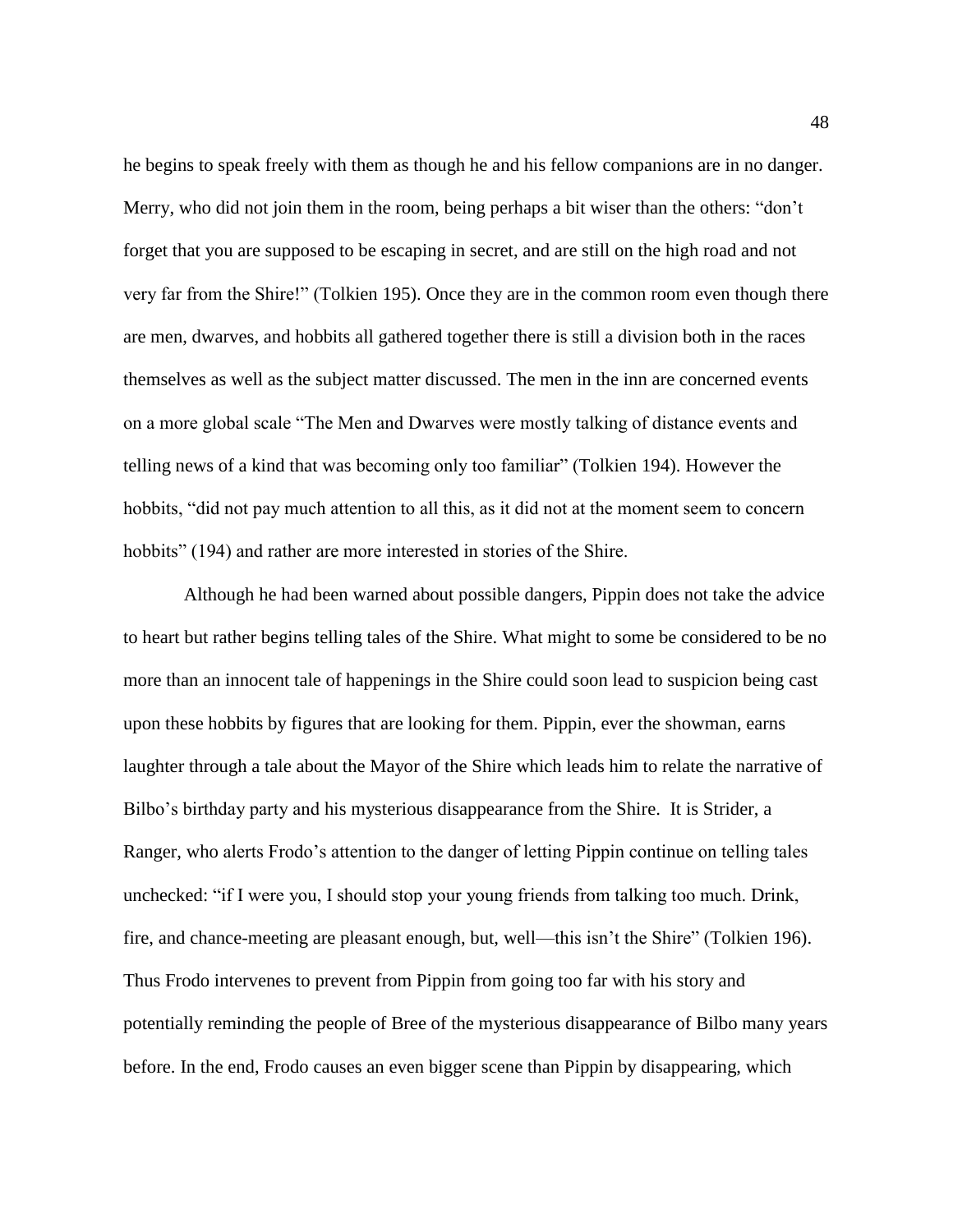he begins to speak freely with them as though he and his fellow companions are in no danger. Merry, who did not join them in the room, being perhaps a bit wiser than the others: "don't forget that you are supposed to be escaping in secret, and are still on the high road and not very far from the Shire!" (Tolkien 195). Once they are in the common room even though there are men, dwarves, and hobbits all gathered together there is still a division both in the races themselves as well as the subject matter discussed. The men in the inn are concerned events on a more global scale "The Men and Dwarves were mostly talking of distance events and telling news of a kind that was becoming only too familiar" (Tolkien 194). However the hobbits, "did not pay much attention to all this, as it did not at the moment seem to concern hobbits" (194) and rather are more interested in stories of the Shire.

Although he had been warned about possible dangers, Pippin does not take the advice to heart but rather begins telling tales of the Shire. What might to some be considered to be no more than an innocent tale of happenings in the Shire could soon lead to suspicion being cast upon these hobbits by figures that are looking for them. Pippin, ever the showman, earns laughter through a tale about the Mayor of the Shire which leads him to relate the narrative of Bilbo's birthday party and his mysterious disappearance from the Shire. It is Strider, a Ranger, who alerts Frodo's attention to the danger of letting Pippin continue on telling tales unchecked: "if I were you, I should stop your young friends from talking too much. Drink, fire, and chance-meeting are pleasant enough, but, well—this isn't the Shire" (Tolkien 196). Thus Frodo intervenes to prevent from Pippin from going too far with his story and potentially reminding the people of Bree of the mysterious disappearance of Bilbo many years before. In the end, Frodo causes an even bigger scene than Pippin by disappearing, which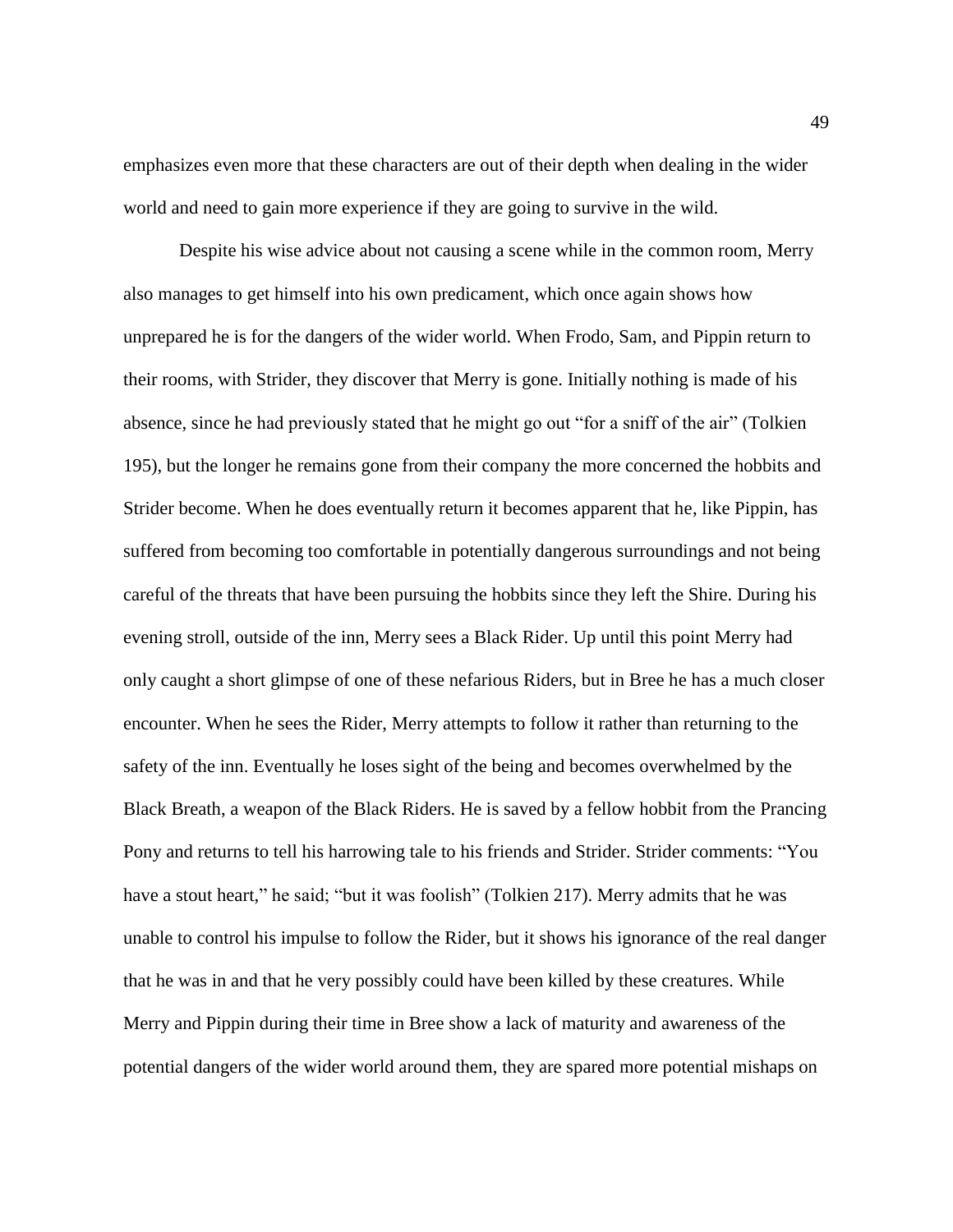emphasizes even more that these characters are out of their depth when dealing in the wider world and need to gain more experience if they are going to survive in the wild.

Despite his wise advice about not causing a scene while in the common room, Merry also manages to get himself into his own predicament, which once again shows how unprepared he is for the dangers of the wider world. When Frodo, Sam, and Pippin return to their rooms, with Strider, they discover that Merry is gone. Initially nothing is made of his absence, since he had previously stated that he might go out "for a sniff of the air" (Tolkien 195), but the longer he remains gone from their company the more concerned the hobbits and Strider become. When he does eventually return it becomes apparent that he, like Pippin, has suffered from becoming too comfortable in potentially dangerous surroundings and not being careful of the threats that have been pursuing the hobbits since they left the Shire. During his evening stroll, outside of the inn, Merry sees a Black Rider. Up until this point Merry had only caught a short glimpse of one of these nefarious Riders, but in Bree he has a much closer encounter. When he sees the Rider, Merry attempts to follow it rather than returning to the safety of the inn. Eventually he loses sight of the being and becomes overwhelmed by the Black Breath, a weapon of the Black Riders. He is saved by a fellow hobbit from the Prancing Pony and returns to tell his harrowing tale to his friends and Strider. Strider comments: "You have a stout heart," he said; "but it was foolish" (Tolkien 217). Merry admits that he was unable to control his impulse to follow the Rider, but it shows his ignorance of the real danger that he was in and that he very possibly could have been killed by these creatures. While Merry and Pippin during their time in Bree show a lack of maturity and awareness of the potential dangers of the wider world around them, they are spared more potential mishaps on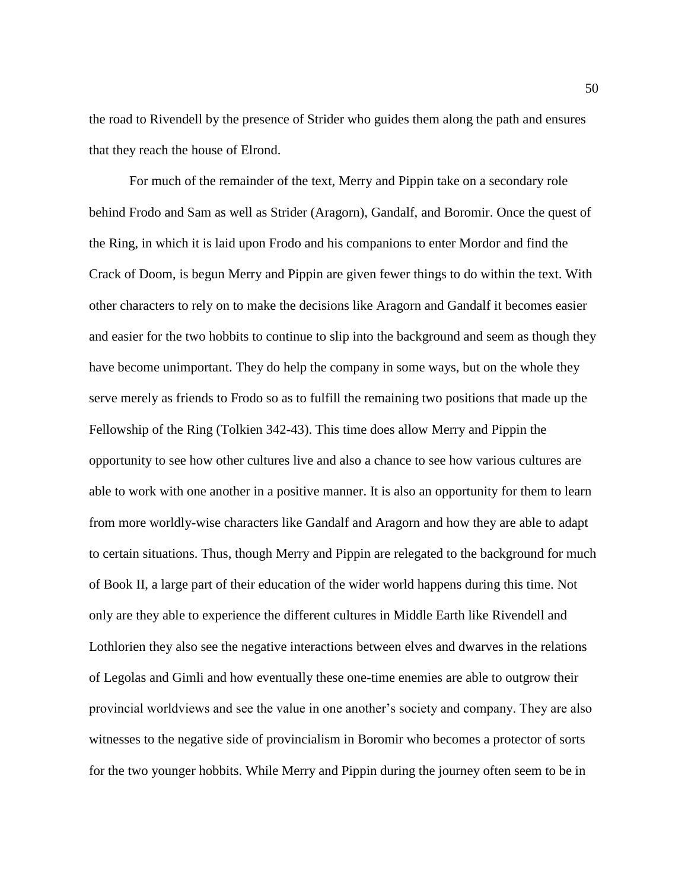the road to Rivendell by the presence of Strider who guides them along the path and ensures that they reach the house of Elrond.

For much of the remainder of the text, Merry and Pippin take on a secondary role behind Frodo and Sam as well as Strider (Aragorn), Gandalf, and Boromir. Once the quest of the Ring, in which it is laid upon Frodo and his companions to enter Mordor and find the Crack of Doom, is begun Merry and Pippin are given fewer things to do within the text. With other characters to rely on to make the decisions like Aragorn and Gandalf it becomes easier and easier for the two hobbits to continue to slip into the background and seem as though they have become unimportant. They do help the company in some ways, but on the whole they serve merely as friends to Frodo so as to fulfill the remaining two positions that made up the Fellowship of the Ring (Tolkien 342-43). This time does allow Merry and Pippin the opportunity to see how other cultures live and also a chance to see how various cultures are able to work with one another in a positive manner. It is also an opportunity for them to learn from more worldly-wise characters like Gandalf and Aragorn and how they are able to adapt to certain situations. Thus, though Merry and Pippin are relegated to the background for much of Book II, a large part of their education of the wider world happens during this time. Not only are they able to experience the different cultures in Middle Earth like Rivendell and Lothlorien they also see the negative interactions between elves and dwarves in the relations of Legolas and Gimli and how eventually these one-time enemies are able to outgrow their provincial worldviews and see the value in one another's society and company. They are also witnesses to the negative side of provincialism in Boromir who becomes a protector of sorts for the two younger hobbits. While Merry and Pippin during the journey often seem to be in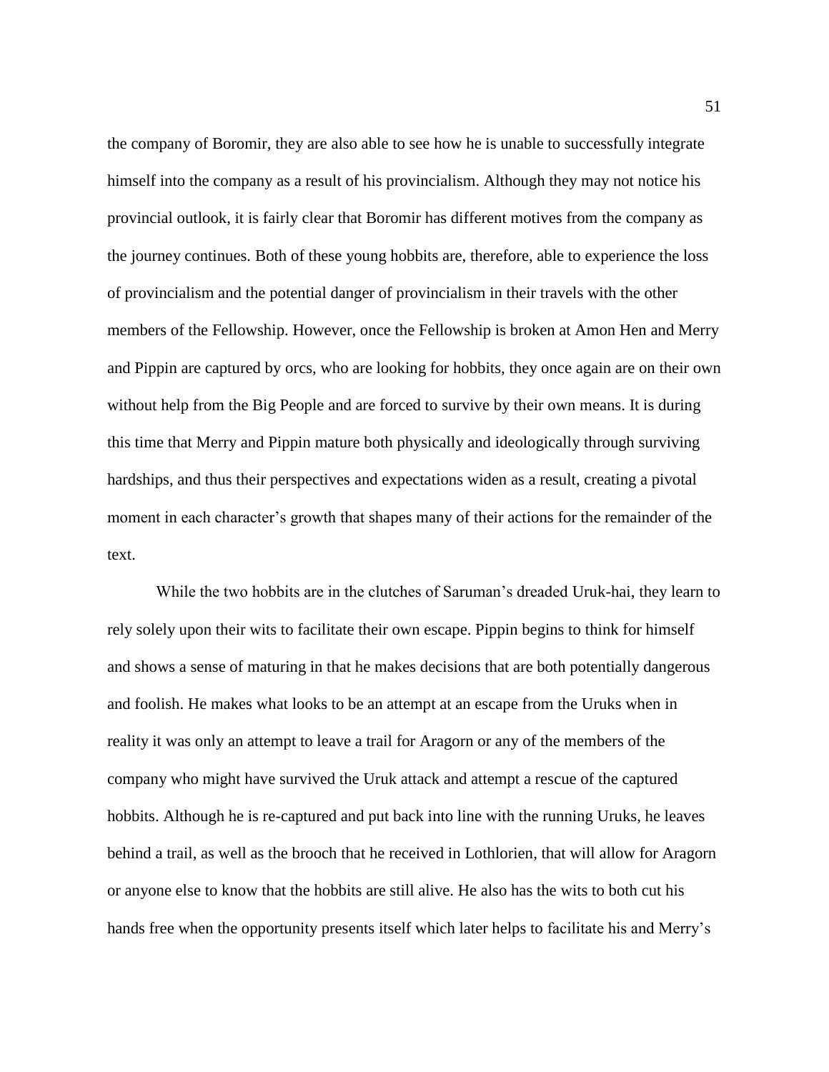the company of Boromir, they are also able to see how he is unable to successfully integrate himself into the company as a result of his provincialism. Although they may not notice his provincial outlook, it is fairly clear that Boromir has different motives from the company as the journey continues. Both of these young hobbits are, therefore, able to experience the loss of provincialism and the potential danger of provincialism in their travels with the other members of the Fellowship. However, once the Fellowship is broken at Amon Hen and Merry and Pippin are captured by orcs, who are looking for hobbits, they once again are on their own without help from the Big People and are forced to survive by their own means. It is during this time that Merry and Pippin mature both physically and ideologically through surviving hardships, and thus their perspectives and expectations widen as a result, creating a pivotal moment in each character's growth that shapes many of their actions for the remainder of the text.

While the two hobbits are in the clutches of Saruman's dreaded Uruk-hai, they learn to rely solely upon their wits to facilitate their own escape. Pippin begins to think for himself and shows a sense of maturing in that he makes decisions that are both potentially dangerous and foolish. He makes what looks to be an attempt at an escape from the Uruks when in reality it was only an attempt to leave a trail for Aragorn or any of the members of the company who might have survived the Uruk attack and attempt a rescue of the captured hobbits. Although he is re-captured and put back into line with the running Uruks, he leaves behind a trail, as well as the brooch that he received in Lothlorien, that will allow for Aragorn or anyone else to know that the hobbits are still alive. He also has the wits to both cut his hands free when the opportunity presents itself which later helps to facilitate his and Merry's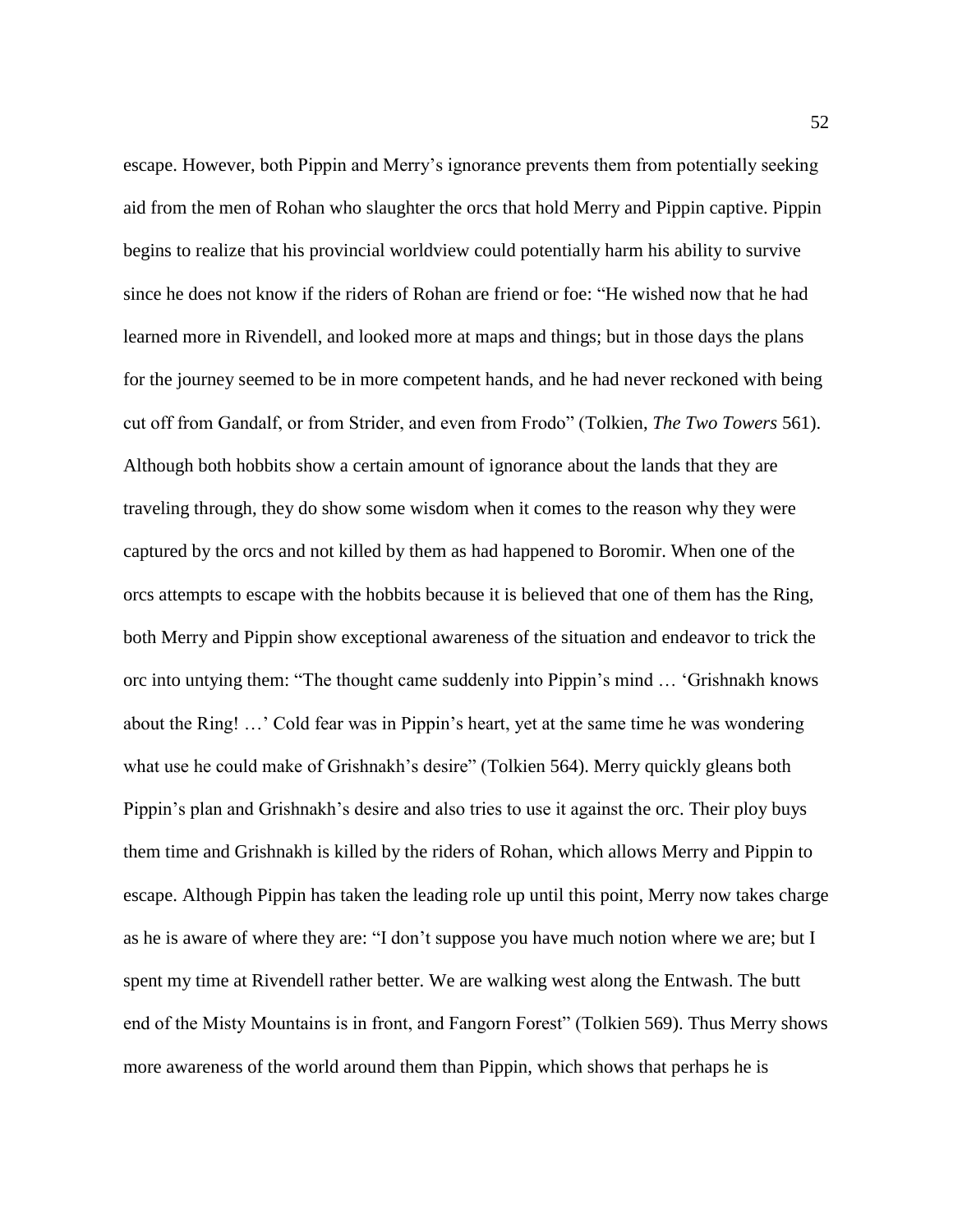escape. However, both Pippin and Merry's ignorance prevents them from potentially seeking aid from the men of Rohan who slaughter the orcs that hold Merry and Pippin captive. Pippin begins to realize that his provincial worldview could potentially harm his ability to survive since he does not know if the riders of Rohan are friend or foe: "He wished now that he had learned more in Rivendell, and looked more at maps and things; but in those days the plans for the journey seemed to be in more competent hands, and he had never reckoned with being cut off from Gandalf, or from Strider, and even from Frodo" (Tolkien, *The Two Towers* 561). Although both hobbits show a certain amount of ignorance about the lands that they are traveling through, they do show some wisdom when it comes to the reason why they were captured by the orcs and not killed by them as had happened to Boromir. When one of the orcs attempts to escape with the hobbits because it is believed that one of them has the Ring, both Merry and Pippin show exceptional awareness of the situation and endeavor to trick the orc into untying them: "The thought came suddenly into Pippin's mind … 'Grishnakh knows about the Ring! …' Cold fear was in Pippin's heart, yet at the same time he was wondering what use he could make of Grishnakh's desire" (Tolkien 564). Merry quickly gleans both Pippin's plan and Grishnakh's desire and also tries to use it against the orc. Their ploy buys them time and Grishnakh is killed by the riders of Rohan, which allows Merry and Pippin to escape. Although Pippin has taken the leading role up until this point, Merry now takes charge as he is aware of where they are: "I don't suppose you have much notion where we are; but I spent my time at Rivendell rather better. We are walking west along the Entwash. The butt end of the Misty Mountains is in front, and Fangorn Forest" (Tolkien 569). Thus Merry shows more awareness of the world around them than Pippin, which shows that perhaps he is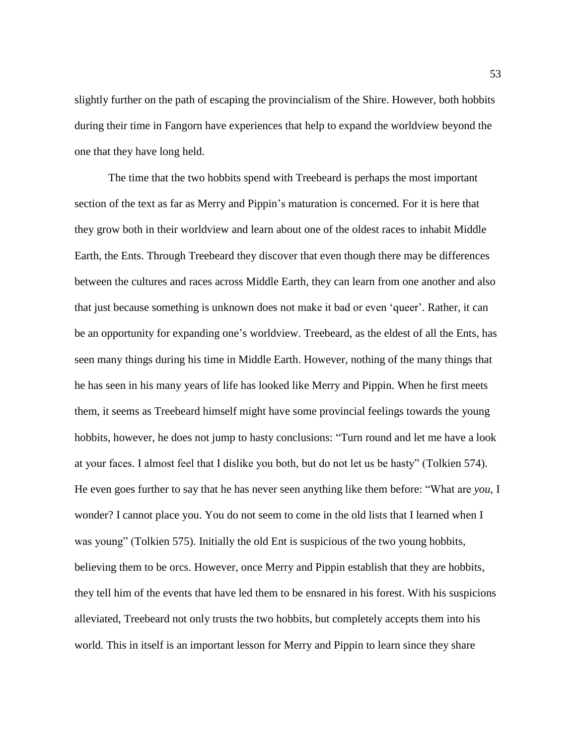slightly further on the path of escaping the provincialism of the Shire. However, both hobbits during their time in Fangorn have experiences that help to expand the worldview beyond the one that they have long held.

The time that the two hobbits spend with Treebeard is perhaps the most important section of the text as far as Merry and Pippin's maturation is concerned. For it is here that they grow both in their worldview and learn about one of the oldest races to inhabit Middle Earth, the Ents. Through Treebeard they discover that even though there may be differences between the cultures and races across Middle Earth, they can learn from one another and also that just because something is unknown does not make it bad or even 'queer'. Rather, it can be an opportunity for expanding one's worldview. Treebeard, as the eldest of all the Ents, has seen many things during his time in Middle Earth. However, nothing of the many things that he has seen in his many years of life has looked like Merry and Pippin. When he first meets them, it seems as Treebeard himself might have some provincial feelings towards the young hobbits, however, he does not jump to hasty conclusions: "Turn round and let me have a look at your faces. I almost feel that I dislike you both, but do not let us be hasty" (Tolkien 574). He even goes further to say that he has never seen anything like them before: "What are *you*, I wonder? I cannot place you. You do not seem to come in the old lists that I learned when I was young" (Tolkien 575). Initially the old Ent is suspicious of the two young hobbits, believing them to be orcs. However, once Merry and Pippin establish that they are hobbits, they tell him of the events that have led them to be ensnared in his forest. With his suspicions alleviated, Treebeard not only trusts the two hobbits, but completely accepts them into his world. This in itself is an important lesson for Merry and Pippin to learn since they share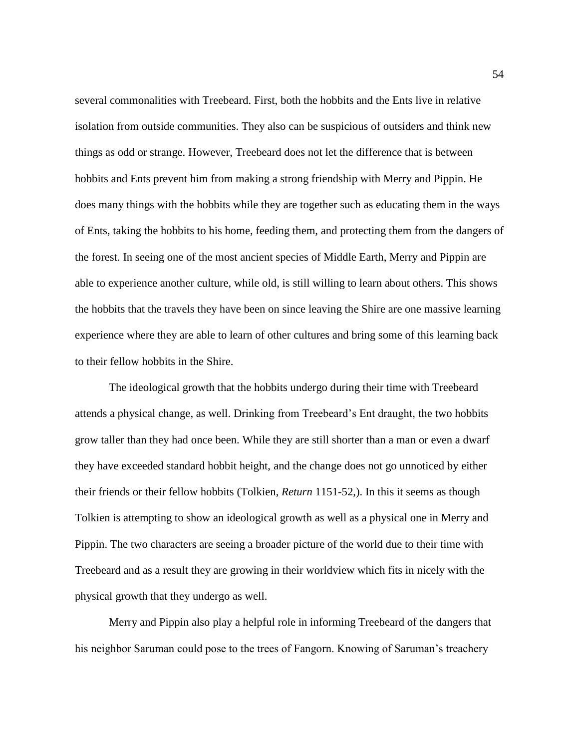several commonalities with Treebeard. First, both the hobbits and the Ents live in relative isolation from outside communities. They also can be suspicious of outsiders and think new things as odd or strange. However, Treebeard does not let the difference that is between hobbits and Ents prevent him from making a strong friendship with Merry and Pippin. He does many things with the hobbits while they are together such as educating them in the ways of Ents, taking the hobbits to his home, feeding them, and protecting them from the dangers of the forest. In seeing one of the most ancient species of Middle Earth, Merry and Pippin are able to experience another culture, while old, is still willing to learn about others. This shows the hobbits that the travels they have been on since leaving the Shire are one massive learning experience where they are able to learn of other cultures and bring some of this learning back to their fellow hobbits in the Shire.

The ideological growth that the hobbits undergo during their time with Treebeard attends a physical change, as well. Drinking from Treebeard's Ent draught, the two hobbits grow taller than they had once been. While they are still shorter than a man or even a dwarf they have exceeded standard hobbit height, and the change does not go unnoticed by either their friends or their fellow hobbits (Tolkien, *Return* 1151-52,). In this it seems as though Tolkien is attempting to show an ideological growth as well as a physical one in Merry and Pippin. The two characters are seeing a broader picture of the world due to their time with Treebeard and as a result they are growing in their worldview which fits in nicely with the physical growth that they undergo as well.

Merry and Pippin also play a helpful role in informing Treebeard of the dangers that his neighbor Saruman could pose to the trees of Fangorn. Knowing of Saruman's treachery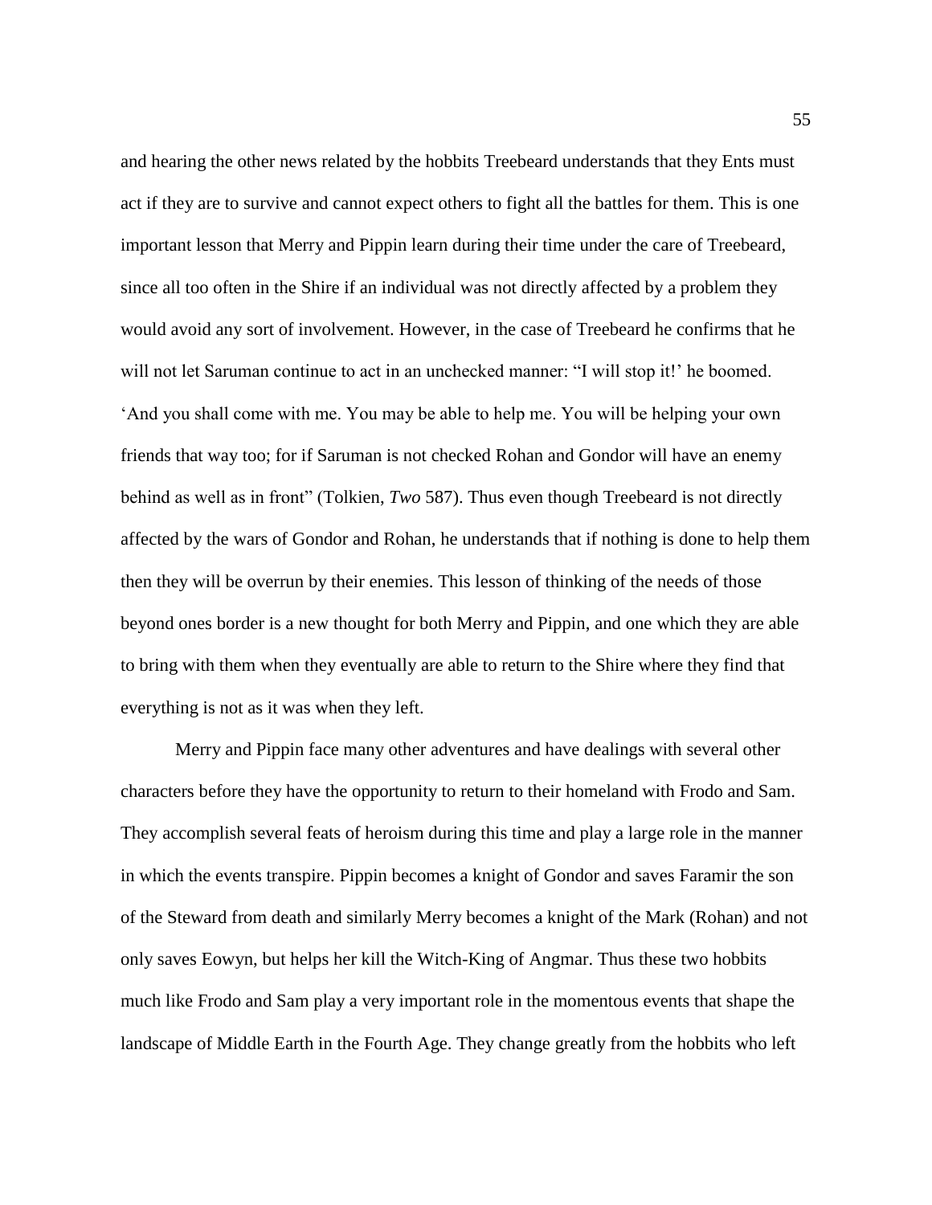and hearing the other news related by the hobbits Treebeard understands that they Ents must act if they are to survive and cannot expect others to fight all the battles for them. This is one important lesson that Merry and Pippin learn during their time under the care of Treebeard, since all too often in the Shire if an individual was not directly affected by a problem they would avoid any sort of involvement. However, in the case of Treebeard he confirms that he will not let Saruman continue to act in an unchecked manner: "I will stop it!' he boomed. 'And you shall come with me. You may be able to help me. You will be helping your own friends that way too; for if Saruman is not checked Rohan and Gondor will have an enemy behind as well as in front" (Tolkien, *Two* 587). Thus even though Treebeard is not directly affected by the wars of Gondor and Rohan, he understands that if nothing is done to help them then they will be overrun by their enemies. This lesson of thinking of the needs of those beyond ones border is a new thought for both Merry and Pippin, and one which they are able to bring with them when they eventually are able to return to the Shire where they find that everything is not as it was when they left.

Merry and Pippin face many other adventures and have dealings with several other characters before they have the opportunity to return to their homeland with Frodo and Sam. They accomplish several feats of heroism during this time and play a large role in the manner in which the events transpire. Pippin becomes a knight of Gondor and saves Faramir the son of the Steward from death and similarly Merry becomes a knight of the Mark (Rohan) and not only saves Eowyn, but helps her kill the Witch-King of Angmar. Thus these two hobbits much like Frodo and Sam play a very important role in the momentous events that shape the landscape of Middle Earth in the Fourth Age. They change greatly from the hobbits who left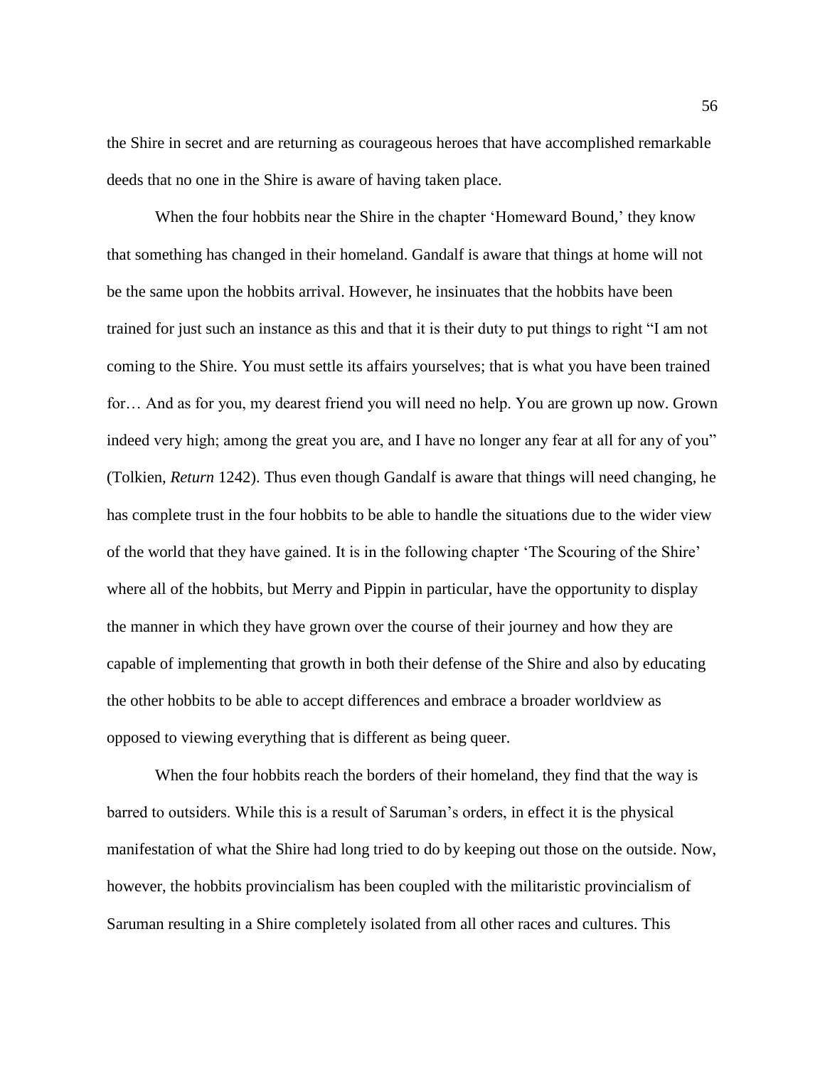the Shire in secret and are returning as courageous heroes that have accomplished remarkable deeds that no one in the Shire is aware of having taken place.

When the four hobbits near the Shire in the chapter 'Homeward Bound,' they know that something has changed in their homeland. Gandalf is aware that things at home will not be the same upon the hobbits arrival. However, he insinuates that the hobbits have been trained for just such an instance as this and that it is their duty to put things to right "I am not coming to the Shire. You must settle its affairs yourselves; that is what you have been trained for… And as for you, my dearest friend you will need no help. You are grown up now. Grown indeed very high; among the great you are, and I have no longer any fear at all for any of you" (Tolkien, *Return* 1242). Thus even though Gandalf is aware that things will need changing, he has complete trust in the four hobbits to be able to handle the situations due to the wider view of the world that they have gained. It is in the following chapter 'The Scouring of the Shire' where all of the hobbits, but Merry and Pippin in particular, have the opportunity to display the manner in which they have grown over the course of their journey and how they are capable of implementing that growth in both their defense of the Shire and also by educating the other hobbits to be able to accept differences and embrace a broader worldview as opposed to viewing everything that is different as being queer.

When the four hobbits reach the borders of their homeland, they find that the way is barred to outsiders. While this is a result of Saruman's orders, in effect it is the physical manifestation of what the Shire had long tried to do by keeping out those on the outside. Now, however, the hobbits provincialism has been coupled with the militaristic provincialism of Saruman resulting in a Shire completely isolated from all other races and cultures. This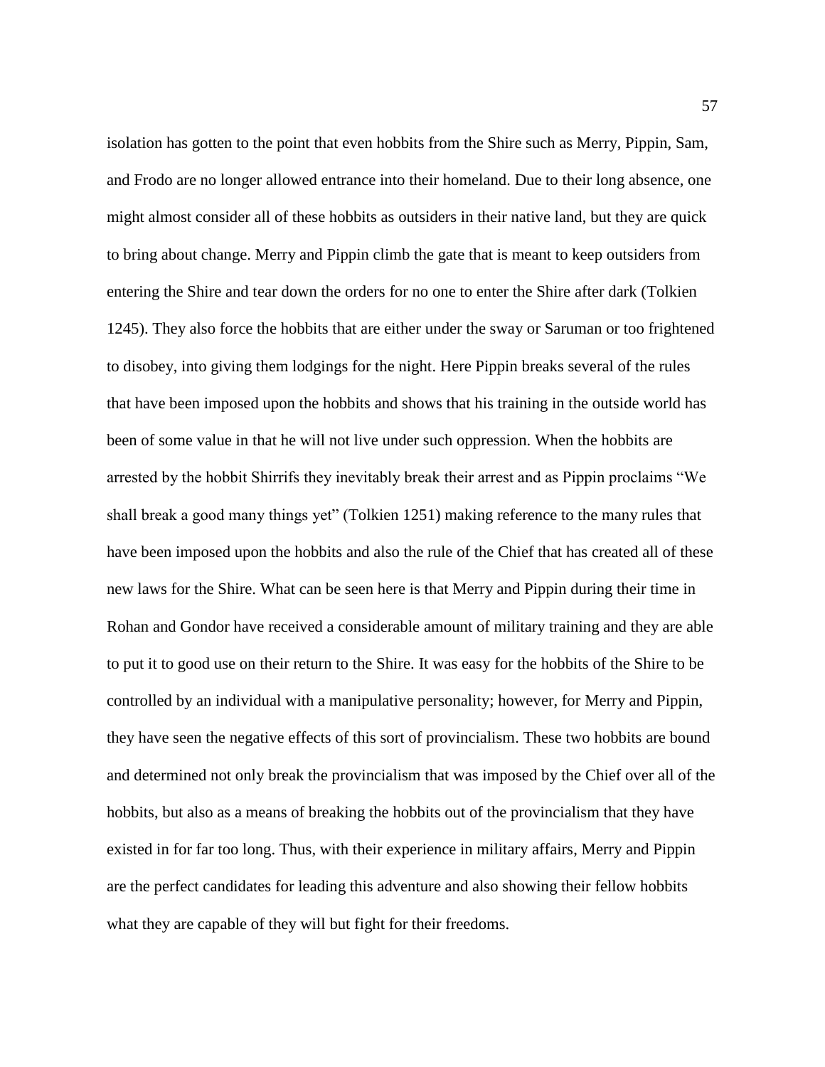isolation has gotten to the point that even hobbits from the Shire such as Merry, Pippin, Sam, and Frodo are no longer allowed entrance into their homeland. Due to their long absence, one might almost consider all of these hobbits as outsiders in their native land, but they are quick to bring about change. Merry and Pippin climb the gate that is meant to keep outsiders from entering the Shire and tear down the orders for no one to enter the Shire after dark (Tolkien 1245). They also force the hobbits that are either under the sway or Saruman or too frightened to disobey, into giving them lodgings for the night. Here Pippin breaks several of the rules that have been imposed upon the hobbits and shows that his training in the outside world has been of some value in that he will not live under such oppression. When the hobbits are arrested by the hobbit Shirrifs they inevitably break their arrest and as Pippin proclaims "We shall break a good many things yet" (Tolkien 1251) making reference to the many rules that have been imposed upon the hobbits and also the rule of the Chief that has created all of these new laws for the Shire. What can be seen here is that Merry and Pippin during their time in Rohan and Gondor have received a considerable amount of military training and they are able to put it to good use on their return to the Shire. It was easy for the hobbits of the Shire to be controlled by an individual with a manipulative personality; however, for Merry and Pippin, they have seen the negative effects of this sort of provincialism. These two hobbits are bound and determined not only break the provincialism that was imposed by the Chief over all of the hobbits, but also as a means of breaking the hobbits out of the provincialism that they have existed in for far too long. Thus, with their experience in military affairs, Merry and Pippin are the perfect candidates for leading this adventure and also showing their fellow hobbits what they are capable of they will but fight for their freedoms.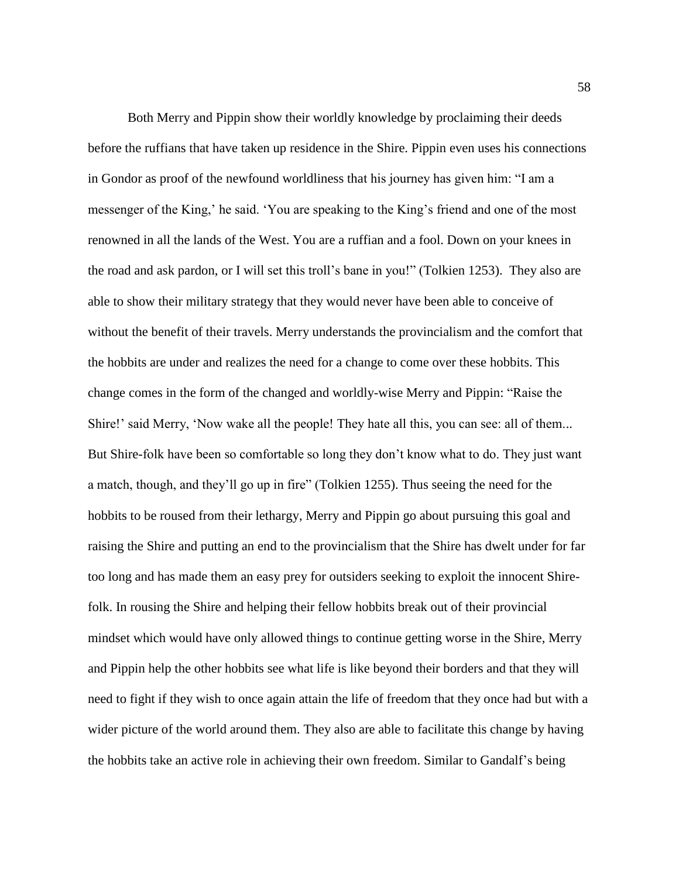Both Merry and Pippin show their worldly knowledge by proclaiming their deeds before the ruffians that have taken up residence in the Shire. Pippin even uses his connections in Gondor as proof of the newfound worldliness that his journey has given him: "I am a messenger of the King,' he said. 'You are speaking to the King's friend and one of the most renowned in all the lands of the West. You are a ruffian and a fool. Down on your knees in the road and ask pardon, or I will set this troll's bane in you!" (Tolkien 1253). They also are able to show their military strategy that they would never have been able to conceive of without the benefit of their travels. Merry understands the provincialism and the comfort that the hobbits are under and realizes the need for a change to come over these hobbits. This change comes in the form of the changed and worldly-wise Merry and Pippin: "Raise the Shire!' said Merry, 'Now wake all the people! They hate all this, you can see: all of them... But Shire-folk have been so comfortable so long they don't know what to do. They just want a match, though, and they'll go up in fire" (Tolkien 1255). Thus seeing the need for the hobbits to be roused from their lethargy, Merry and Pippin go about pursuing this goal and raising the Shire and putting an end to the provincialism that the Shire has dwelt under for far too long and has made them an easy prey for outsiders seeking to exploit the innocent Shire-folk. In rousing the Shire and helping their fellow hobbits break out of their provincial mindset which would have only allowed things to continue getting worse in the Shire, Merry and Pippin help the other hobbits see what life is like beyond their borders and that they will need to fight if they wish to once again attain the life of freedom that they once had but with a wider picture of the world around them. They also are able to facilitate this change by having the hobbits take an active role in achieving their own freedom. Similar to Gandalf's being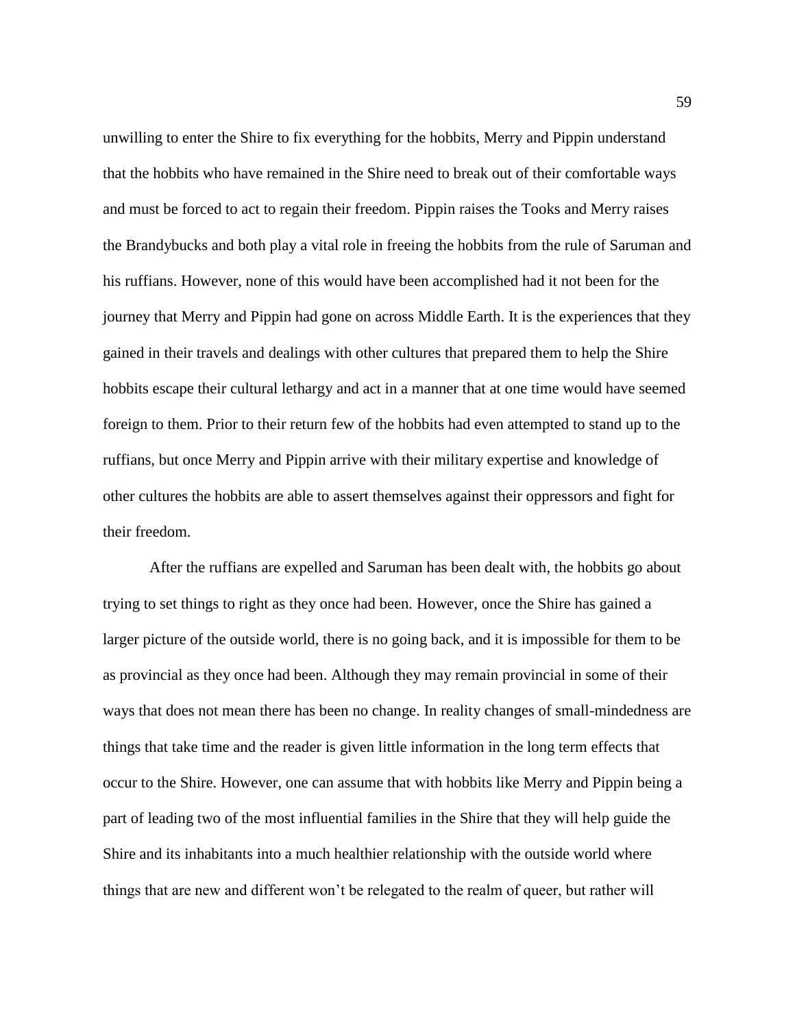unwilling to enter the Shire to fix everything for the hobbits, Merry and Pippin understand that the hobbits who have remained in the Shire need to break out of their comfortable ways and must be forced to act to regain their freedom. Pippin raises the Tooks and Merry raises the Brandybucks and both play a vital role in freeing the hobbits from the rule of Saruman and his ruffians. However, none of this would have been accomplished had it not been for the journey that Merry and Pippin had gone on across Middle Earth. It is the experiences that they gained in their travels and dealings with other cultures that prepared them to help the Shire hobbits escape their cultural lethargy and act in a manner that at one time would have seemed foreign to them. Prior to their return few of the hobbits had even attempted to stand up to the ruffians, but once Merry and Pippin arrive with their military expertise and knowledge of other cultures the hobbits are able to assert themselves against their oppressors and fight for their freedom.

After the ruffians are expelled and Saruman has been dealt with, the hobbits go about trying to set things to right as they once had been. However, once the Shire has gained a larger picture of the outside world, there is no going back, and it is impossible for them to be as provincial as they once had been. Although they may remain provincial in some of their ways that does not mean there has been no change. In reality changes of small-mindedness are things that take time and the reader is given little information in the long term effects that occur to the Shire. However, one can assume that with hobbits like Merry and Pippin being a part of leading two of the most influential families in the Shire that they will help guide the Shire and its inhabitants into a much healthier relationship with the outside world where things that are new and different won't be relegated to the realm of queer, but rather will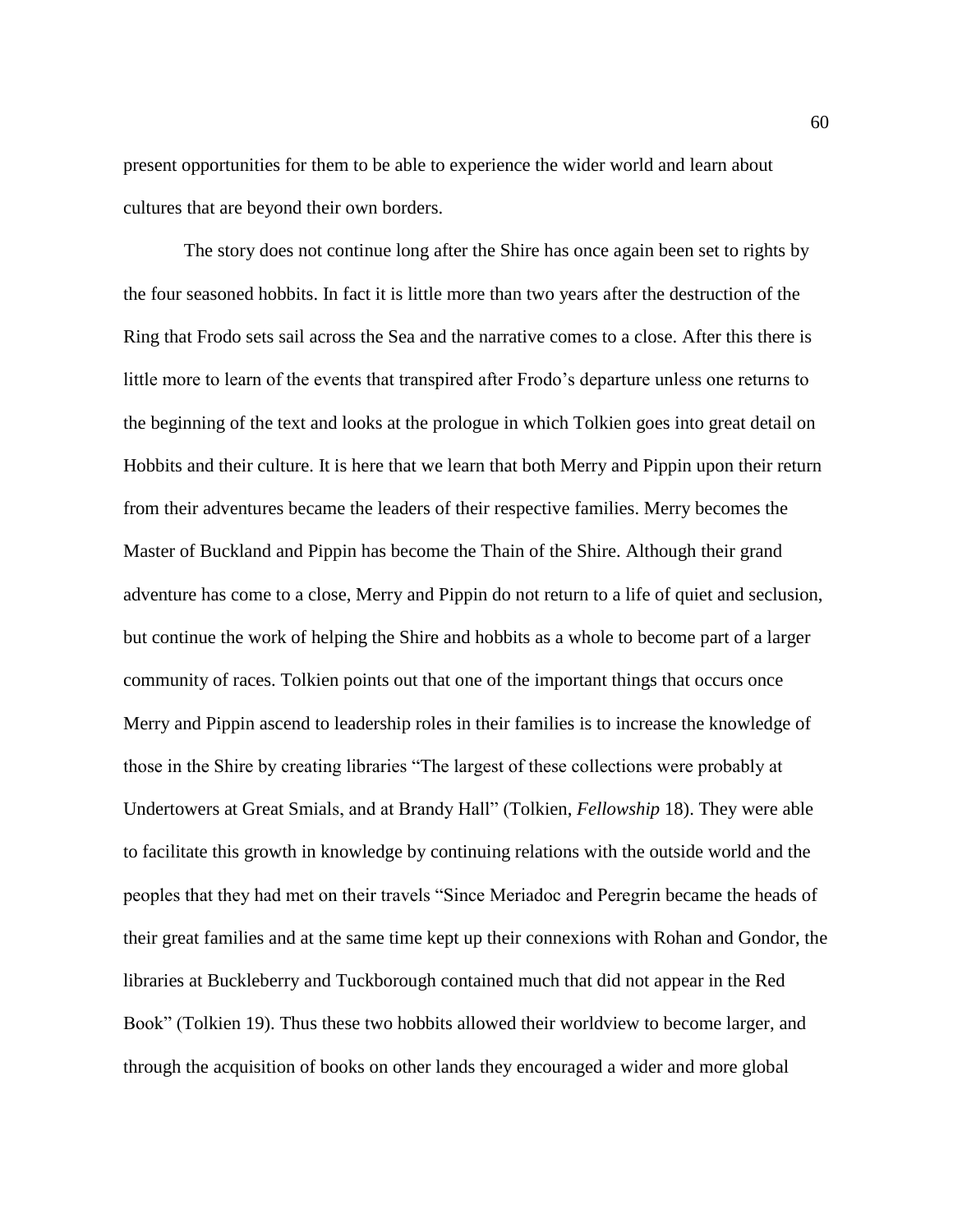present opportunities for them to be able to experience the wider world and learn about cultures that are beyond their own borders.

The story does not continue long after the Shire has once again been set to rights by the four seasoned hobbits. In fact it is little more than two years after the destruction of the Ring that Frodo sets sail across the Sea and the narrative comes to a close. After this there is little more to learn of the events that transpired after Frodo's departure unless one returns to the beginning of the text and looks at the prologue in which Tolkien goes into great detail on Hobbits and their culture. It is here that we learn that both Merry and Pippin upon their return from their adventures became the leaders of their respective families. Merry becomes the Master of Buckland and Pippin has become the Thain of the Shire. Although their grand adventure has come to a close, Merry and Pippin do not return to a life of quiet and seclusion, but continue the work of helping the Shire and hobbits as a whole to become part of a larger community of races. Tolkien points out that one of the important things that occurs once Merry and Pippin ascend to leadership roles in their families is to increase the knowledge of those in the Shire by creating libraries "The largest of these collections were probably at Undertowers at Great Smials, and at Brandy Hall" (Tolkien, *Fellowship* 18). They were able to facilitate this growth in knowledge by continuing relations with the outside world and the peoples that they had met on their travels "Since Meriadoc and Peregrin became the heads of their great families and at the same time kept up their connexions with Rohan and Gondor, the libraries at Buckleberry and Tuckborough contained much that did not appear in the Red Book" (Tolkien 19). Thus these two hobbits allowed their worldview to become larger, and through the acquisition of books on other lands they encouraged a wider and more global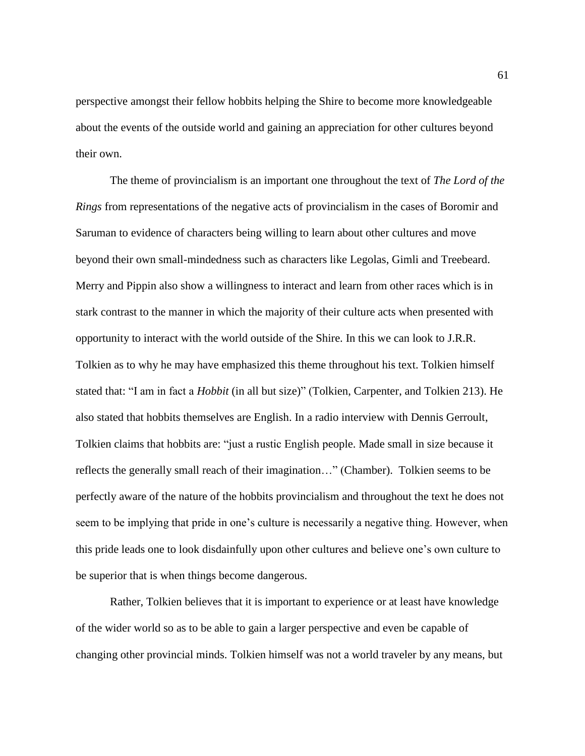perspective amongst their fellow hobbits helping the Shire to become more knowledgeable about the events of the outside world and gaining an appreciation for other cultures beyond their own.

The theme of provincialism is an important one throughout the text of *The Lord of the Rings* from representations of the negative acts of provincialism in the cases of Boromir and Saruman to evidence of characters being willing to learn about other cultures and move beyond their own small-mindedness such as characters like Legolas, Gimli and Treebeard. Merry and Pippin also show a willingness to interact and learn from other races which is in stark contrast to the manner in which the majority of their culture acts when presented with opportunity to interact with the world outside of the Shire. In this we can look to J.R.R. Tolkien as to why he may have emphasized this theme throughout his text. Tolkien himself stated that: "I am in fact a *Hobbit* (in all but size)" (Tolkien, Carpenter, and Tolkien 213). He also stated that hobbits themselves are English. In a radio interview with Dennis Gerroult, Tolkien claims that hobbits are: "just a rustic English people. Made small in size because it reflects the generally small reach of their imagination…" (Chamber). Tolkien seems to be perfectly aware of the nature of the hobbits provincialism and throughout the text he does not seem to be implying that pride in one's culture is necessarily a negative thing. However, when this pride leads one to look disdainfully upon other cultures and believe one's own culture to be superior that is when things become dangerous.

Rather, Tolkien believes that it is important to experience or at least have knowledge of the wider world so as to be able to gain a larger perspective and even be capable of changing other provincial minds. Tolkien himself was not a world traveler by any means, but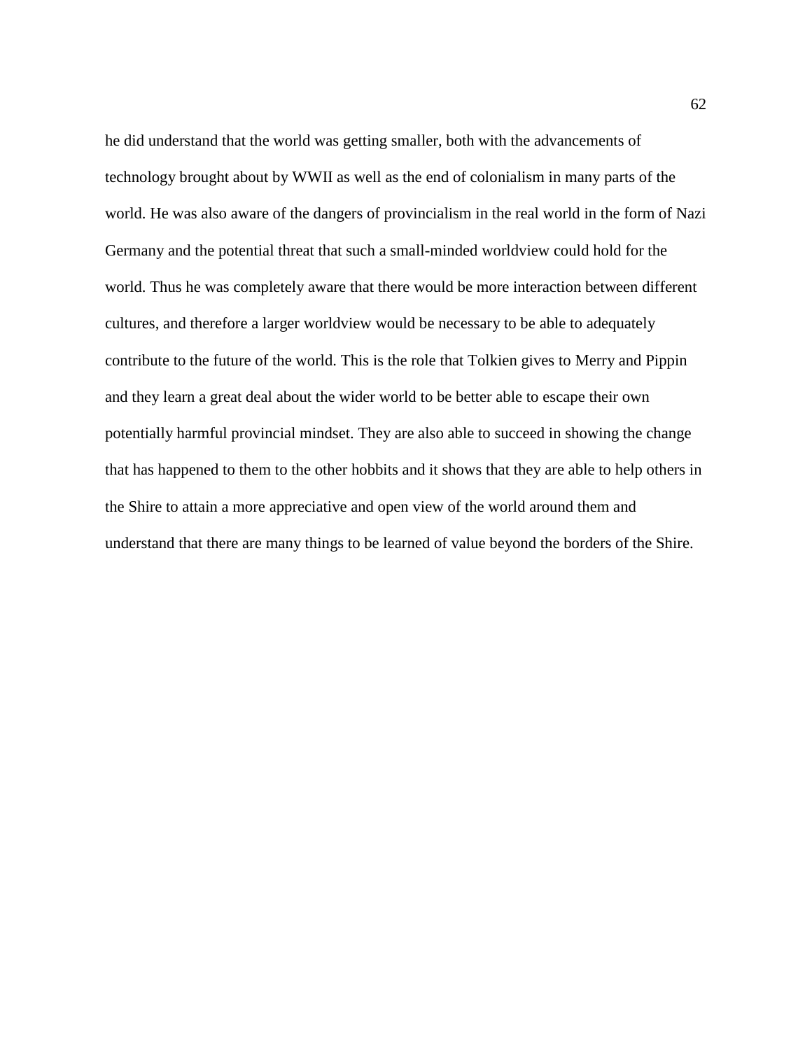he did understand that the world was getting smaller, both with the advancements of technology brought about by WWII as well as the end of colonialism in many parts of the world. He was also aware of the dangers of provincialism in the real world in the form of Nazi Germany and the potential threat that such a small-minded worldview could hold for the world. Thus he was completely aware that there would be more interaction between different cultures, and therefore a larger worldview would be necessary to be able to adequately contribute to the future of the world. This is the role that Tolkien gives to Merry and Pippin and they learn a great deal about the wider world to be better able to escape their own potentially harmful provincial mindset. They are also able to succeed in showing the change that has happened to them to the other hobbits and it shows that they are able to help others in the Shire to attain a more appreciative and open view of the world around them and understand that there are many things to be learned of value beyond the borders of the Shire.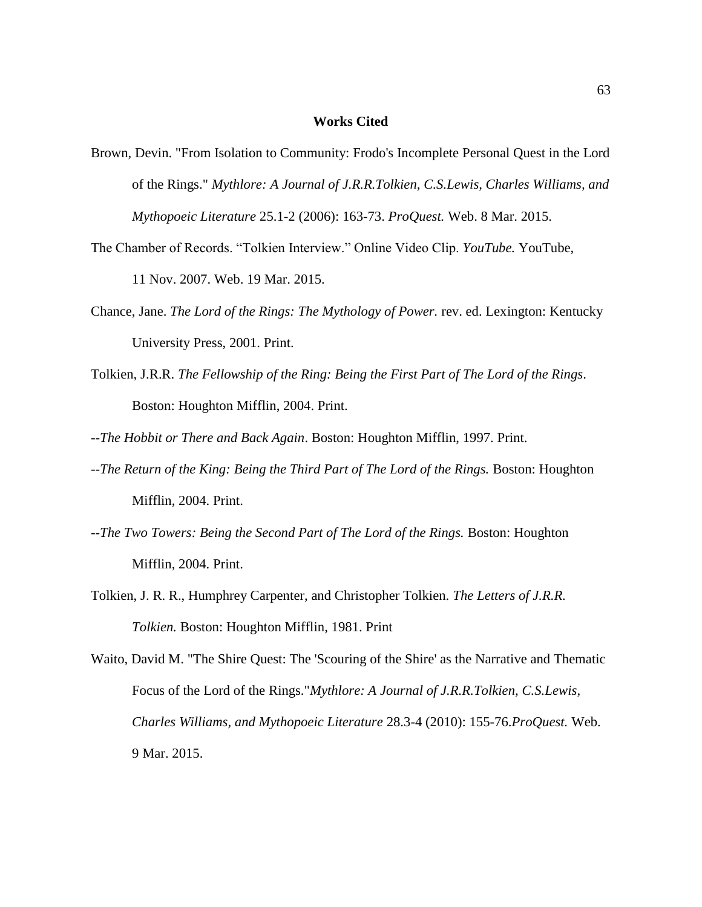# Works Cited

Brown, Devin. "From Isolation to Community: Frodo's Incomplete Personal Quest in the Lord of the Rings." *Mythlore: A Journal of J.R.R.Tolkien, C.S.Lewis, Charles Williams, and Mythopoeic Literature* 25.1-2 (2006): 163-73. *ProQuest.* Web. 8 Mar. 2015.

The Chamber of Records. "Tolkien Interview." Online Video Clip. *YouTube.* YouTube, 11 Nov. 2007. Web. 19 Mar. 2015.

Chance, Jane. *The Lord of the Rings: The Mythology of Power.* rev. ed. Lexington: Kentucky University Press, 2001. Print.

Tolkien, J.R.R. *The Fellowship of the Ring: Being the First Part of The Lord of the Rings*. Boston: Houghton Mifflin, 2004. Print.

--*The Hobbit or There and Back Again*. Boston: Houghton Mifflin, 1997. Print.

--*The Return of the King: Being the Third Part of The Lord of the Rings.* Boston: Houghton Mifflin, 2004. Print.

--*The Two Towers: Being the Second Part of The Lord of the Rings.* Boston: Houghton Mifflin, 2004. Print.

Tolkien, J. R. R., Humphrey Carpenter, and Christopher Tolkien. *The Letters of J.R.R. Tolkien.* Boston: Houghton Mifflin, 1981. Print

Waito, David M. "The Shire Quest: The 'Scouring of the Shire' as the Narrative and Thematic Focus of the Lord of the Rings."*Mythlore: A Journal of J.R.R.Tolkien, C.S.Lewis, Charles Williams, and Mythopoeic Literature* 28.3-4 (2010): 155-76.*ProQuest.* Web. 9 Mar. 2015.